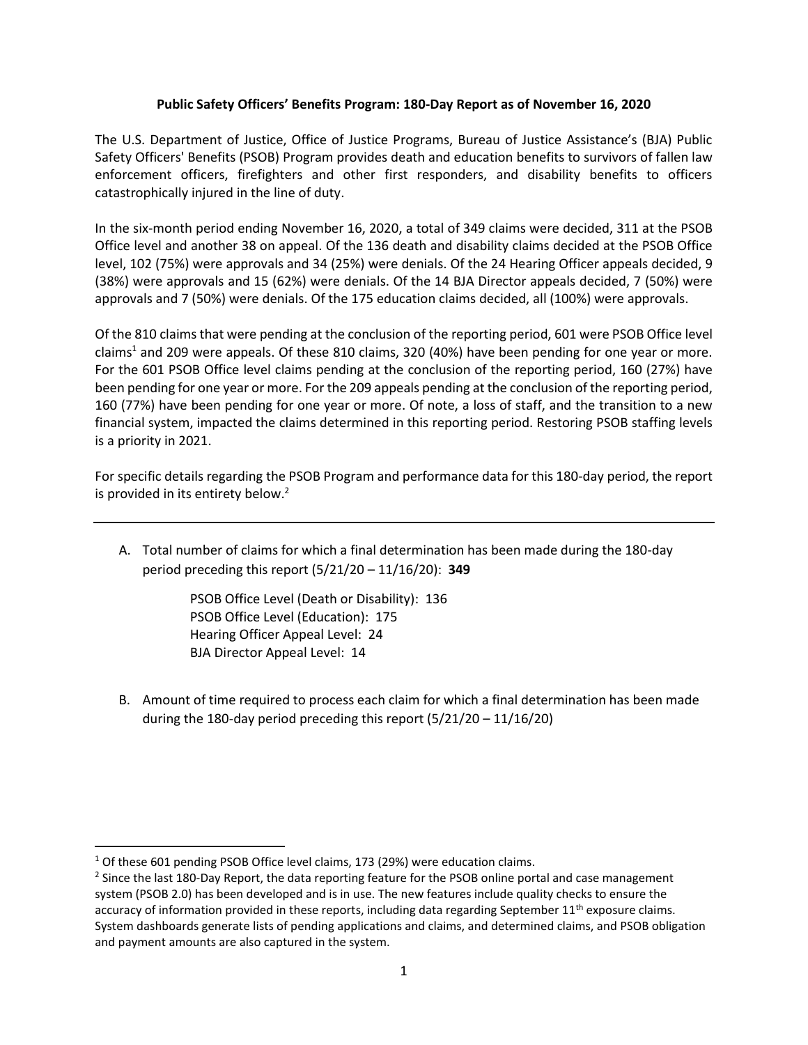# Public Safety Officers' Benefits Program: 180-Day Report as of November 16, 2020

The U.S. Department of Justice, Office of Justice Programs, Bureau of Justice Assistance's (BJA) Public Safety Officers' Benefits (PSOB) Program provides death and education benefits to survivors of fallen law enforcement officers, firefighters and other first responders, and disability benefits to officers catastrophically injured in the line of duty.

In the six-month period ending November 16, 2020, a total of 349 claims were decided, 311 at the PSOB Office level and another 38 on appeal. Of the 136 death and disability claims decided at the PSOB Office level, 102 (75%) were approvals and 34 (25%) were denials. Of the 24 Hearing Officer appeals decided, 9 (38%) were approvals and 15 (62%) were denials. Of the 14 BJA Director appeals decided, 7 (50%) were approvals and 7 (50%) were denials. Of the 175 education claims decided, all (100%) were approvals.

Of the 810 claims that were pending at the conclusion of the reporting period, 601 were PSOB Office level claims[1] and 209 were appeals. Of these 810 claims, 320 (40%) have been pending for one year or more. For the 601 PSOB Office level claims pending at the conclusion of the reporting period, 160 (27%) have been pending for one year or more. For the 209 appeals pending at the conclusion of the reporting period, 160 (77%) have been pending for one year or more. Of note, a loss of staff, and the transition to a new financial system, impacted the claims determined in this reporting period. Restoring PSOB staffing levels is a priority in 2021.

For specific details regarding the PSOB Program and performance data for this 180-day period, the report is provided in its entirety below.[2]

---

A. Total number of claims for which a final determination has been made during the 180-day period preceding this report (5/21/20 – 11/16/20): **349**

   PSOB Office Level (Death or Disability): 136
   PSOB Office Level (Education): 175
   Hearing Officer Appeal Level: 24
   BJA Director Appeal Level: 14

B. Amount of time required to process each claim for which a final determination has been made during the 180-day period preceding this report (5/21/20 – 11/16/20)

---

[1] Of these 601 pending PSOB Office level claims, 173 (29%) were education claims.

[2] Since the last 180-Day Report, the data reporting feature for the PSOB online portal and case management system (PSOB 2.0) has been developed and is in use. The new features include quality checks to ensure the accuracy of information provided in these reports, including data regarding September 11th exposure claims. System dashboards generate lists of pending applications and claims, and determined claims, and PSOB obligation and payment amounts are also captured in the system.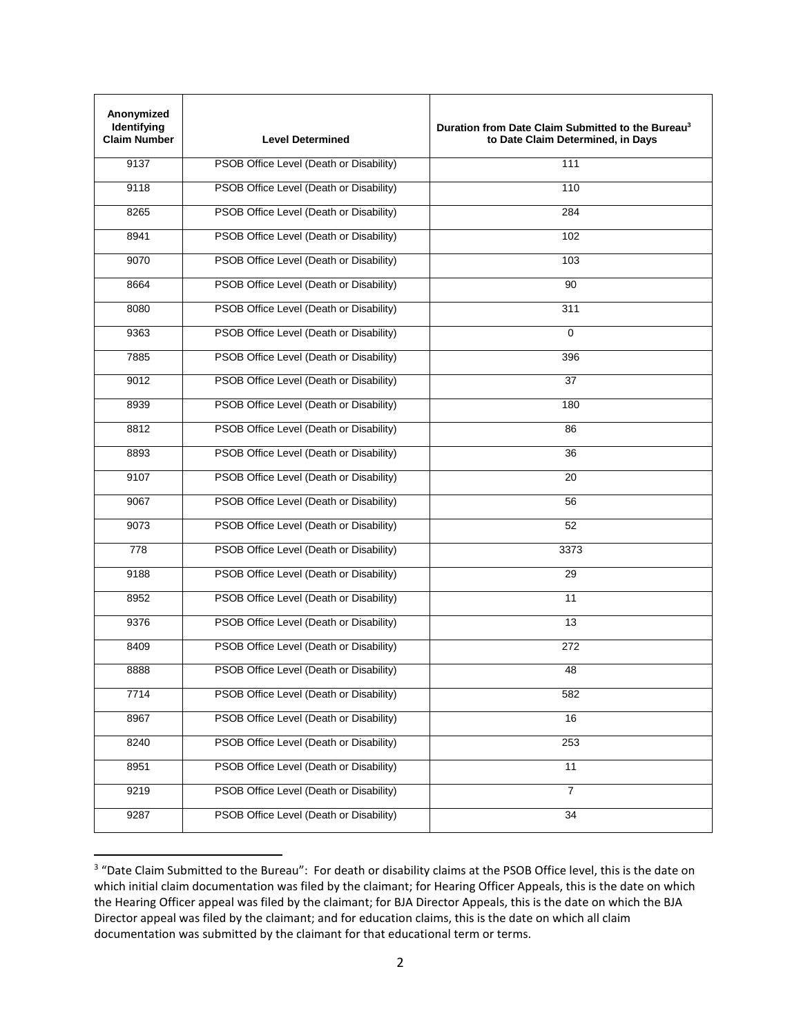| Anonymized Identifying Claim Number | Level Determined | Duration from Date Claim Submitted to the Bureau[3] to Date Claim Determined, in Days |
|---|---|---|
| 9137 | PSOB Office Level (Death or Disability) | 111 |
| 9118 | PSOB Office Level (Death or Disability) | 110 |
| 8265 | PSOB Office Level (Death or Disability) | 284 |
| 8941 | PSOB Office Level (Death or Disability) | 102 |
| 9070 | PSOB Office Level (Death or Disability) | 103 |
| 8664 | PSOB Office Level (Death or Disability) | 90 |
| 8080 | PSOB Office Level (Death or Disability) | 311 |
| 9363 | PSOB Office Level (Death or Disability) | 0 |
| 7885 | PSOB Office Level (Death or Disability) | 396 |
| 9012 | PSOB Office Level (Death or Disability) | 37 |
| 8939 | PSOB Office Level (Death or Disability) | 180 |
| 8812 | PSOB Office Level (Death or Disability) | 86 |
| 8893 | PSOB Office Level (Death or Disability) | 36 |
| 9107 | PSOB Office Level (Death or Disability) | 20 |
| 9067 | PSOB Office Level (Death or Disability) | 56 |
| 9073 | PSOB Office Level (Death or Disability) | 52 |
| 778 | PSOB Office Level (Death or Disability) | 3373 |
| 9188 | PSOB Office Level (Death or Disability) | 29 |
| 8952 | PSOB Office Level (Death or Disability) | 11 |
| 9376 | PSOB Office Level (Death or Disability) | 13 |
| 8409 | PSOB Office Level (Death or Disability) | 272 |
| 8888 | PSOB Office Level (Death or Disability) | 48 |
| 7714 | PSOB Office Level (Death or Disability) | 582 |
| 8967 | PSOB Office Level (Death or Disability) | 16 |
| 8240 | PSOB Office Level (Death or Disability) | 253 |
| 8951 | PSOB Office Level (Death or Disability) | 11 |
| 9219 | PSOB Office Level (Death or Disability) | 7 |
| 9287 | PSOB Office Level (Death or Disability) | 34 |

[3] "Date Claim Submitted to the Bureau": For death or disability claims at the PSOB Office level, this is the date on which initial claim documentation was filed by the claimant; for Hearing Officer Appeals, this is the date on which the Hearing Officer appeal was filed by the claimant; for BJA Director Appeals, this is the date on which the BJA Director appeal was filed by the claimant; and for education claims, this is the date on which all claim documentation was submitted by the claimant for that educational term or terms.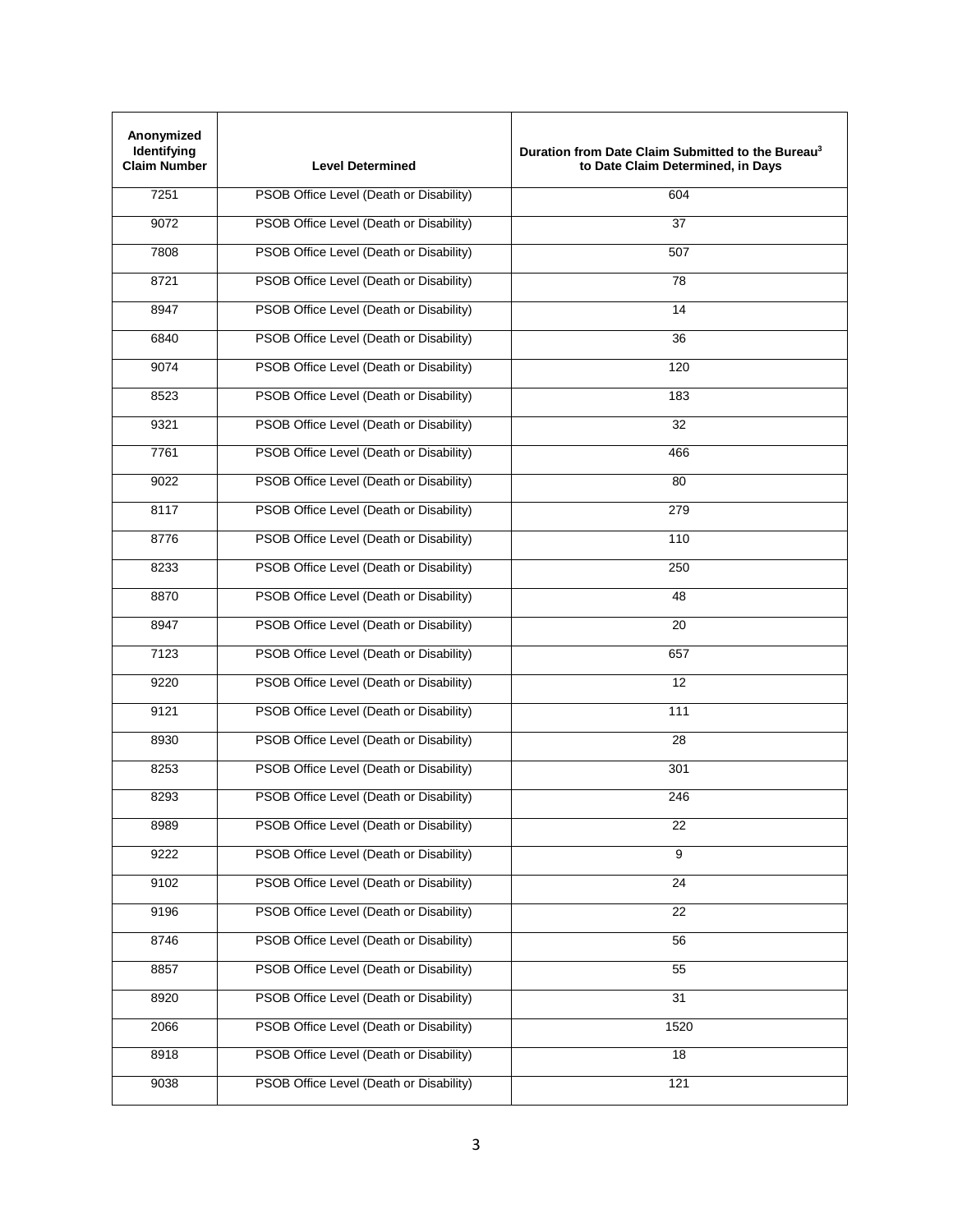| Anonymized Identifying Claim Number | Level Determined | Duration from Date Claim Submitted to the Bureau[3] to Date Claim Determined, in Days |
|---|---|---|
| 7251 | PSOB Office Level (Death or Disability) | 604 |
| 9072 | PSOB Office Level (Death or Disability) | 37 |
| 7808 | PSOB Office Level (Death or Disability) | 507 |
| 8721 | PSOB Office Level (Death or Disability) | 78 |
| 8947 | PSOB Office Level (Death or Disability) | 14 |
| 6840 | PSOB Office Level (Death or Disability) | 36 |
| 9074 | PSOB Office Level (Death or Disability) | 120 |
| 8523 | PSOB Office Level (Death or Disability) | 183 |
| 9321 | PSOB Office Level (Death or Disability) | 32 |
| 7761 | PSOB Office Level (Death or Disability) | 466 |
| 9022 | PSOB Office Level (Death or Disability) | 80 |
| 8117 | PSOB Office Level (Death or Disability) | 279 |
| 8776 | PSOB Office Level (Death or Disability) | 110 |
| 8233 | PSOB Office Level (Death or Disability) | 250 |
| 8870 | PSOB Office Level (Death or Disability) | 48 |
| 8947 | PSOB Office Level (Death or Disability) | 20 |
| 7123 | PSOB Office Level (Death or Disability) | 657 |
| 9220 | PSOB Office Level (Death or Disability) | 12 |
| 9121 | PSOB Office Level (Death or Disability) | 111 |
| 8930 | PSOB Office Level (Death or Disability) | 28 |
| 8253 | PSOB Office Level (Death or Disability) | 301 |
| 8293 | PSOB Office Level (Death or Disability) | 246 |
| 8989 | PSOB Office Level (Death or Disability) | 22 |
| 9222 | PSOB Office Level (Death or Disability) | 9 |
| 9102 | PSOB Office Level (Death or Disability) | 24 |
| 9196 | PSOB Office Level (Death or Disability) | 22 |
| 8746 | PSOB Office Level (Death or Disability) | 56 |
| 8857 | PSOB Office Level (Death or Disability) | 55 |
| 8920 | PSOB Office Level (Death or Disability) | 31 |
| 2066 | PSOB Office Level (Death or Disability) | 1520 |
| 8918 | PSOB Office Level (Death or Disability) | 18 |
| 9038 | PSOB Office Level (Death or Disability) | 121 |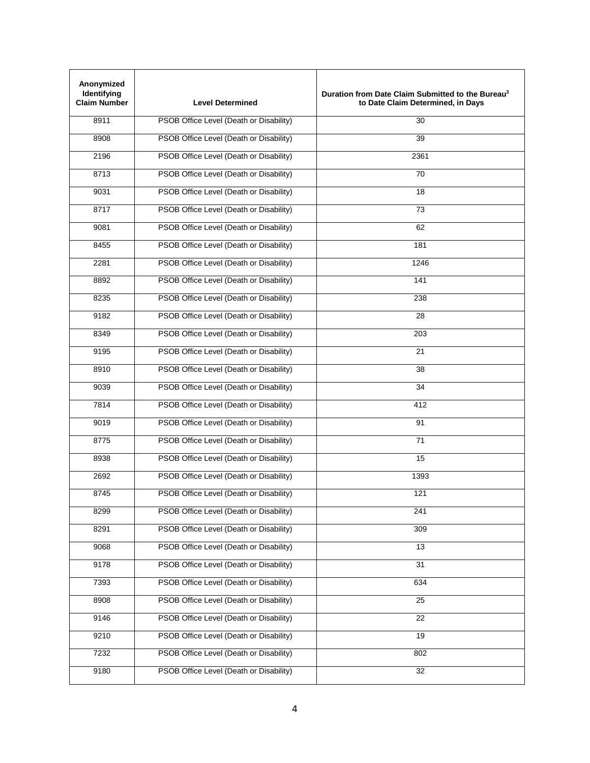| Anonymized Identifying Claim Number | Level Determined | Duration from Date Claim Submitted to the Bureau[3] to Date Claim Determined, in Days |
|---|---|---|
| 8911 | PSOB Office Level (Death or Disability) | 30 |
| 8908 | PSOB Office Level (Death or Disability) | 39 |
| 2196 | PSOB Office Level (Death or Disability) | 2361 |
| 8713 | PSOB Office Level (Death or Disability) | 70 |
| 9031 | PSOB Office Level (Death or Disability) | 18 |
| 8717 | PSOB Office Level (Death or Disability) | 73 |
| 9081 | PSOB Office Level (Death or Disability) | 62 |
| 8455 | PSOB Office Level (Death or Disability) | 181 |
| 2281 | PSOB Office Level (Death or Disability) | 1246 |
| 8892 | PSOB Office Level (Death or Disability) | 141 |
| 8235 | PSOB Office Level (Death or Disability) | 238 |
| 9182 | PSOB Office Level (Death or Disability) | 28 |
| 8349 | PSOB Office Level (Death or Disability) | 203 |
| 9195 | PSOB Office Level (Death or Disability) | 21 |
| 8910 | PSOB Office Level (Death or Disability) | 38 |
| 9039 | PSOB Office Level (Death or Disability) | 34 |
| 7814 | PSOB Office Level (Death or Disability) | 412 |
| 9019 | PSOB Office Level (Death or Disability) | 91 |
| 8775 | PSOB Office Level (Death or Disability) | 71 |
| 8938 | PSOB Office Level (Death or Disability) | 15 |
| 2692 | PSOB Office Level (Death or Disability) | 1393 |
| 8745 | PSOB Office Level (Death or Disability) | 121 |
| 8299 | PSOB Office Level (Death or Disability) | 241 |
| 8291 | PSOB Office Level (Death or Disability) | 309 |
| 9068 | PSOB Office Level (Death or Disability) | 13 |
| 9178 | PSOB Office Level (Death or Disability) | 31 |
| 7393 | PSOB Office Level (Death or Disability) | 634 |
| 8908 | PSOB Office Level (Death or Disability) | 25 |
| 9146 | PSOB Office Level (Death or Disability) | 22 |
| 9210 | PSOB Office Level (Death or Disability) | 19 |
| 7232 | PSOB Office Level (Death or Disability) | 802 |
| 9180 | PSOB Office Level (Death or Disability) | 32 |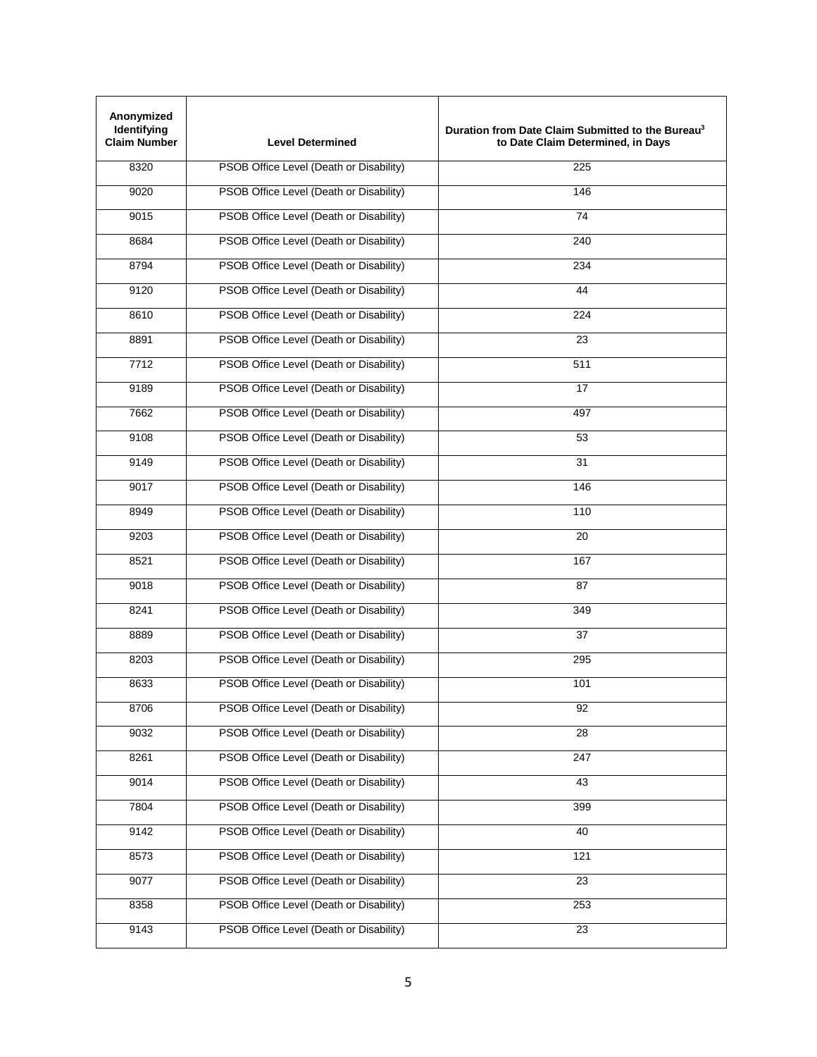| Anonymized Identifying Claim Number | Level Determined | Duration from Date Claim Submitted to the Bureau[3] to Date Claim Determined, in Days |
|---|---|---|
| 8320 | PSOB Office Level (Death or Disability) | 225 |
| 9020 | PSOB Office Level (Death or Disability) | 146 |
| 9015 | PSOB Office Level (Death or Disability) | 74 |
| 8684 | PSOB Office Level (Death or Disability) | 240 |
| 8794 | PSOB Office Level (Death or Disability) | 234 |
| 9120 | PSOB Office Level (Death or Disability) | 44 |
| 8610 | PSOB Office Level (Death or Disability) | 224 |
| 8891 | PSOB Office Level (Death or Disability) | 23 |
| 7712 | PSOB Office Level (Death or Disability) | 511 |
| 9189 | PSOB Office Level (Death or Disability) | 17 |
| 7662 | PSOB Office Level (Death or Disability) | 497 |
| 9108 | PSOB Office Level (Death or Disability) | 53 |
| 9149 | PSOB Office Level (Death or Disability) | 31 |
| 9017 | PSOB Office Level (Death or Disability) | 146 |
| 8949 | PSOB Office Level (Death or Disability) | 110 |
| 9203 | PSOB Office Level (Death or Disability) | 20 |
| 8521 | PSOB Office Level (Death or Disability) | 167 |
| 9018 | PSOB Office Level (Death or Disability) | 87 |
| 8241 | PSOB Office Level (Death or Disability) | 349 |
| 8889 | PSOB Office Level (Death or Disability) | 37 |
| 8203 | PSOB Office Level (Death or Disability) | 295 |
| 8633 | PSOB Office Level (Death or Disability) | 101 |
| 8706 | PSOB Office Level (Death or Disability) | 92 |
| 9032 | PSOB Office Level (Death or Disability) | 28 |
| 8261 | PSOB Office Level (Death or Disability) | 247 |
| 9014 | PSOB Office Level (Death or Disability) | 43 |
| 7804 | PSOB Office Level (Death or Disability) | 399 |
| 9142 | PSOB Office Level (Death or Disability) | 40 |
| 8573 | PSOB Office Level (Death or Disability) | 121 |
| 9077 | PSOB Office Level (Death or Disability) | 23 |
| 8358 | PSOB Office Level (Death or Disability) | 253 |
| 9143 | PSOB Office Level (Death or Disability) | 23 |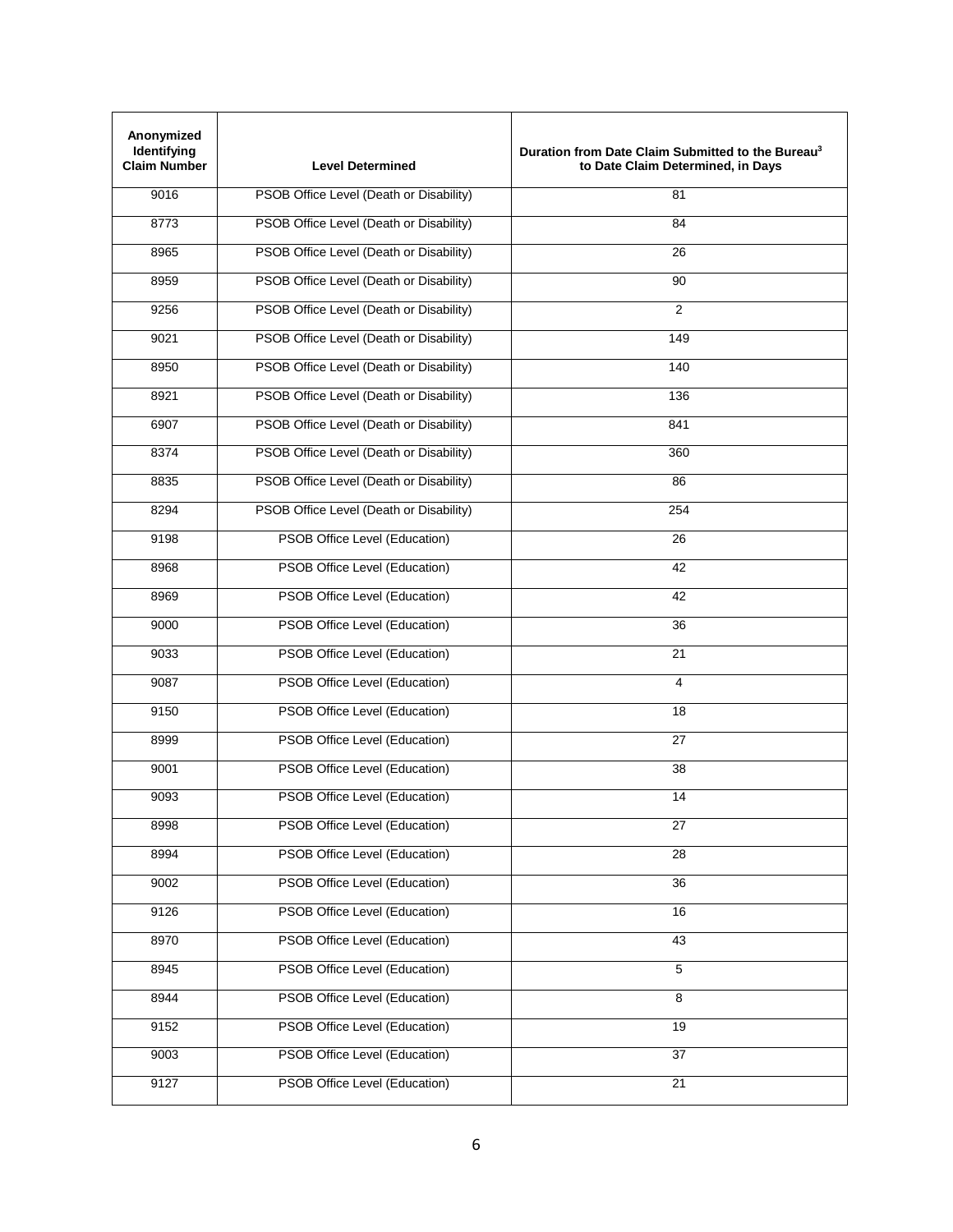| Anonymized Identifying Claim Number | Level Determined | Duration from Date Claim Submitted to the Bureau[3] to Date Claim Determined, in Days |
|---|---|---|
| 9016 | PSOB Office Level (Death or Disability) | 81 |
| 8773 | PSOB Office Level (Death or Disability) | 84 |
| 8965 | PSOB Office Level (Death or Disability) | 26 |
| 8959 | PSOB Office Level (Death or Disability) | 90 |
| 9256 | PSOB Office Level (Death or Disability) | 2 |
| 9021 | PSOB Office Level (Death or Disability) | 149 |
| 8950 | PSOB Office Level (Death or Disability) | 140 |
| 8921 | PSOB Office Level (Death or Disability) | 136 |
| 6907 | PSOB Office Level (Death or Disability) | 841 |
| 8374 | PSOB Office Level (Death or Disability) | 360 |
| 8835 | PSOB Office Level (Death or Disability) | 86 |
| 8294 | PSOB Office Level (Death or Disability) | 254 |
| 9198 | PSOB Office Level (Education) | 26 |
| 8968 | PSOB Office Level (Education) | 42 |
| 8969 | PSOB Office Level (Education) | 42 |
| 9000 | PSOB Office Level (Education) | 36 |
| 9033 | PSOB Office Level (Education) | 21 |
| 9087 | PSOB Office Level (Education) | 4 |
| 9150 | PSOB Office Level (Education) | 18 |
| 8999 | PSOB Office Level (Education) | 27 |
| 9001 | PSOB Office Level (Education) | 38 |
| 9093 | PSOB Office Level (Education) | 14 |
| 8998 | PSOB Office Level (Education) | 27 |
| 8994 | PSOB Office Level (Education) | 28 |
| 9002 | PSOB Office Level (Education) | 36 |
| 9126 | PSOB Office Level (Education) | 16 |
| 8970 | PSOB Office Level (Education) | 43 |
| 8945 | PSOB Office Level (Education) | 5 |
| 8944 | PSOB Office Level (Education) | 8 |
| 9152 | PSOB Office Level (Education) | 19 |
| 9003 | PSOB Office Level (Education) | 37 |
| 9127 | PSOB Office Level (Education) | 21 |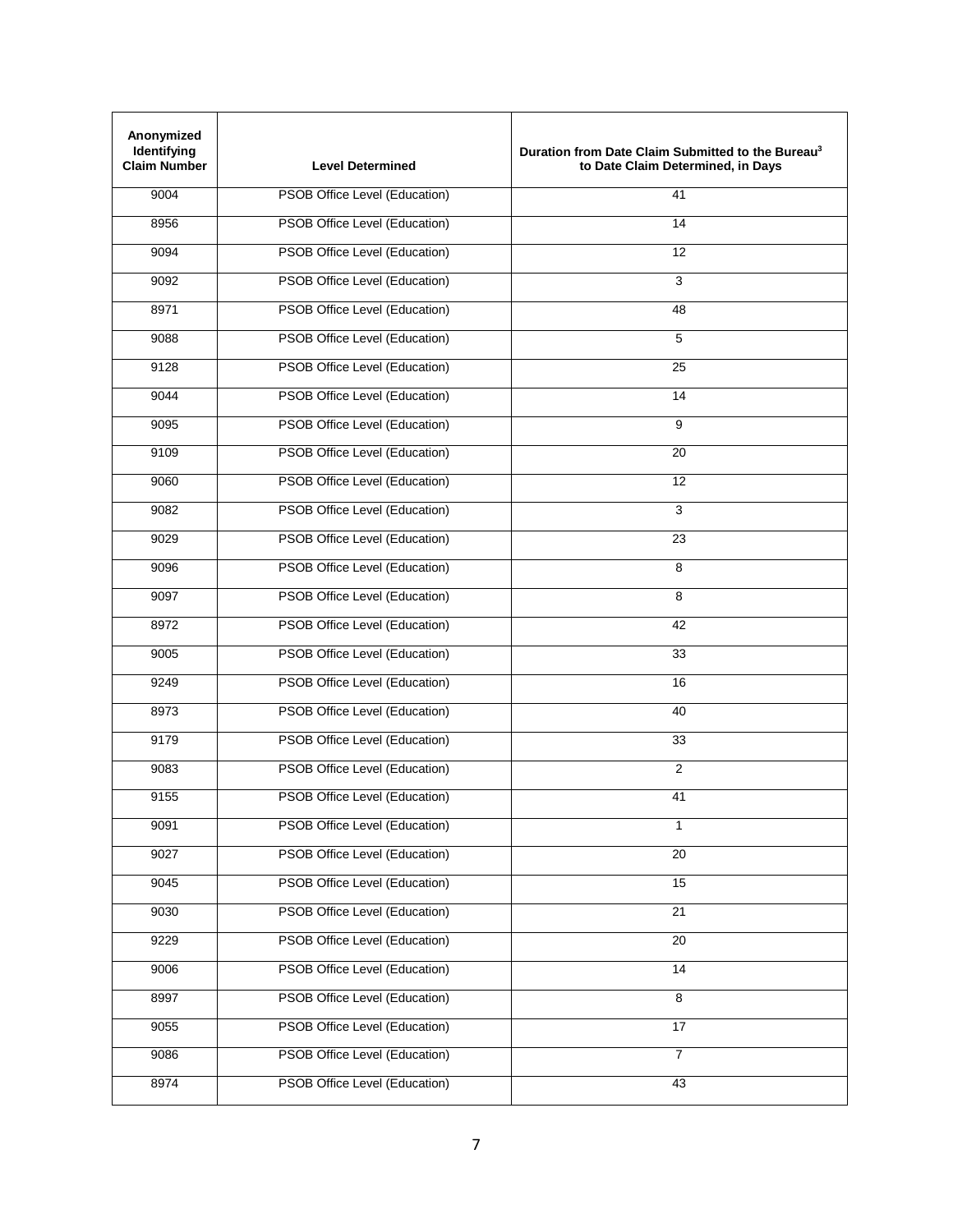| Anonymized Identifying Claim Number | Level Determined | Duration from Date Claim Submitted to the Bureau[3] to Date Claim Determined, in Days |
|---|---|---|
| 9004 | PSOB Office Level (Education) | 41 |
| 8956 | PSOB Office Level (Education) | 14 |
| 9094 | PSOB Office Level (Education) | 12 |
| 9092 | PSOB Office Level (Education) | 3 |
| 8971 | PSOB Office Level (Education) | 48 |
| 9088 | PSOB Office Level (Education) | 5 |
| 9128 | PSOB Office Level (Education) | 25 |
| 9044 | PSOB Office Level (Education) | 14 |
| 9095 | PSOB Office Level (Education) | 9 |
| 9109 | PSOB Office Level (Education) | 20 |
| 9060 | PSOB Office Level (Education) | 12 |
| 9082 | PSOB Office Level (Education) | 3 |
| 9029 | PSOB Office Level (Education) | 23 |
| 9096 | PSOB Office Level (Education) | 8 |
| 9097 | PSOB Office Level (Education) | 8 |
| 8972 | PSOB Office Level (Education) | 42 |
| 9005 | PSOB Office Level (Education) | 33 |
| 9249 | PSOB Office Level (Education) | 16 |
| 8973 | PSOB Office Level (Education) | 40 |
| 9179 | PSOB Office Level (Education) | 33 |
| 9083 | PSOB Office Level (Education) | 2 |
| 9155 | PSOB Office Level (Education) | 41 |
| 9091 | PSOB Office Level (Education) | 1 |
| 9027 | PSOB Office Level (Education) | 20 |
| 9045 | PSOB Office Level (Education) | 15 |
| 9030 | PSOB Office Level (Education) | 21 |
| 9229 | PSOB Office Level (Education) | 20 |
| 9006 | PSOB Office Level (Education) | 14 |
| 8997 | PSOB Office Level (Education) | 8 |
| 9055 | PSOB Office Level (Education) | 17 |
| 9086 | PSOB Office Level (Education) | 7 |
| 8974 | PSOB Office Level (Education) | 43 |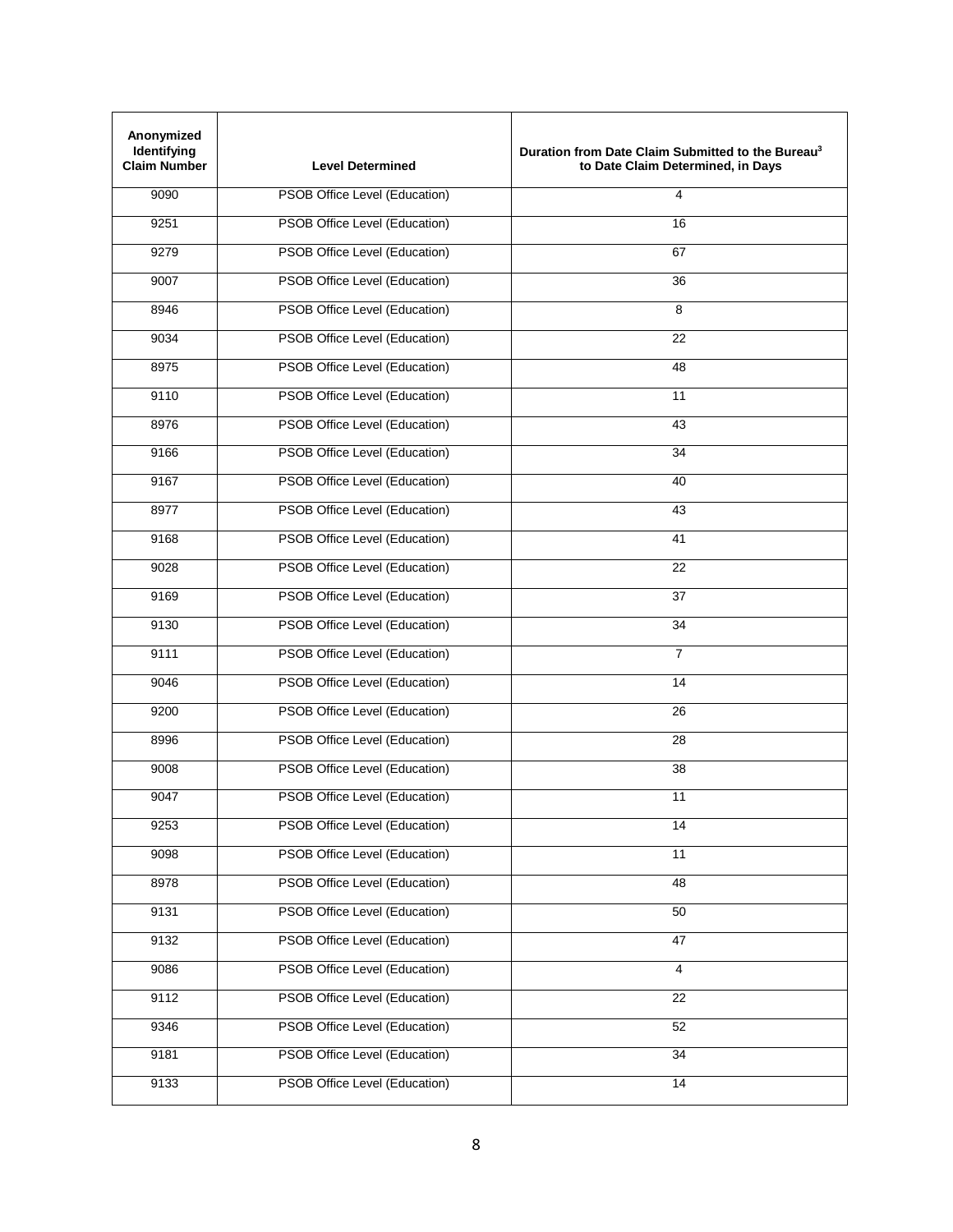| Anonymized Identifying Claim Number | Level Determined | Duration from Date Claim Submitted to the Bureau[3] to Date Claim Determined, in Days |
|---|---|---|
| 9090 | PSOB Office Level (Education) | 4 |
| 9251 | PSOB Office Level (Education) | 16 |
| 9279 | PSOB Office Level (Education) | 67 |
| 9007 | PSOB Office Level (Education) | 36 |
| 8946 | PSOB Office Level (Education) | 8 |
| 9034 | PSOB Office Level (Education) | 22 |
| 8975 | PSOB Office Level (Education) | 48 |
| 9110 | PSOB Office Level (Education) | 11 |
| 8976 | PSOB Office Level (Education) | 43 |
| 9166 | PSOB Office Level (Education) | 34 |
| 9167 | PSOB Office Level (Education) | 40 |
| 8977 | PSOB Office Level (Education) | 43 |
| 9168 | PSOB Office Level (Education) | 41 |
| 9028 | PSOB Office Level (Education) | 22 |
| 9169 | PSOB Office Level (Education) | 37 |
| 9130 | PSOB Office Level (Education) | 34 |
| 9111 | PSOB Office Level (Education) | 7 |
| 9046 | PSOB Office Level (Education) | 14 |
| 9200 | PSOB Office Level (Education) | 26 |
| 8996 | PSOB Office Level (Education) | 28 |
| 9008 | PSOB Office Level (Education) | 38 |
| 9047 | PSOB Office Level (Education) | 11 |
| 9253 | PSOB Office Level (Education) | 14 |
| 9098 | PSOB Office Level (Education) | 11 |
| 8978 | PSOB Office Level (Education) | 48 |
| 9131 | PSOB Office Level (Education) | 50 |
| 9132 | PSOB Office Level (Education) | 47 |
| 9086 | PSOB Office Level (Education) | 4 |
| 9112 | PSOB Office Level (Education) | 22 |
| 9346 | PSOB Office Level (Education) | 52 |
| 9181 | PSOB Office Level (Education) | 34 |
| 9133 | PSOB Office Level (Education) | 14 |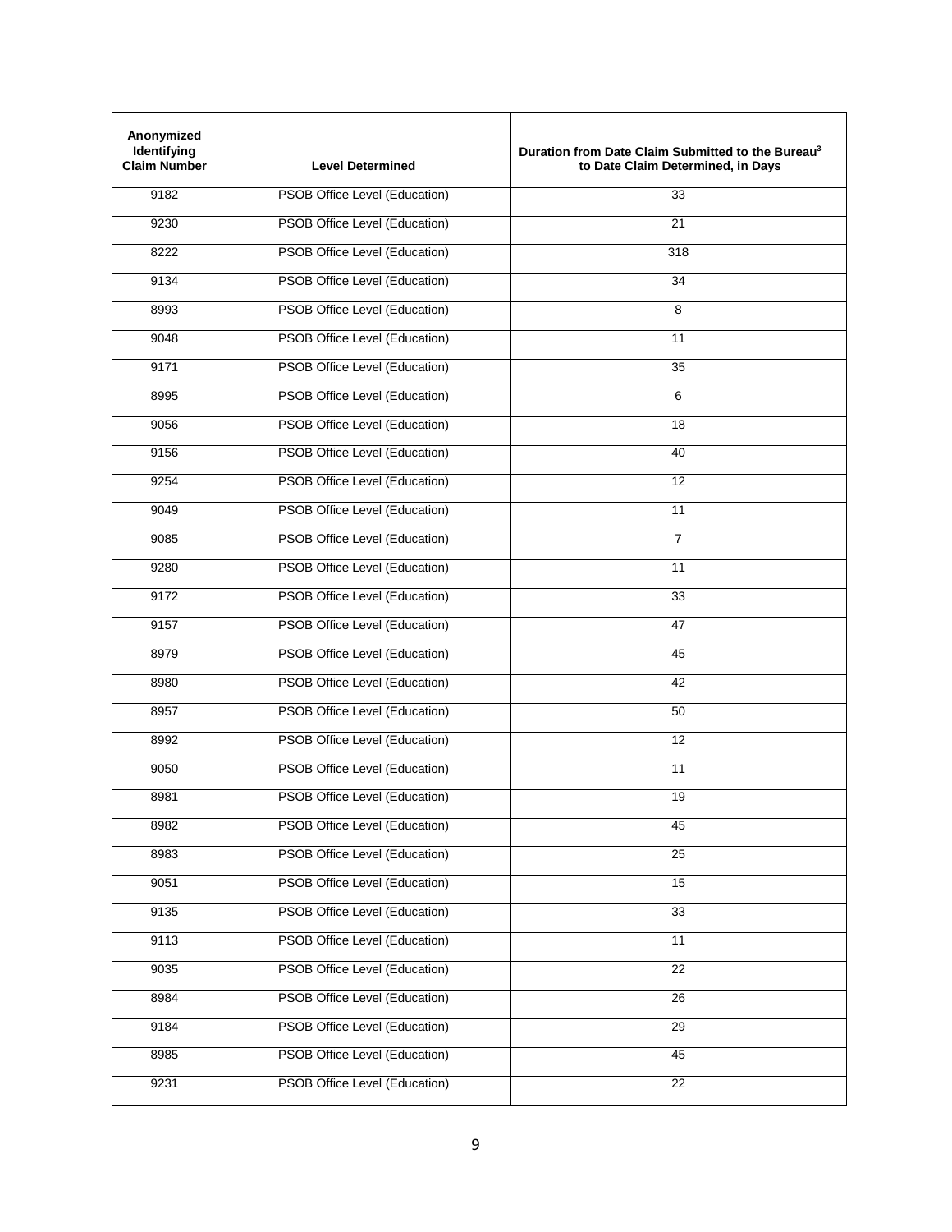| Anonymized Identifying Claim Number | Level Determined | Duration from Date Claim Submitted to the Bureau[3] to Date Claim Determined, in Days |
|---|---|---|
| 9182 | PSOB Office Level (Education) | 33 |
| 9230 | PSOB Office Level (Education) | 21 |
| 8222 | PSOB Office Level (Education) | 318 |
| 9134 | PSOB Office Level (Education) | 34 |
| 8993 | PSOB Office Level (Education) | 8 |
| 9048 | PSOB Office Level (Education) | 11 |
| 9171 | PSOB Office Level (Education) | 35 |
| 8995 | PSOB Office Level (Education) | 6 |
| 9056 | PSOB Office Level (Education) | 18 |
| 9156 | PSOB Office Level (Education) | 40 |
| 9254 | PSOB Office Level (Education) | 12 |
| 9049 | PSOB Office Level (Education) | 11 |
| 9085 | PSOB Office Level (Education) | 7 |
| 9280 | PSOB Office Level (Education) | 11 |
| 9172 | PSOB Office Level (Education) | 33 |
| 9157 | PSOB Office Level (Education) | 47 |
| 8979 | PSOB Office Level (Education) | 45 |
| 8980 | PSOB Office Level (Education) | 42 |
| 8957 | PSOB Office Level (Education) | 50 |
| 8992 | PSOB Office Level (Education) | 12 |
| 9050 | PSOB Office Level (Education) | 11 |
| 8981 | PSOB Office Level (Education) | 19 |
| 8982 | PSOB Office Level (Education) | 45 |
| 8983 | PSOB Office Level (Education) | 25 |
| 9051 | PSOB Office Level (Education) | 15 |
| 9135 | PSOB Office Level (Education) | 33 |
| 9113 | PSOB Office Level (Education) | 11 |
| 9035 | PSOB Office Level (Education) | 22 |
| 8984 | PSOB Office Level (Education) | 26 |
| 9184 | PSOB Office Level (Education) | 29 |
| 8985 | PSOB Office Level (Education) | 45 |
| 9231 | PSOB Office Level (Education) | 22 |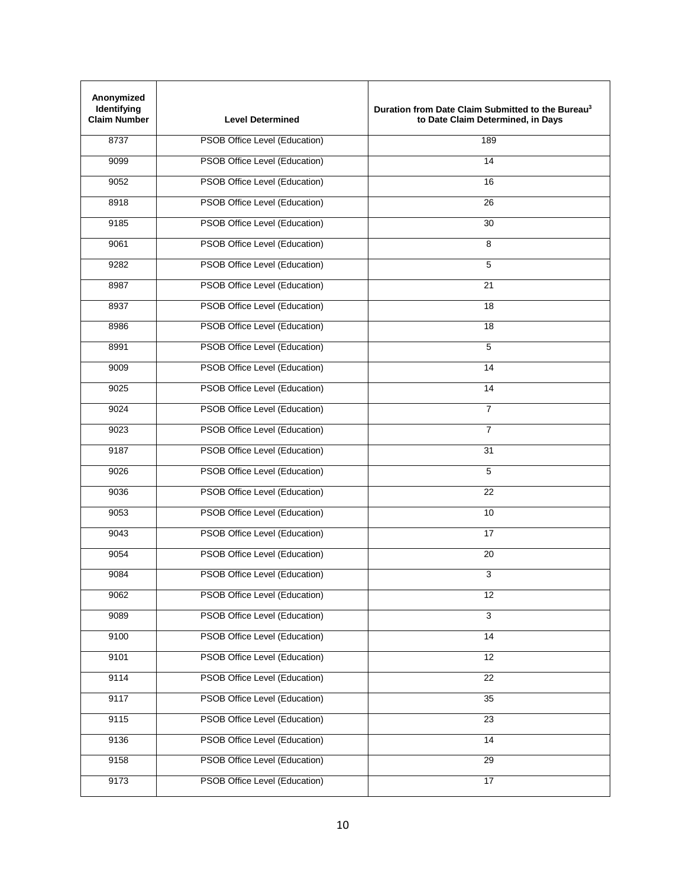| Anonymized Identifying Claim Number | Level Determined | Duration from Date Claim Submitted to the Bureau[3] to Date Claim Determined, in Days |
| --- | --- | --- |
| 8737 | PSOB Office Level (Education) | 189 |
| 9099 | PSOB Office Level (Education) | 14 |
| 9052 | PSOB Office Level (Education) | 16 |
| 8918 | PSOB Office Level (Education) | 26 |
| 9185 | PSOB Office Level (Education) | 30 |
| 9061 | PSOB Office Level (Education) | 8 |
| 9282 | PSOB Office Level (Education) | 5 |
| 8987 | PSOB Office Level (Education) | 21 |
| 8937 | PSOB Office Level (Education) | 18 |
| 8986 | PSOB Office Level (Education) | 18 |
| 8991 | PSOB Office Level (Education) | 5 |
| 9009 | PSOB Office Level (Education) | 14 |
| 9025 | PSOB Office Level (Education) | 14 |
| 9024 | PSOB Office Level (Education) | 7 |
| 9023 | PSOB Office Level (Education) | 7 |
| 9187 | PSOB Office Level (Education) | 31 |
| 9026 | PSOB Office Level (Education) | 5 |
| 9036 | PSOB Office Level (Education) | 22 |
| 9053 | PSOB Office Level (Education) | 10 |
| 9043 | PSOB Office Level (Education) | 17 |
| 9054 | PSOB Office Level (Education) | 20 |
| 9084 | PSOB Office Level (Education) | 3 |
| 9062 | PSOB Office Level (Education) | 12 |
| 9089 | PSOB Office Level (Education) | 3 |
| 9100 | PSOB Office Level (Education) | 14 |
| 9101 | PSOB Office Level (Education) | 12 |
| 9114 | PSOB Office Level (Education) | 22 |
| 9117 | PSOB Office Level (Education) | 35 |
| 9115 | PSOB Office Level (Education) | 23 |
| 9136 | PSOB Office Level (Education) | 14 |
| 9158 | PSOB Office Level (Education) | 29 |
| 9173 | PSOB Office Level (Education) | 17 |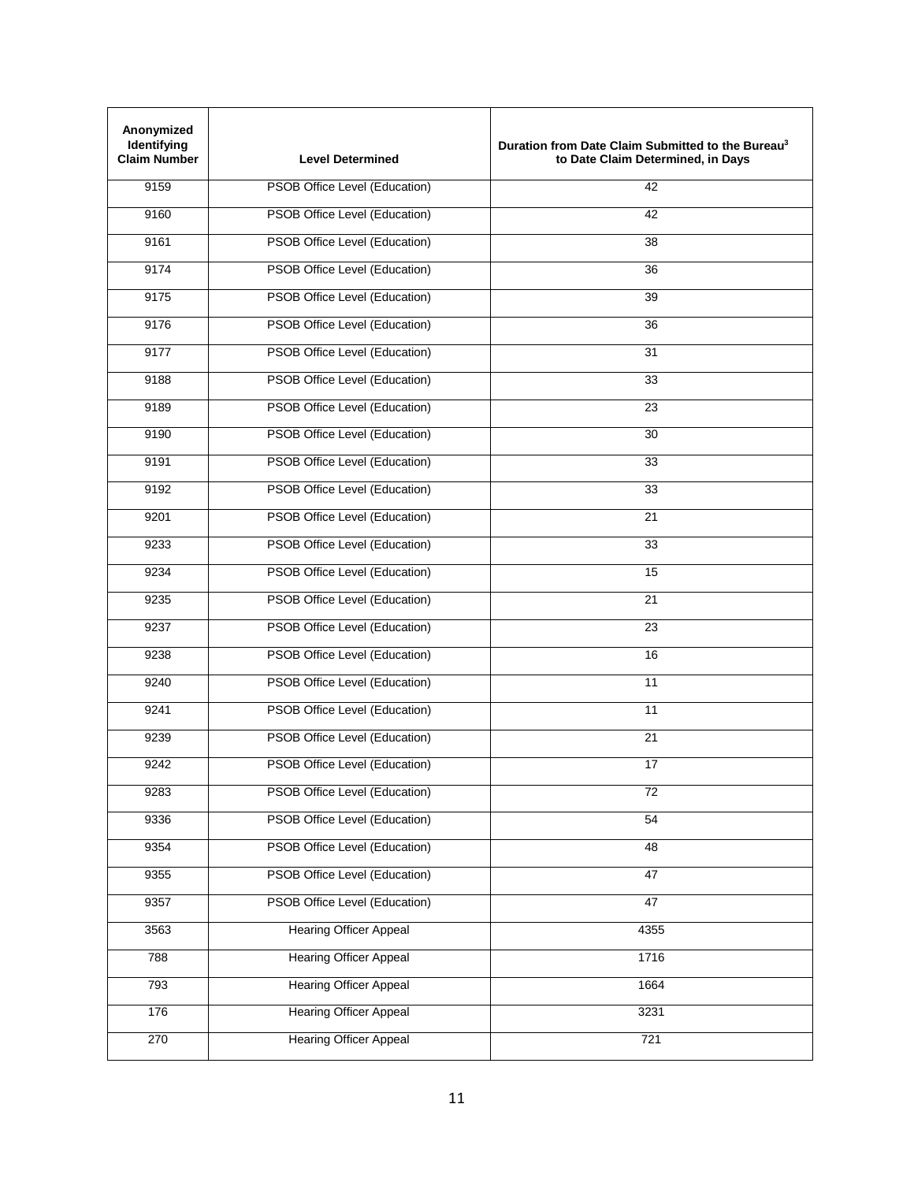| Anonymized Identifying Claim Number | Level Determined | Duration from Date Claim Submitted to the Bureau[3] to Date Claim Determined, in Days |
|---|---|---|
| 9159 | PSOB Office Level (Education) | 42 |
| 9160 | PSOB Office Level (Education) | 42 |
| 9161 | PSOB Office Level (Education) | 38 |
| 9174 | PSOB Office Level (Education) | 36 |
| 9175 | PSOB Office Level (Education) | 39 |
| 9176 | PSOB Office Level (Education) | 36 |
| 9177 | PSOB Office Level (Education) | 31 |
| 9188 | PSOB Office Level (Education) | 33 |
| 9189 | PSOB Office Level (Education) | 23 |
| 9190 | PSOB Office Level (Education) | 30 |
| 9191 | PSOB Office Level (Education) | 33 |
| 9192 | PSOB Office Level (Education) | 33 |
| 9201 | PSOB Office Level (Education) | 21 |
| 9233 | PSOB Office Level (Education) | 33 |
| 9234 | PSOB Office Level (Education) | 15 |
| 9235 | PSOB Office Level (Education) | 21 |
| 9237 | PSOB Office Level (Education) | 23 |
| 9238 | PSOB Office Level (Education) | 16 |
| 9240 | PSOB Office Level (Education) | 11 |
| 9241 | PSOB Office Level (Education) | 11 |
| 9239 | PSOB Office Level (Education) | 21 |
| 9242 | PSOB Office Level (Education) | 17 |
| 9283 | PSOB Office Level (Education) | 72 |
| 9336 | PSOB Office Level (Education) | 54 |
| 9354 | PSOB Office Level (Education) | 48 |
| 9355 | PSOB Office Level (Education) | 47 |
| 9357 | PSOB Office Level (Education) | 47 |
| 3563 | Hearing Officer Appeal | 4355 |
| 788 | Hearing Officer Appeal | 1716 |
| 793 | Hearing Officer Appeal | 1664 |
| 176 | Hearing Officer Appeal | 3231 |
| 270 | Hearing Officer Appeal | 721 |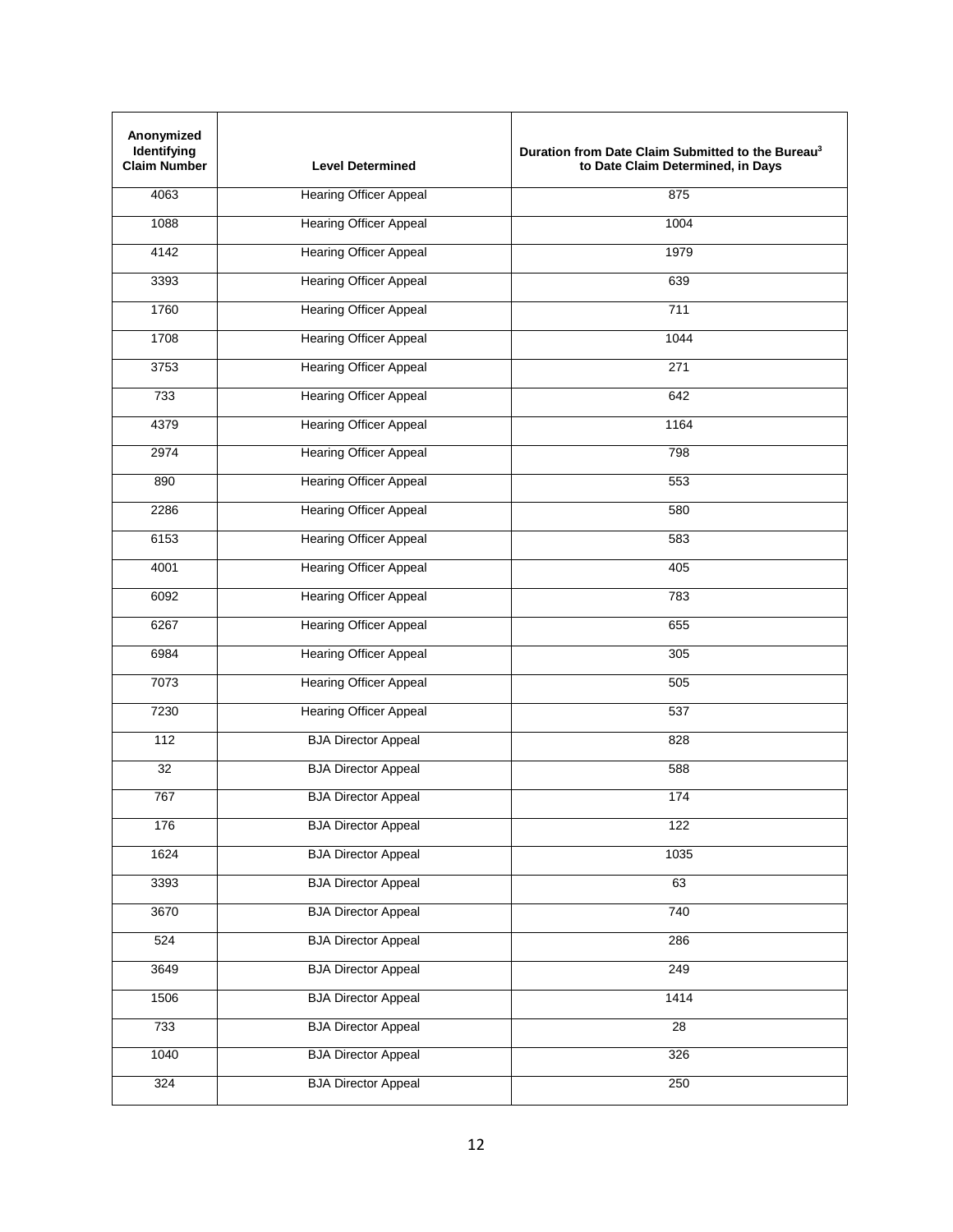| Anonymized Identifying Claim Number | Level Determined | Duration from Date Claim Submitted to the Bureau[3] to Date Claim Determined, in Days |
|---|---|---|
| 4063 | Hearing Officer Appeal | 875 |
| 1088 | Hearing Officer Appeal | 1004 |
| 4142 | Hearing Officer Appeal | 1979 |
| 3393 | Hearing Officer Appeal | 639 |
| 1760 | Hearing Officer Appeal | 711 |
| 1708 | Hearing Officer Appeal | 1044 |
| 3753 | Hearing Officer Appeal | 271 |
| 733 | Hearing Officer Appeal | 642 |
| 4379 | Hearing Officer Appeal | 1164 |
| 2974 | Hearing Officer Appeal | 798 |
| 890 | Hearing Officer Appeal | 553 |
| 2286 | Hearing Officer Appeal | 580 |
| 6153 | Hearing Officer Appeal | 583 |
| 4001 | Hearing Officer Appeal | 405 |
| 6092 | Hearing Officer Appeal | 783 |
| 6267 | Hearing Officer Appeal | 655 |
| 6984 | Hearing Officer Appeal | 305 |
| 7073 | Hearing Officer Appeal | 505 |
| 7230 | Hearing Officer Appeal | 537 |
| 112 | BJA Director Appeal | 828 |
| 32 | BJA Director Appeal | 588 |
| 767 | BJA Director Appeal | 174 |
| 176 | BJA Director Appeal | 122 |
| 1624 | BJA Director Appeal | 1035 |
| 3393 | BJA Director Appeal | 63 |
| 3670 | BJA Director Appeal | 740 |
| 524 | BJA Director Appeal | 286 |
| 3649 | BJA Director Appeal | 249 |
| 1506 | BJA Director Appeal | 1414 |
| 733 | BJA Director Appeal | 28 |
| 1040 | BJA Director Appeal | 326 |
| 324 | BJA Director Appeal | 250 |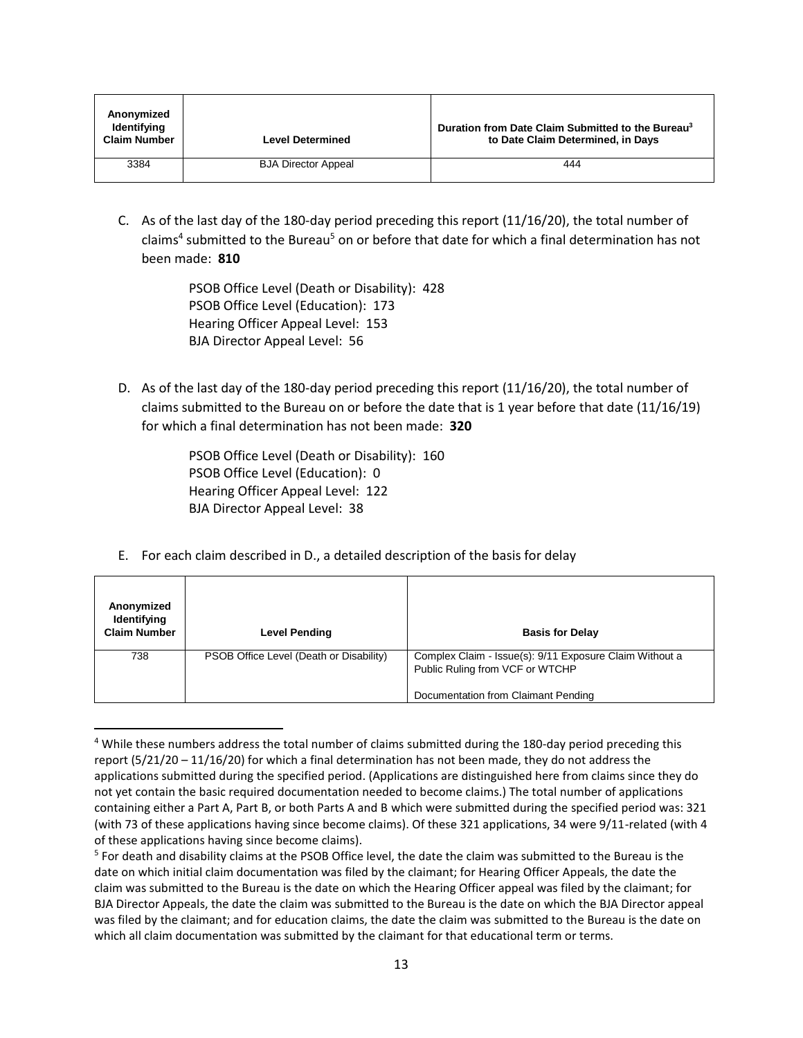| Anonymized Identifying Claim Number | Level Determined | Duration from Date Claim Submitted to the Bureau[3] to Date Claim Determined, in Days |
|---|---|---|
| 3384 | BJA Director Appeal | 444 |

C. As of the last day of the 180-day period preceding this report (11/16/20), the total number of claims[4] submitted to the Bureau[5] on or before that date for which a final determination has not been made: **810**

PSOB Office Level (Death or Disability): 428
PSOB Office Level (Education): 173
Hearing Officer Appeal Level: 153
BJA Director Appeal Level: 56

D. As of the last day of the 180-day period preceding this report (11/16/20), the total number of claims submitted to the Bureau on or before the date that is 1 year before that date (11/16/19) for which a final determination has not been made: **320**

PSOB Office Level (Death or Disability): 160
PSOB Office Level (Education): 0
Hearing Officer Appeal Level: 122
BJA Director Appeal Level: 38

E. For each claim described in D., a detailed description of the basis for delay

| Anonymized Identifying Claim Number | Level Pending | Basis for Delay |
|---|---|---|
| 738 | PSOB Office Level (Death or Disability) | Complex Claim - Issue(s): 9/11 Exposure Claim Without a Public Ruling from VCF or WTCHP<br><br>Documentation from Claimant Pending |

[4] While these numbers address the total number of claims submitted during the 180-day period preceding this report (5/21/20 – 11/16/20) for which a final determination has not been made, they do not address the applications submitted during the specified period. (Applications are distinguished here from claims since they do not yet contain the basic required documentation needed to become claims.) The total number of applications containing either a Part A, Part B, or both Parts A and B which were submitted during the specified period was: 321 (with 73 of these applications having since become claims). Of these 321 applications, 34 were 9/11-related (with 4 of these applications having since become claims).

[5] For death and disability claims at the PSOB Office level, the date the claim was submitted to the Bureau is the date on which initial claim documentation was filed by the claimant; for Hearing Officer Appeals, the date the claim was submitted to the Bureau is the date on which the Hearing Officer appeal was filed by the claimant; for BJA Director Appeals, the date the claim was submitted to the Bureau is the date on which the BJA Director appeal was filed by the claimant; and for education claims, the date the claim was submitted to the Bureau is the date on which all claim documentation was submitted by the claimant for that educational term or terms.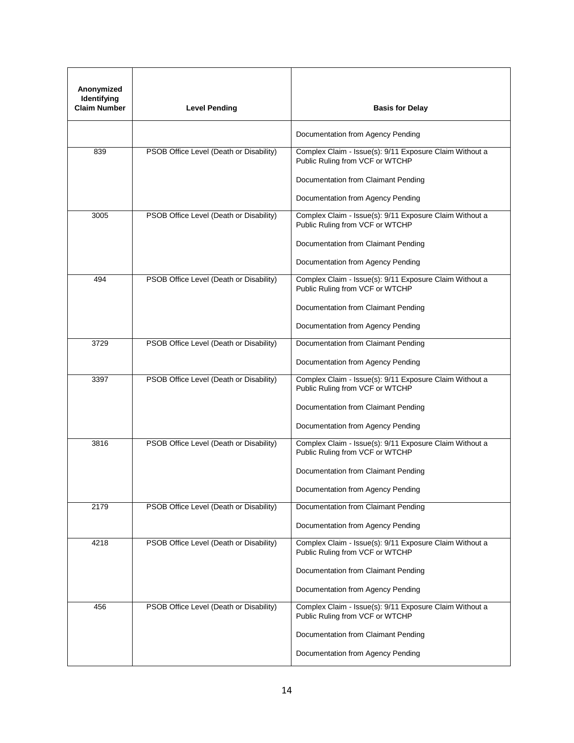| Anonymized Identifying Claim Number | Level Pending | Basis for Delay |
|---|---|---|
| | | Documentation from Agency Pending |
| 839 | PSOB Office Level (Death or Disability) | Complex Claim - Issue(s): 9/11 Exposure Claim Without a Public Ruling from VCF or WTCHP<br><br>Documentation from Claimant Pending<br><br>Documentation from Agency Pending |
| 3005 | PSOB Office Level (Death or Disability) | Complex Claim - Issue(s): 9/11 Exposure Claim Without a Public Ruling from VCF or WTCHP<br><br>Documentation from Claimant Pending<br><br>Documentation from Agency Pending |
| 494 | PSOB Office Level (Death or Disability) | Complex Claim - Issue(s): 9/11 Exposure Claim Without a Public Ruling from VCF or WTCHP<br><br>Documentation from Claimant Pending<br><br>Documentation from Agency Pending |
| 3729 | PSOB Office Level (Death or Disability) | Documentation from Claimant Pending<br><br>Documentation from Agency Pending |
| 3397 | PSOB Office Level (Death or Disability) | Complex Claim - Issue(s): 9/11 Exposure Claim Without a Public Ruling from VCF or WTCHP<br><br>Documentation from Claimant Pending<br><br>Documentation from Agency Pending |
| 3816 | PSOB Office Level (Death or Disability) | Complex Claim - Issue(s): 9/11 Exposure Claim Without a Public Ruling from VCF or WTCHP<br><br>Documentation from Claimant Pending<br><br>Documentation from Agency Pending |
| 2179 | PSOB Office Level (Death or Disability) | Documentation from Claimant Pending<br><br>Documentation from Agency Pending |
| 4218 | PSOB Office Level (Death or Disability) | Complex Claim - Issue(s): 9/11 Exposure Claim Without a Public Ruling from VCF or WTCHP<br><br>Documentation from Claimant Pending<br><br>Documentation from Agency Pending |
| 456 | PSOB Office Level (Death or Disability) | Complex Claim - Issue(s): 9/11 Exposure Claim Without a Public Ruling from VCF or WTCHP<br><br>Documentation from Claimant Pending<br><br>Documentation from Agency Pending |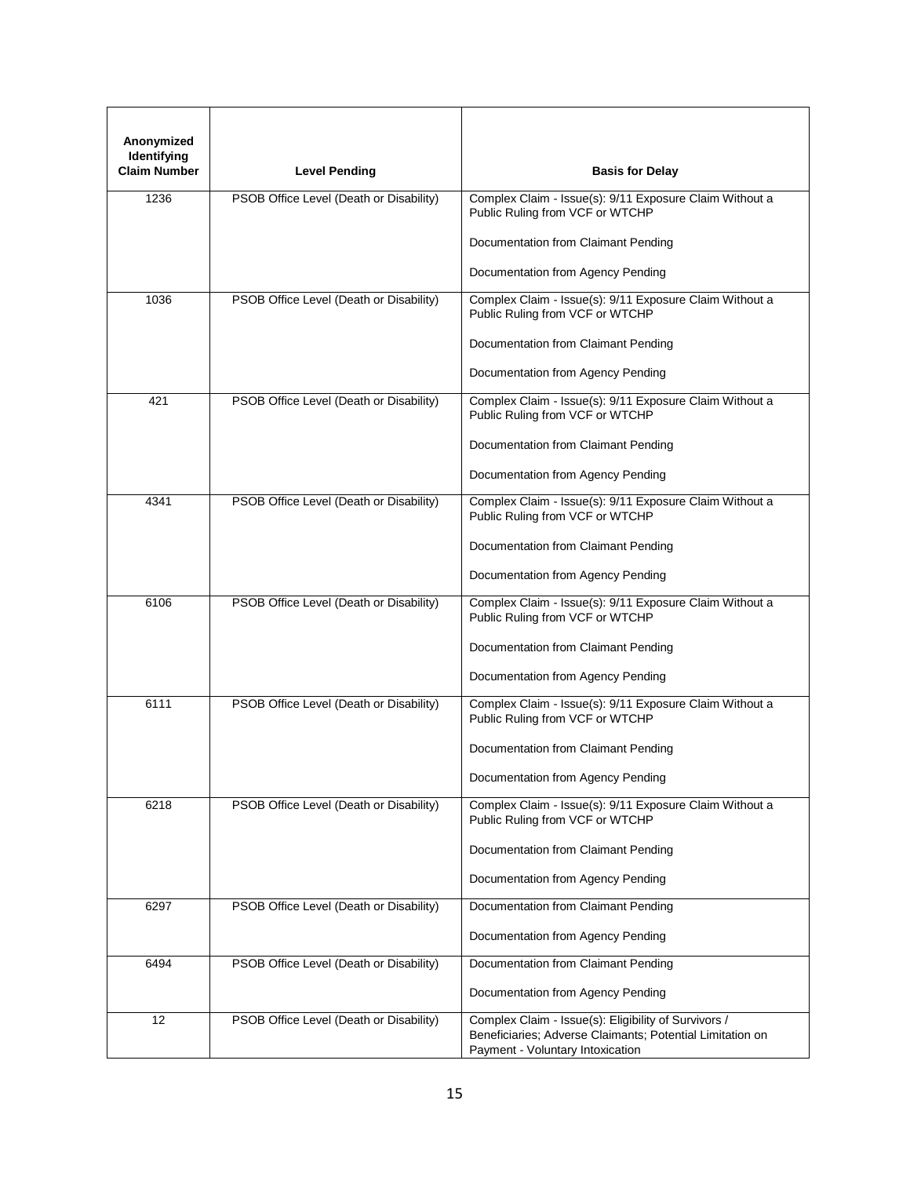| Anonymized Identifying Claim Number | Level Pending | Basis for Delay |
|---|---|---|
| 1236 | PSOB Office Level (Death or Disability) | Complex Claim - Issue(s): 9/11 Exposure Claim Without a Public Ruling from VCF or WTCHP<br><br>Documentation from Claimant Pending<br><br>Documentation from Agency Pending |
| 1036 | PSOB Office Level (Death or Disability) | Complex Claim - Issue(s): 9/11 Exposure Claim Without a Public Ruling from VCF or WTCHP<br><br>Documentation from Claimant Pending<br><br>Documentation from Agency Pending |
| 421 | PSOB Office Level (Death or Disability) | Complex Claim - Issue(s): 9/11 Exposure Claim Without a Public Ruling from VCF or WTCHP<br><br>Documentation from Claimant Pending<br><br>Documentation from Agency Pending |
| 4341 | PSOB Office Level (Death or Disability) | Complex Claim - Issue(s): 9/11 Exposure Claim Without a Public Ruling from VCF or WTCHP<br><br>Documentation from Claimant Pending<br><br>Documentation from Agency Pending |
| 6106 | PSOB Office Level (Death or Disability) | Complex Claim - Issue(s): 9/11 Exposure Claim Without a Public Ruling from VCF or WTCHP<br><br>Documentation from Claimant Pending<br><br>Documentation from Agency Pending |
| 6111 | PSOB Office Level (Death or Disability) | Complex Claim - Issue(s): 9/11 Exposure Claim Without a Public Ruling from VCF or WTCHP<br><br>Documentation from Claimant Pending<br><br>Documentation from Agency Pending |
| 6218 | PSOB Office Level (Death or Disability) | Complex Claim - Issue(s): 9/11 Exposure Claim Without a Public Ruling from VCF or WTCHP<br><br>Documentation from Claimant Pending<br><br>Documentation from Agency Pending |
| 6297 | PSOB Office Level (Death or Disability) | Documentation from Claimant Pending<br><br>Documentation from Agency Pending |
| 6494 | PSOB Office Level (Death or Disability) | Documentation from Claimant Pending<br><br>Documentation from Agency Pending |
| 12 | PSOB Office Level (Death or Disability) | Complex Claim - Issue(s): Eligibility of Survivors / Beneficiaries; Adverse Claimants; Potential Limitation on Payment - Voluntary Intoxication |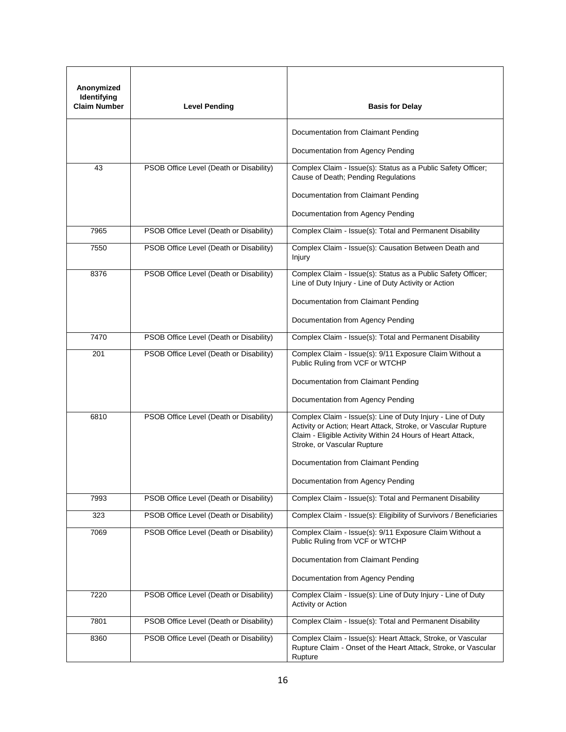| Anonymized Identifying Claim Number | Level Pending | Basis for Delay |
|---|---|---|
| | | Documentation from Claimant Pending<br><br>Documentation from Agency Pending |
| 43 | PSOB Office Level (Death or Disability) | Complex Claim - Issue(s): Status as a Public Safety Officer; Cause of Death; Pending Regulations<br><br>Documentation from Claimant Pending<br><br>Documentation from Agency Pending |
| 7965 | PSOB Office Level (Death or Disability) | Complex Claim - Issue(s): Total and Permanent Disability |
| 7550 | PSOB Office Level (Death or Disability) | Complex Claim - Issue(s): Causation Between Death and Injury |
| 8376 | PSOB Office Level (Death or Disability) | Complex Claim - Issue(s): Status as a Public Safety Officer; Line of Duty Injury - Line of Duty Activity or Action<br><br>Documentation from Claimant Pending<br><br>Documentation from Agency Pending |
| 7470 | PSOB Office Level (Death or Disability) | Complex Claim - Issue(s): Total and Permanent Disability |
| 201 | PSOB Office Level (Death or Disability) | Complex Claim - Issue(s): 9/11 Exposure Claim Without a Public Ruling from VCF or WTCHP<br><br>Documentation from Claimant Pending<br><br>Documentation from Agency Pending |
| 6810 | PSOB Office Level (Death or Disability) | Complex Claim - Issue(s): Line of Duty Injury - Line of Duty Activity or Action; Heart Attack, Stroke, or Vascular Rupture Claim - Eligible Activity Within 24 Hours of Heart Attack, Stroke, or Vascular Rupture<br><br>Documentation from Claimant Pending<br><br>Documentation from Agency Pending |
| 7993 | PSOB Office Level (Death or Disability) | Complex Claim - Issue(s): Total and Permanent Disability |
| 323 | PSOB Office Level (Death or Disability) | Complex Claim - Issue(s): Eligibility of Survivors / Beneficiaries |
| 7069 | PSOB Office Level (Death or Disability) | Complex Claim - Issue(s): 9/11 Exposure Claim Without a Public Ruling from VCF or WTCHP<br><br>Documentation from Claimant Pending<br><br>Documentation from Agency Pending |
| 7220 | PSOB Office Level (Death or Disability) | Complex Claim - Issue(s): Line of Duty Injury - Line of Duty Activity or Action |
| 7801 | PSOB Office Level (Death or Disability) | Complex Claim - Issue(s): Total and Permanent Disability |
| 8360 | PSOB Office Level (Death or Disability) | Complex Claim - Issue(s): Heart Attack, Stroke, or Vascular Rupture Claim - Onset of the Heart Attack, Stroke, or Vascular Rupture |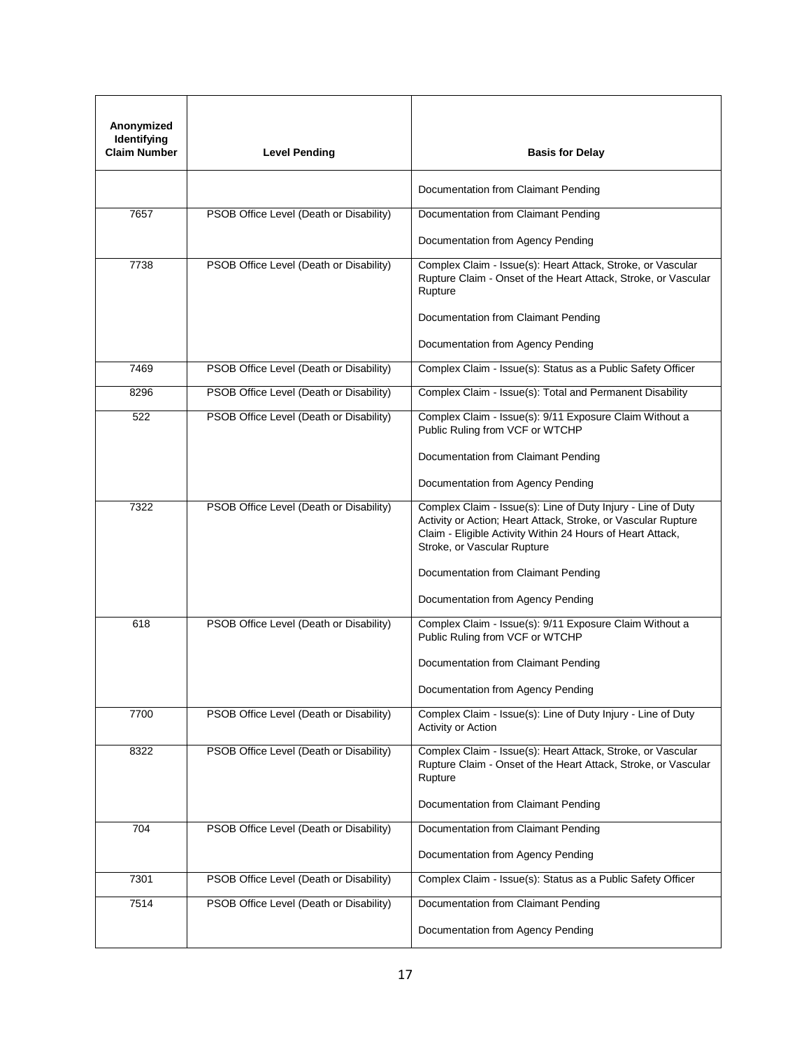| Anonymized Identifying Claim Number | Level Pending | Basis for Delay |
|---|---|---|
| | | Documentation from Claimant Pending |
| 7657 | PSOB Office Level (Death or Disability) | Documentation from Claimant Pending<br><br>Documentation from Agency Pending |
| 7738 | PSOB Office Level (Death or Disability) | Complex Claim - Issue(s): Heart Attack, Stroke, or Vascular Rupture Claim - Onset of the Heart Attack, Stroke, or Vascular Rupture<br><br>Documentation from Claimant Pending<br><br>Documentation from Agency Pending |
| 7469 | PSOB Office Level (Death or Disability) | Complex Claim - Issue(s): Status as a Public Safety Officer |
| 8296 | PSOB Office Level (Death or Disability) | Complex Claim - Issue(s): Total and Permanent Disability |
| 522 | PSOB Office Level (Death or Disability) | Complex Claim - Issue(s): 9/11 Exposure Claim Without a Public Ruling from VCF or WTCHP<br><br>Documentation from Claimant Pending<br><br>Documentation from Agency Pending |
| 7322 | PSOB Office Level (Death or Disability) | Complex Claim - Issue(s): Line of Duty Injury - Line of Duty Activity or Action; Heart Attack, Stroke, or Vascular Rupture Claim - Eligible Activity Within 24 Hours of Heart Attack, Stroke, or Vascular Rupture<br><br>Documentation from Claimant Pending<br><br>Documentation from Agency Pending |
| 618 | PSOB Office Level (Death or Disability) | Complex Claim - Issue(s): 9/11 Exposure Claim Without a Public Ruling from VCF or WTCHP<br><br>Documentation from Claimant Pending<br><br>Documentation from Agency Pending |
| 7700 | PSOB Office Level (Death or Disability) | Complex Claim - Issue(s): Line of Duty Injury - Line of Duty Activity or Action |
| 8322 | PSOB Office Level (Death or Disability) | Complex Claim - Issue(s): Heart Attack, Stroke, or Vascular Rupture Claim - Onset of the Heart Attack, Stroke, or Vascular Rupture<br><br>Documentation from Claimant Pending |
| 704 | PSOB Office Level (Death or Disability) | Documentation from Claimant Pending<br><br>Documentation from Agency Pending |
| 7301 | PSOB Office Level (Death or Disability) | Complex Claim - Issue(s): Status as a Public Safety Officer |
| 7514 | PSOB Office Level (Death or Disability) | Documentation from Claimant Pending<br><br>Documentation from Agency Pending |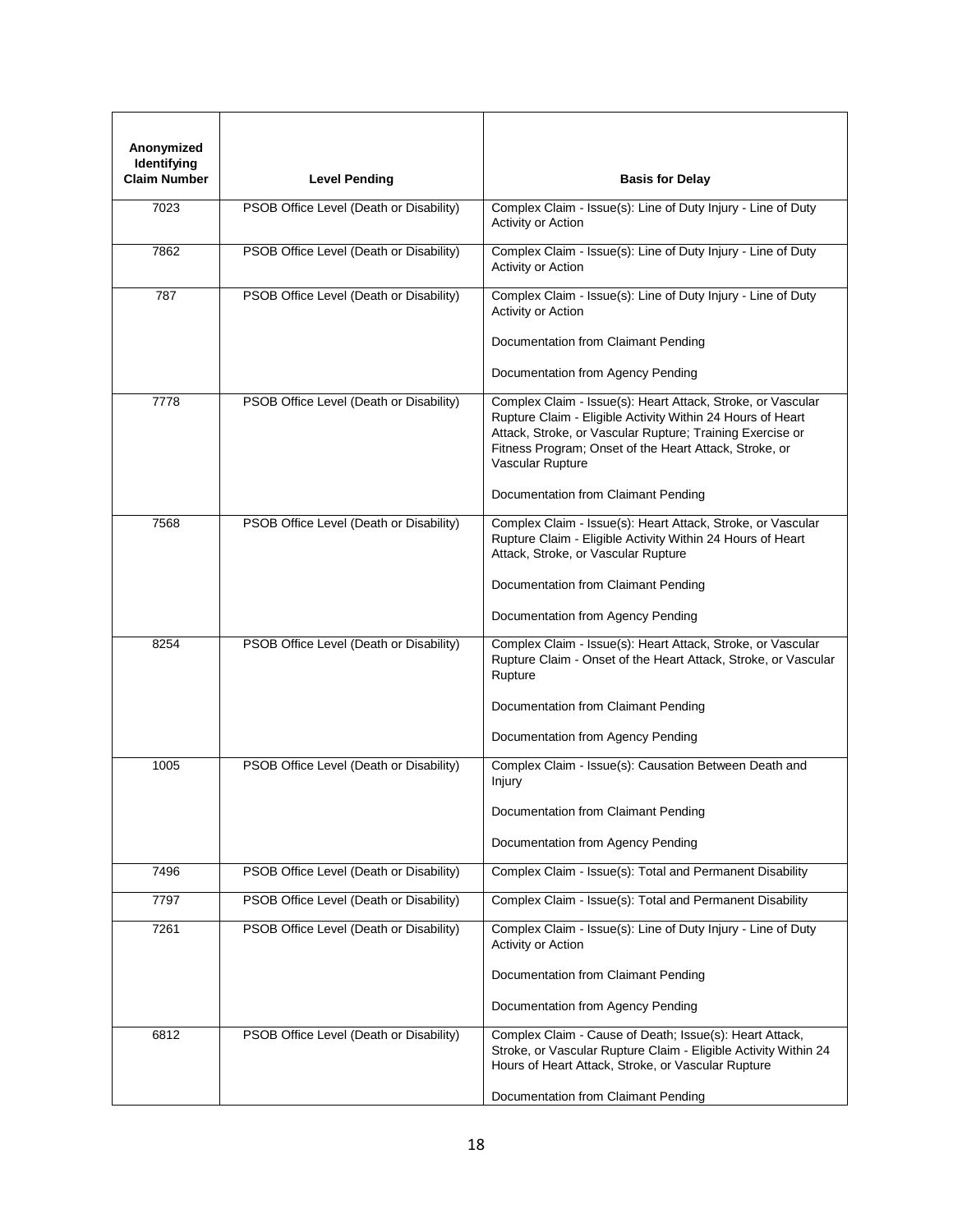| Anonymized Identifying Claim Number | Level Pending | Basis for Delay |
|---|---|---|
| 7023 | PSOB Office Level (Death or Disability) | Complex Claim - Issue(s): Line of Duty Injury - Line of Duty Activity or Action |
| 7862 | PSOB Office Level (Death or Disability) | Complex Claim - Issue(s): Line of Duty Injury - Line of Duty Activity or Action |
| 787 | PSOB Office Level (Death or Disability) | Complex Claim - Issue(s): Line of Duty Injury - Line of Duty Activity or Action<br><br>Documentation from Claimant Pending<br><br>Documentation from Agency Pending |
| 7778 | PSOB Office Level (Death or Disability) | Complex Claim - Issue(s): Heart Attack, Stroke, or Vascular Rupture Claim - Eligible Activity Within 24 Hours of Heart Attack, Stroke, or Vascular Rupture; Training Exercise or Fitness Program; Onset of the Heart Attack, Stroke, or Vascular Rupture<br><br>Documentation from Claimant Pending |
| 7568 | PSOB Office Level (Death or Disability) | Complex Claim - Issue(s): Heart Attack, Stroke, or Vascular Rupture Claim - Eligible Activity Within 24 Hours of Heart Attack, Stroke, or Vascular Rupture<br><br>Documentation from Claimant Pending<br><br>Documentation from Agency Pending |
| 8254 | PSOB Office Level (Death or Disability) | Complex Claim - Issue(s): Heart Attack, Stroke, or Vascular Rupture Claim - Onset of the Heart Attack, Stroke, or Vascular Rupture<br><br>Documentation from Claimant Pending<br><br>Documentation from Agency Pending |
| 1005 | PSOB Office Level (Death or Disability) | Complex Claim - Issue(s): Causation Between Death and Injury<br><br>Documentation from Claimant Pending<br><br>Documentation from Agency Pending |
| 7496 | PSOB Office Level (Death or Disability) | Complex Claim - Issue(s): Total and Permanent Disability |
| 7797 | PSOB Office Level (Death or Disability) | Complex Claim - Issue(s): Total and Permanent Disability |
| 7261 | PSOB Office Level (Death or Disability) | Complex Claim - Issue(s): Line of Duty Injury - Line of Duty Activity or Action<br><br>Documentation from Claimant Pending<br><br>Documentation from Agency Pending |
| 6812 | PSOB Office Level (Death or Disability) | Complex Claim - Cause of Death; Issue(s): Heart Attack, Stroke, or Vascular Rupture Claim - Eligible Activity Within 24 Hours of Heart Attack, Stroke, or Vascular Rupture<br><br>Documentation from Claimant Pending |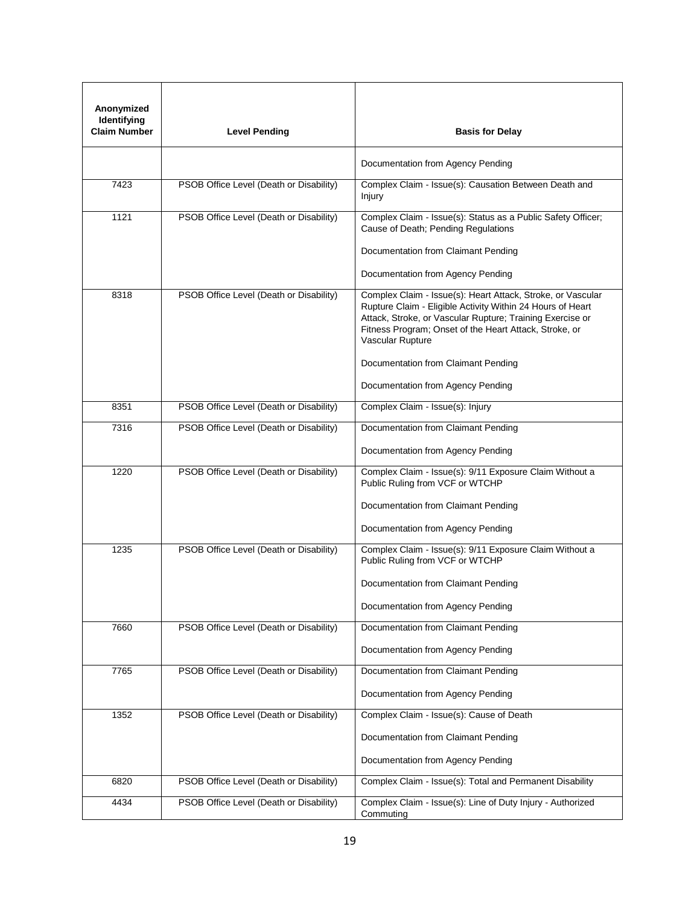| Anonymized Identifying Claim Number | Level Pending | Basis for Delay |
|---|---|---|
| | | Documentation from Agency Pending |
| 7423 | PSOB Office Level (Death or Disability) | Complex Claim - Issue(s): Causation Between Death and Injury |
| 1121 | PSOB Office Level (Death or Disability) | Complex Claim - Issue(s): Status as a Public Safety Officer; Cause of Death; Pending Regulations<br><br>Documentation from Claimant Pending<br><br>Documentation from Agency Pending |
| 8318 | PSOB Office Level (Death or Disability) | Complex Claim - Issue(s): Heart Attack, Stroke, or Vascular Rupture Claim - Eligible Activity Within 24 Hours of Heart Attack, Stroke, or Vascular Rupture; Training Exercise or Fitness Program; Onset of the Heart Attack, Stroke, or Vascular Rupture<br><br>Documentation from Claimant Pending<br><br>Documentation from Agency Pending |
| 8351 | PSOB Office Level (Death or Disability) | Complex Claim - Issue(s): Injury |
| 7316 | PSOB Office Level (Death or Disability) | Documentation from Claimant Pending<br><br>Documentation from Agency Pending |
| 1220 | PSOB Office Level (Death or Disability) | Complex Claim - Issue(s): 9/11 Exposure Claim Without a Public Ruling from VCF or WTCHP<br><br>Documentation from Claimant Pending<br><br>Documentation from Agency Pending |
| 1235 | PSOB Office Level (Death or Disability) | Complex Claim - Issue(s): 9/11 Exposure Claim Without a Public Ruling from VCF or WTCHP<br><br>Documentation from Claimant Pending<br><br>Documentation from Agency Pending |
| 7660 | PSOB Office Level (Death or Disability) | Documentation from Claimant Pending<br><br>Documentation from Agency Pending |
| 7765 | PSOB Office Level (Death or Disability) | Documentation from Claimant Pending<br><br>Documentation from Agency Pending |
| 1352 | PSOB Office Level (Death or Disability) | Complex Claim - Issue(s): Cause of Death<br><br>Documentation from Claimant Pending<br><br>Documentation from Agency Pending |
| 6820 | PSOB Office Level (Death or Disability) | Complex Claim - Issue(s): Total and Permanent Disability |
| 4434 | PSOB Office Level (Death or Disability) | Complex Claim - Issue(s): Line of Duty Injury - Authorized Commuting |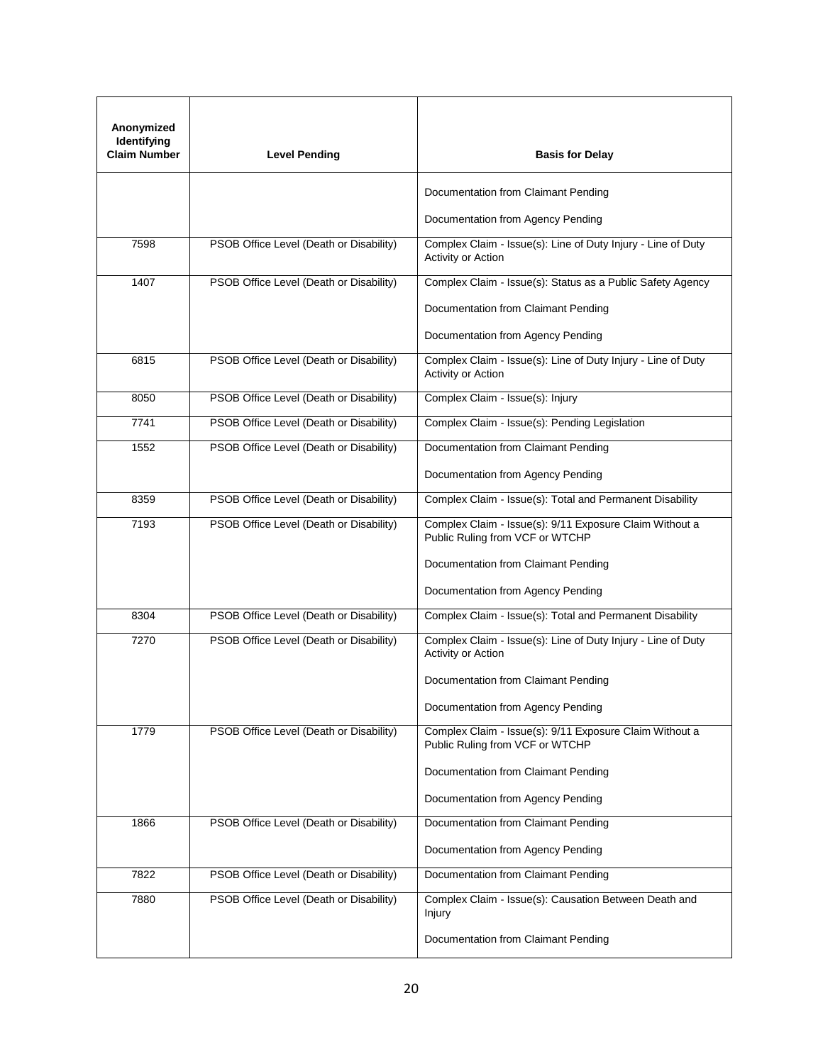| Anonymized Identifying Claim Number | Level Pending | Basis for Delay |
|---|---|---|
| | | Documentation from Claimant Pending<br><br>Documentation from Agency Pending |
| 7598 | PSOB Office Level (Death or Disability) | Complex Claim - Issue(s): Line of Duty Injury - Line of Duty Activity or Action |
| 1407 | PSOB Office Level (Death or Disability) | Complex Claim - Issue(s): Status as a Public Safety Agency<br><br>Documentation from Claimant Pending<br><br>Documentation from Agency Pending |
| 6815 | PSOB Office Level (Death or Disability) | Complex Claim - Issue(s): Line of Duty Injury - Line of Duty Activity or Action |
| 8050 | PSOB Office Level (Death or Disability) | Complex Claim - Issue(s): Injury |
| 7741 | PSOB Office Level (Death or Disability) | Complex Claim - Issue(s): Pending Legislation |
| 1552 | PSOB Office Level (Death or Disability) | Documentation from Claimant Pending<br><br>Documentation from Agency Pending |
| 8359 | PSOB Office Level (Death or Disability) | Complex Claim - Issue(s): Total and Permanent Disability |
| 7193 | PSOB Office Level (Death or Disability) | Complex Claim - Issue(s): 9/11 Exposure Claim Without a Public Ruling from VCF or WTCHP<br><br>Documentation from Claimant Pending<br><br>Documentation from Agency Pending |
| 8304 | PSOB Office Level (Death or Disability) | Complex Claim - Issue(s): Total and Permanent Disability |
| 7270 | PSOB Office Level (Death or Disability) | Complex Claim - Issue(s): Line of Duty Injury - Line of Duty Activity or Action<br><br>Documentation from Claimant Pending<br><br>Documentation from Agency Pending |
| 1779 | PSOB Office Level (Death or Disability) | Complex Claim - Issue(s): 9/11 Exposure Claim Without a Public Ruling from VCF or WTCHP<br><br>Documentation from Claimant Pending<br><br>Documentation from Agency Pending |
| 1866 | PSOB Office Level (Death or Disability) | Documentation from Claimant Pending<br><br>Documentation from Agency Pending |
| 7822 | PSOB Office Level (Death or Disability) | Documentation from Claimant Pending |
| 7880 | PSOB Office Level (Death or Disability) | Complex Claim - Issue(s): Causation Between Death and Injury<br><br>Documentation from Claimant Pending |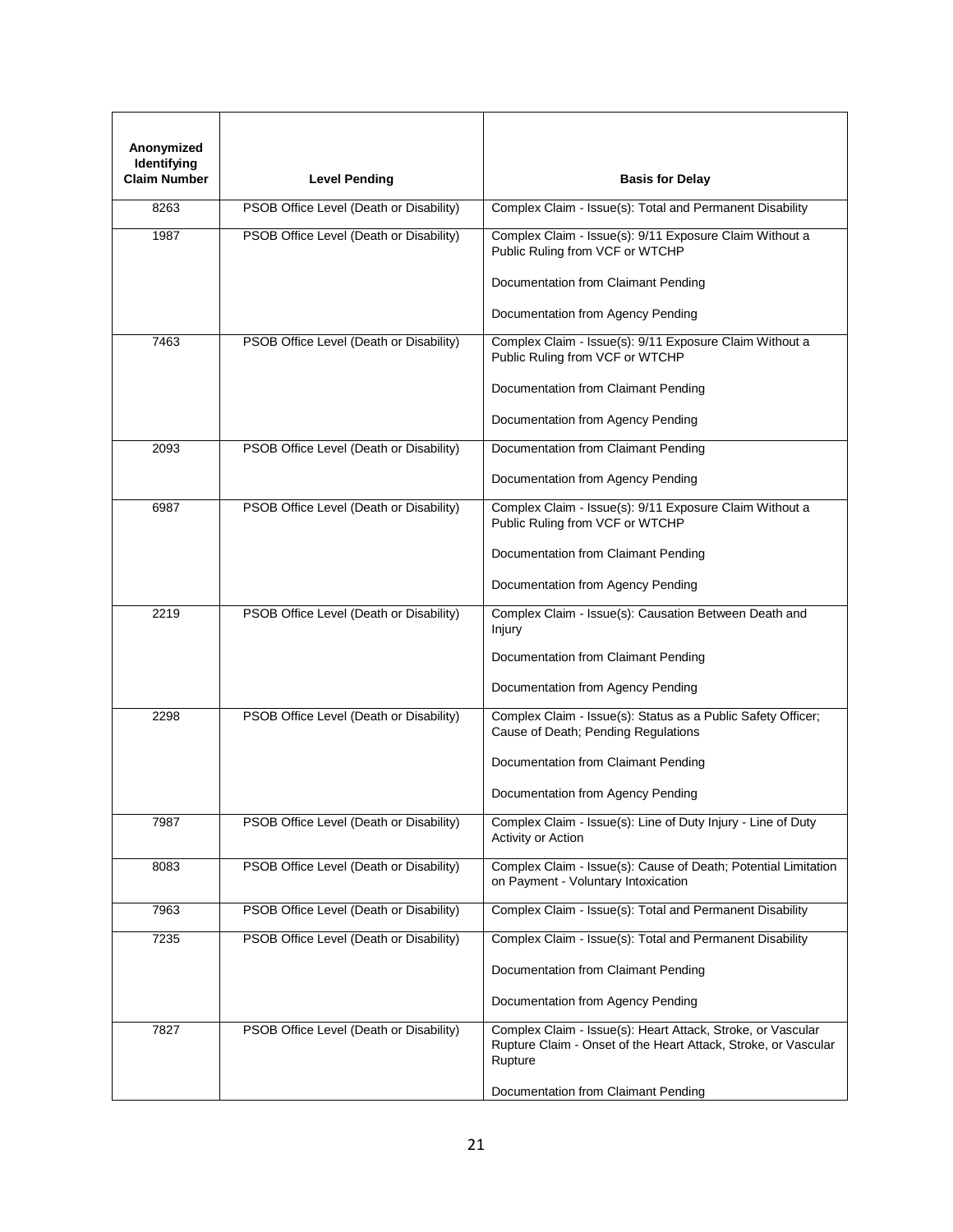| Anonymized Identifying Claim Number | Level Pending | Basis for Delay |
|---|---|---|
| 8263 | PSOB Office Level (Death or Disability) | Complex Claim - Issue(s): Total and Permanent Disability |
| 1987 | PSOB Office Level (Death or Disability) | Complex Claim - Issue(s): 9/11 Exposure Claim Without a Public Ruling from VCF or WTCHP<br><br>Documentation from Claimant Pending<br><br>Documentation from Agency Pending |
| 7463 | PSOB Office Level (Death or Disability) | Complex Claim - Issue(s): 9/11 Exposure Claim Without a Public Ruling from VCF or WTCHP<br><br>Documentation from Claimant Pending<br><br>Documentation from Agency Pending |
| 2093 | PSOB Office Level (Death or Disability) | Documentation from Claimant Pending<br><br>Documentation from Agency Pending |
| 6987 | PSOB Office Level (Death or Disability) | Complex Claim - Issue(s): 9/11 Exposure Claim Without a Public Ruling from VCF or WTCHP<br><br>Documentation from Claimant Pending<br><br>Documentation from Agency Pending |
| 2219 | PSOB Office Level (Death or Disability) | Complex Claim - Issue(s): Causation Between Death and Injury<br><br>Documentation from Claimant Pending<br><br>Documentation from Agency Pending |
| 2298 | PSOB Office Level (Death or Disability) | Complex Claim - Issue(s): Status as a Public Safety Officer; Cause of Death; Pending Regulations<br><br>Documentation from Claimant Pending<br><br>Documentation from Agency Pending |
| 7987 | PSOB Office Level (Death or Disability) | Complex Claim - Issue(s): Line of Duty Injury - Line of Duty Activity or Action |
| 8083 | PSOB Office Level (Death or Disability) | Complex Claim - Issue(s): Cause of Death; Potential Limitation on Payment - Voluntary Intoxication |
| 7963 | PSOB Office Level (Death or Disability) | Complex Claim - Issue(s): Total and Permanent Disability |
| 7235 | PSOB Office Level (Death or Disability) | Complex Claim - Issue(s): Total and Permanent Disability<br><br>Documentation from Claimant Pending<br><br>Documentation from Agency Pending |
| 7827 | PSOB Office Level (Death or Disability) | Complex Claim - Issue(s): Heart Attack, Stroke, or Vascular Rupture Claim - Onset of the Heart Attack, Stroke, or Vascular Rupture<br><br>Documentation from Claimant Pending |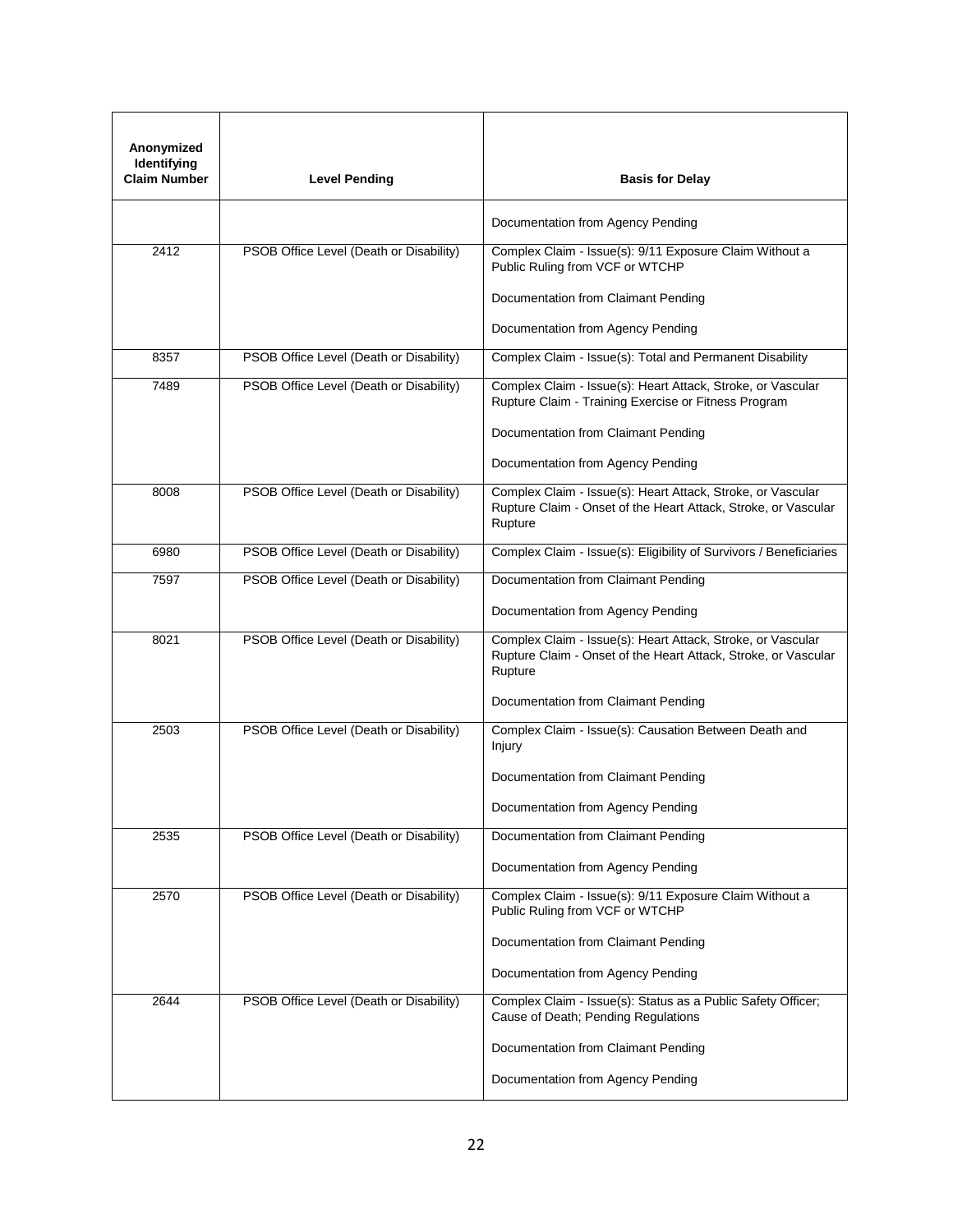| Anonymized Identifying Claim Number | Level Pending | Basis for Delay |
|---|---|---|
| | | Documentation from Agency Pending |
| 2412 | PSOB Office Level (Death or Disability) | Complex Claim - Issue(s): 9/11 Exposure Claim Without a Public Ruling from VCF or WTCHP<br><br>Documentation from Claimant Pending<br><br>Documentation from Agency Pending |
| 8357 | PSOB Office Level (Death or Disability) | Complex Claim - Issue(s): Total and Permanent Disability |
| 7489 | PSOB Office Level (Death or Disability) | Complex Claim - Issue(s): Heart Attack, Stroke, or Vascular Rupture Claim - Training Exercise or Fitness Program<br><br>Documentation from Claimant Pending<br><br>Documentation from Agency Pending |
| 8008 | PSOB Office Level (Death or Disability) | Complex Claim - Issue(s): Heart Attack, Stroke, or Vascular Rupture Claim - Onset of the Heart Attack, Stroke, or Vascular Rupture |
| 6980 | PSOB Office Level (Death or Disability) | Complex Claim - Issue(s): Eligibility of Survivors / Beneficiaries |
| 7597 | PSOB Office Level (Death or Disability) | Documentation from Claimant Pending<br><br>Documentation from Agency Pending |
| 8021 | PSOB Office Level (Death or Disability) | Complex Claim - Issue(s): Heart Attack, Stroke, or Vascular Rupture Claim - Onset of the Heart Attack, Stroke, or Vascular Rupture<br><br>Documentation from Claimant Pending |
| 2503 | PSOB Office Level (Death or Disability) | Complex Claim - Issue(s): Causation Between Death and Injury<br><br>Documentation from Claimant Pending<br><br>Documentation from Agency Pending |
| 2535 | PSOB Office Level (Death or Disability) | Documentation from Claimant Pending<br><br>Documentation from Agency Pending |
| 2570 | PSOB Office Level (Death or Disability) | Complex Claim - Issue(s): 9/11 Exposure Claim Without a Public Ruling from VCF or WTCHP<br><br>Documentation from Claimant Pending<br><br>Documentation from Agency Pending |
| 2644 | PSOB Office Level (Death or Disability) | Complex Claim - Issue(s): Status as a Public Safety Officer; Cause of Death; Pending Regulations<br><br>Documentation from Claimant Pending<br><br>Documentation from Agency Pending |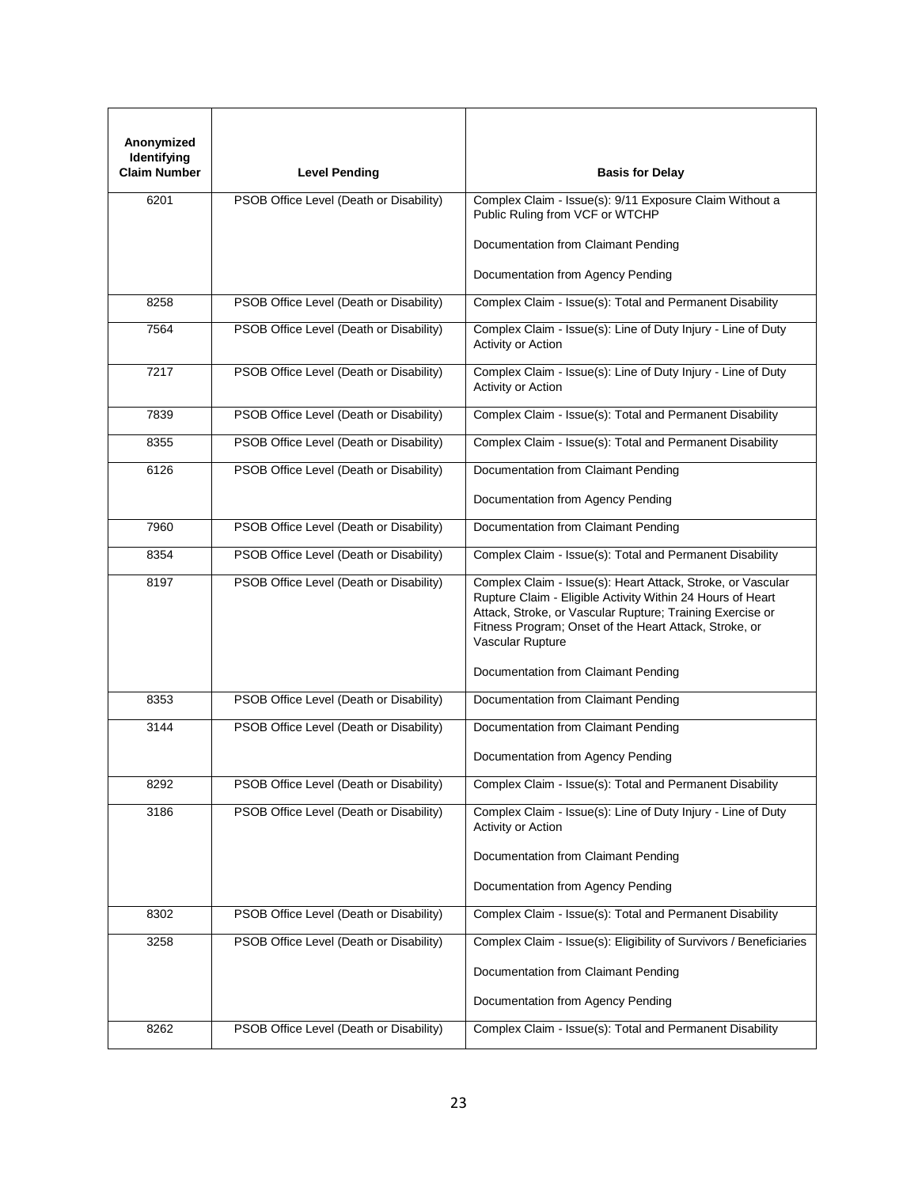| Anonymized Identifying Claim Number | Level Pending | Basis for Delay |
|---|---|---|
| 6201 | PSOB Office Level (Death or Disability) | Complex Claim - Issue(s): 9/11 Exposure Claim Without a Public Ruling from VCF or WTCHP<br><br>Documentation from Claimant Pending<br><br>Documentation from Agency Pending |
| 8258 | PSOB Office Level (Death or Disability) | Complex Claim - Issue(s): Total and Permanent Disability |
| 7564 | PSOB Office Level (Death or Disability) | Complex Claim - Issue(s): Line of Duty Injury - Line of Duty Activity or Action |
| 7217 | PSOB Office Level (Death or Disability) | Complex Claim - Issue(s): Line of Duty Injury - Line of Duty Activity or Action |
| 7839 | PSOB Office Level (Death or Disability) | Complex Claim - Issue(s): Total and Permanent Disability |
| 8355 | PSOB Office Level (Death or Disability) | Complex Claim - Issue(s): Total and Permanent Disability |
| 6126 | PSOB Office Level (Death or Disability) | Documentation from Claimant Pending<br><br>Documentation from Agency Pending |
| 7960 | PSOB Office Level (Death or Disability) | Documentation from Claimant Pending |
| 8354 | PSOB Office Level (Death or Disability) | Complex Claim - Issue(s): Total and Permanent Disability |
| 8197 | PSOB Office Level (Death or Disability) | Complex Claim - Issue(s): Heart Attack, Stroke, or Vascular Rupture Claim - Eligible Activity Within 24 Hours of Heart Attack, Stroke, or Vascular Rupture; Training Exercise or Fitness Program; Onset of the Heart Attack, Stroke, or Vascular Rupture<br><br>Documentation from Claimant Pending |
| 8353 | PSOB Office Level (Death or Disability) | Documentation from Claimant Pending |
| 3144 | PSOB Office Level (Death or Disability) | Documentation from Claimant Pending<br><br>Documentation from Agency Pending |
| 8292 | PSOB Office Level (Death or Disability) | Complex Claim - Issue(s): Total and Permanent Disability |
| 3186 | PSOB Office Level (Death or Disability) | Complex Claim - Issue(s): Line of Duty Injury - Line of Duty Activity or Action<br><br>Documentation from Claimant Pending<br><br>Documentation from Agency Pending |
| 8302 | PSOB Office Level (Death or Disability) | Complex Claim - Issue(s): Total and Permanent Disability |
| 3258 | PSOB Office Level (Death or Disability) | Complex Claim - Issue(s): Eligibility of Survivors / Beneficiaries<br><br>Documentation from Claimant Pending<br><br>Documentation from Agency Pending |
| 8262 | PSOB Office Level (Death or Disability) | Complex Claim - Issue(s): Total and Permanent Disability |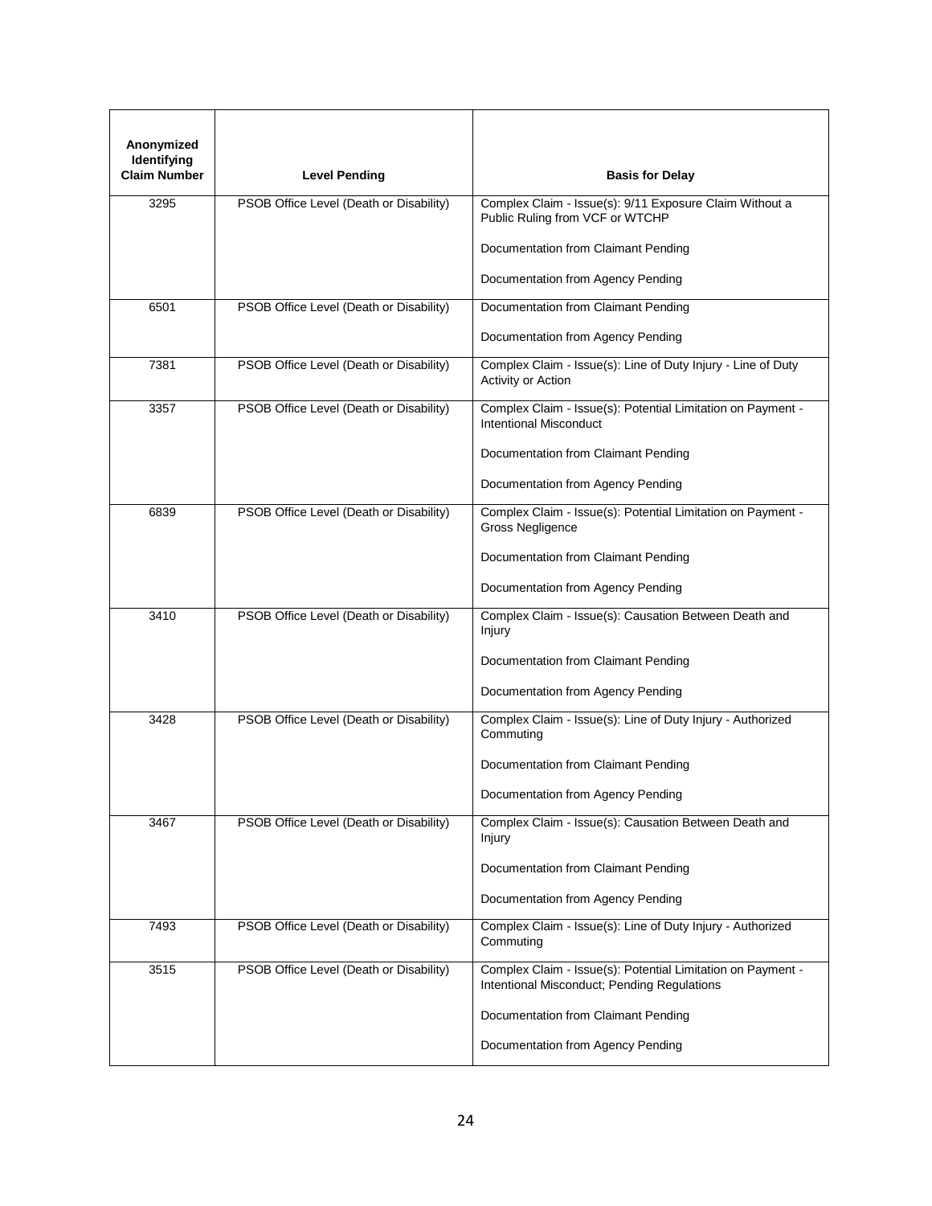| Anonymized Identifying Claim Number | Level Pending | Basis for Delay |
|---|---|---|
| 3295 | PSOB Office Level (Death or Disability) | Complex Claim - Issue(s): 9/11 Exposure Claim Without a Public Ruling from VCF or WTCHP<br><br>Documentation from Claimant Pending<br><br>Documentation from Agency Pending |
| 6501 | PSOB Office Level (Death or Disability) | Documentation from Claimant Pending<br><br>Documentation from Agency Pending |
| 7381 | PSOB Office Level (Death or Disability) | Complex Claim - Issue(s): Line of Duty Injury - Line of Duty Activity or Action |
| 3357 | PSOB Office Level (Death or Disability) | Complex Claim - Issue(s): Potential Limitation on Payment - Intentional Misconduct<br><br>Documentation from Claimant Pending<br><br>Documentation from Agency Pending |
| 6839 | PSOB Office Level (Death or Disability) | Complex Claim - Issue(s): Potential Limitation on Payment - Gross Negligence<br><br>Documentation from Claimant Pending<br><br>Documentation from Agency Pending |
| 3410 | PSOB Office Level (Death or Disability) | Complex Claim - Issue(s): Causation Between Death and Injury<br><br>Documentation from Claimant Pending<br><br>Documentation from Agency Pending |
| 3428 | PSOB Office Level (Death or Disability) | Complex Claim - Issue(s): Line of Duty Injury - Authorized Commuting<br><br>Documentation from Claimant Pending<br><br>Documentation from Agency Pending |
| 3467 | PSOB Office Level (Death or Disability) | Complex Claim - Issue(s): Causation Between Death and Injury<br><br>Documentation from Claimant Pending<br><br>Documentation from Agency Pending |
| 7493 | PSOB Office Level (Death or Disability) | Complex Claim - Issue(s): Line of Duty Injury - Authorized Commuting |
| 3515 | PSOB Office Level (Death or Disability) | Complex Claim - Issue(s): Potential Limitation on Payment - Intentional Misconduct; Pending Regulations<br><br>Documentation from Claimant Pending<br><br>Documentation from Agency Pending |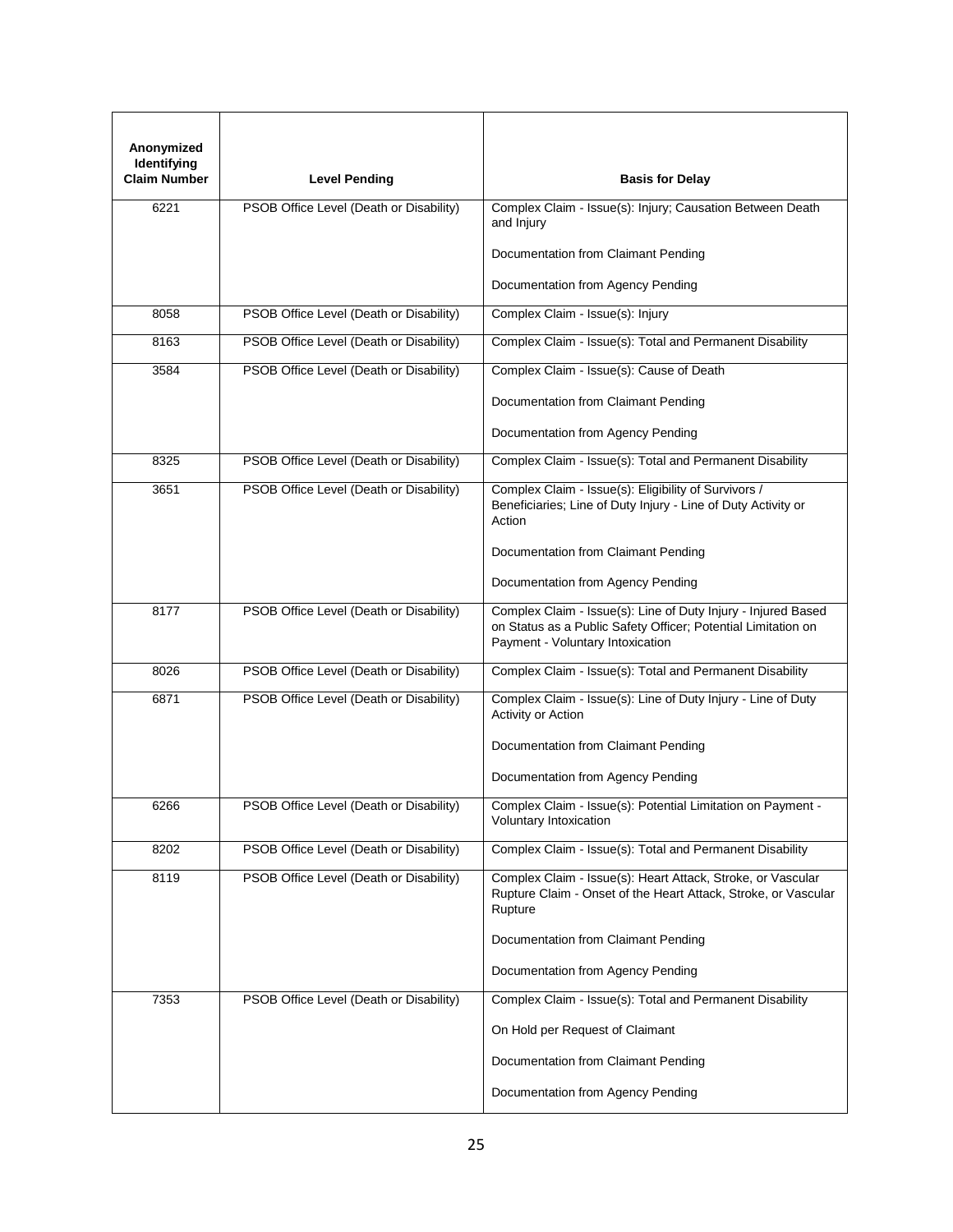| Anonymized Identifying Claim Number | Level Pending | Basis for Delay |
|---|---|---|
| 6221 | PSOB Office Level (Death or Disability) | Complex Claim - Issue(s): Injury; Causation Between Death and Injury<br><br>Documentation from Claimant Pending<br><br>Documentation from Agency Pending |
| 8058 | PSOB Office Level (Death or Disability) | Complex Claim - Issue(s): Injury |
| 8163 | PSOB Office Level (Death or Disability) | Complex Claim - Issue(s): Total and Permanent Disability |
| 3584 | PSOB Office Level (Death or Disability) | Complex Claim - Issue(s): Cause of Death<br><br>Documentation from Claimant Pending<br><br>Documentation from Agency Pending |
| 8325 | PSOB Office Level (Death or Disability) | Complex Claim - Issue(s): Total and Permanent Disability |
| 3651 | PSOB Office Level (Death or Disability) | Complex Claim - Issue(s): Eligibility of Survivors / Beneficiaries; Line of Duty Injury - Line of Duty Activity or Action<br><br>Documentation from Claimant Pending<br><br>Documentation from Agency Pending |
| 8177 | PSOB Office Level (Death or Disability) | Complex Claim - Issue(s): Line of Duty Injury - Injured Based on Status as a Public Safety Officer; Potential Limitation on Payment - Voluntary Intoxication |
| 8026 | PSOB Office Level (Death or Disability) | Complex Claim - Issue(s): Total and Permanent Disability |
| 6871 | PSOB Office Level (Death or Disability) | Complex Claim - Issue(s): Line of Duty Injury - Line of Duty Activity or Action<br><br>Documentation from Claimant Pending<br><br>Documentation from Agency Pending |
| 6266 | PSOB Office Level (Death or Disability) | Complex Claim - Issue(s): Potential Limitation on Payment - Voluntary Intoxication |
| 8202 | PSOB Office Level (Death or Disability) | Complex Claim - Issue(s): Total and Permanent Disability |
| 8119 | PSOB Office Level (Death or Disability) | Complex Claim - Issue(s): Heart Attack, Stroke, or Vascular Rupture Claim - Onset of the Heart Attack, Stroke, or Vascular Rupture<br><br>Documentation from Claimant Pending<br><br>Documentation from Agency Pending |
| 7353 | PSOB Office Level (Death or Disability) | Complex Claim - Issue(s): Total and Permanent Disability<br><br>On Hold per Request of Claimant<br><br>Documentation from Claimant Pending<br><br>Documentation from Agency Pending |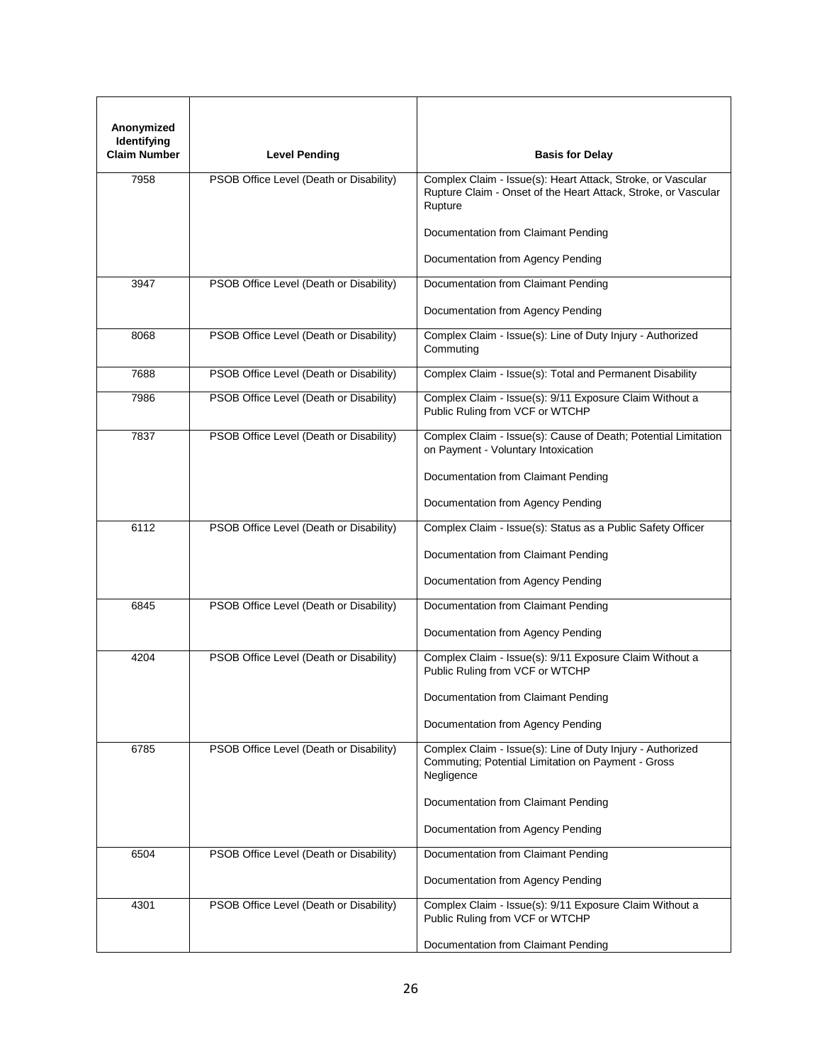| Anonymized Identifying Claim Number | Level Pending | Basis for Delay |
|---|---|---|
| 7958 | PSOB Office Level (Death or Disability) | Complex Claim - Issue(s): Heart Attack, Stroke, or Vascular Rupture Claim - Onset of the Heart Attack, Stroke, or Vascular Rupture<br><br>Documentation from Claimant Pending<br><br>Documentation from Agency Pending |
| 3947 | PSOB Office Level (Death or Disability) | Documentation from Claimant Pending<br><br>Documentation from Agency Pending |
| 8068 | PSOB Office Level (Death or Disability) | Complex Claim - Issue(s): Line of Duty Injury - Authorized Commuting |
| 7688 | PSOB Office Level (Death or Disability) | Complex Claim - Issue(s): Total and Permanent Disability |
| 7986 | PSOB Office Level (Death or Disability) | Complex Claim - Issue(s): 9/11 Exposure Claim Without a Public Ruling from VCF or WTCHP |
| 7837 | PSOB Office Level (Death or Disability) | Complex Claim - Issue(s): Cause of Death; Potential Limitation on Payment - Voluntary Intoxication<br><br>Documentation from Claimant Pending<br><br>Documentation from Agency Pending |
| 6112 | PSOB Office Level (Death or Disability) | Complex Claim - Issue(s): Status as a Public Safety Officer<br><br>Documentation from Claimant Pending<br><br>Documentation from Agency Pending |
| 6845 | PSOB Office Level (Death or Disability) | Documentation from Claimant Pending<br><br>Documentation from Agency Pending |
| 4204 | PSOB Office Level (Death or Disability) | Complex Claim - Issue(s): 9/11 Exposure Claim Without a Public Ruling from VCF or WTCHP<br><br>Documentation from Claimant Pending<br><br>Documentation from Agency Pending |
| 6785 | PSOB Office Level (Death or Disability) | Complex Claim - Issue(s): Line of Duty Injury - Authorized Commuting; Potential Limitation on Payment - Gross Negligence<br><br>Documentation from Claimant Pending<br><br>Documentation from Agency Pending |
| 6504 | PSOB Office Level (Death or Disability) | Documentation from Claimant Pending<br><br>Documentation from Agency Pending |
| 4301 | PSOB Office Level (Death or Disability) | Complex Claim - Issue(s): 9/11 Exposure Claim Without a Public Ruling from VCF or WTCHP<br><br>Documentation from Claimant Pending |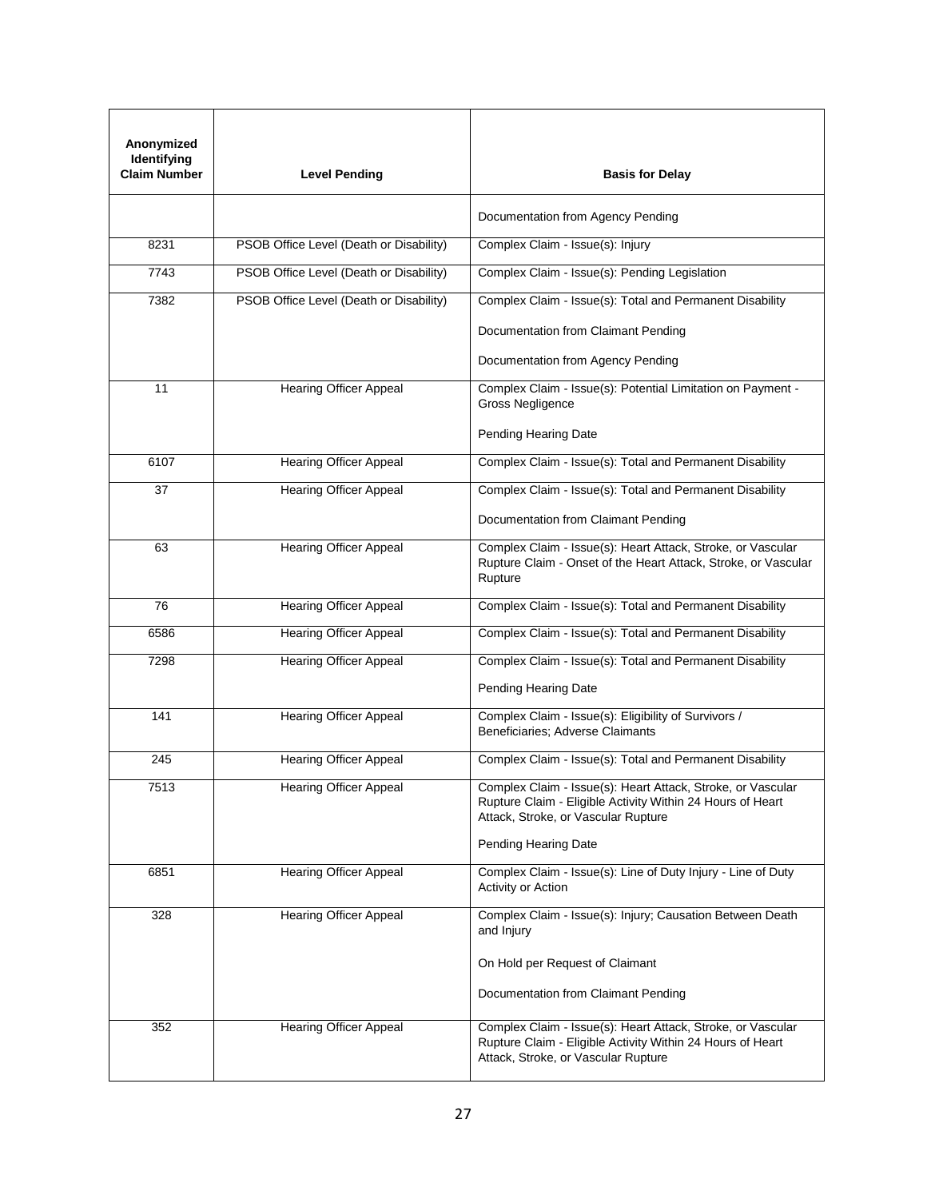| Anonymized Identifying Claim Number | Level Pending | Basis for Delay |
|---|---|---|
| | | Documentation from Agency Pending |
| 8231 | PSOB Office Level (Death or Disability) | Complex Claim - Issue(s): Injury |
| 7743 | PSOB Office Level (Death or Disability) | Complex Claim - Issue(s): Pending Legislation |
| 7382 | PSOB Office Level (Death or Disability) | Complex Claim - Issue(s): Total and Permanent Disability<br><br>Documentation from Claimant Pending<br><br>Documentation from Agency Pending |
| 11 | Hearing Officer Appeal | Complex Claim - Issue(s): Potential Limitation on Payment - Gross Negligence<br><br>Pending Hearing Date |
| 6107 | Hearing Officer Appeal | Complex Claim - Issue(s): Total and Permanent Disability |
| 37 | Hearing Officer Appeal | Complex Claim - Issue(s): Total and Permanent Disability<br><br>Documentation from Claimant Pending |
| 63 | Hearing Officer Appeal | Complex Claim - Issue(s): Heart Attack, Stroke, or Vascular Rupture Claim - Onset of the Heart Attack, Stroke, or Vascular Rupture |
| 76 | Hearing Officer Appeal | Complex Claim - Issue(s): Total and Permanent Disability |
| 6586 | Hearing Officer Appeal | Complex Claim - Issue(s): Total and Permanent Disability |
| 7298 | Hearing Officer Appeal | Complex Claim - Issue(s): Total and Permanent Disability<br><br>Pending Hearing Date |
| 141 | Hearing Officer Appeal | Complex Claim - Issue(s): Eligibility of Survivors / Beneficiaries; Adverse Claimants |
| 245 | Hearing Officer Appeal | Complex Claim - Issue(s): Total and Permanent Disability |
| 7513 | Hearing Officer Appeal | Complex Claim - Issue(s): Heart Attack, Stroke, or Vascular Rupture Claim - Eligible Activity Within 24 Hours of Heart Attack, Stroke, or Vascular Rupture<br><br>Pending Hearing Date |
| 6851 | Hearing Officer Appeal | Complex Claim - Issue(s): Line of Duty Injury - Line of Duty Activity or Action |
| 328 | Hearing Officer Appeal | Complex Claim - Issue(s): Injury; Causation Between Death and Injury<br><br>On Hold per Request of Claimant<br><br>Documentation from Claimant Pending |
| 352 | Hearing Officer Appeal | Complex Claim - Issue(s): Heart Attack, Stroke, or Vascular Rupture Claim - Eligible Activity Within 24 Hours of Heart Attack, Stroke, or Vascular Rupture |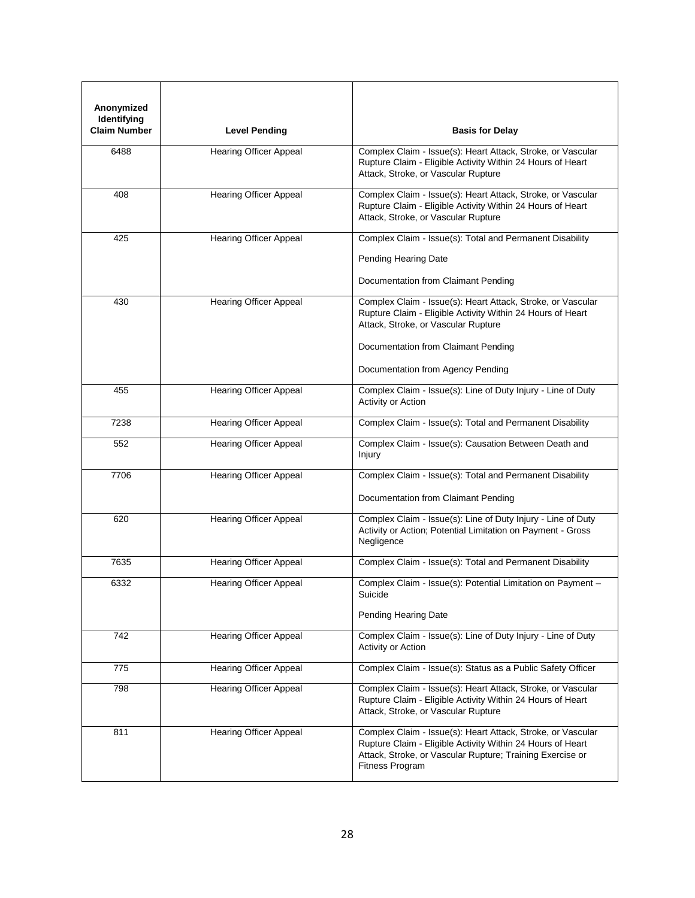| Anonymized Identifying Claim Number | Level Pending | Basis for Delay |
| --- | --- | --- |
| 6488 | Hearing Officer Appeal | Complex Claim - Issue(s): Heart Attack, Stroke, or Vascular Rupture Claim - Eligible Activity Within 24 Hours of Heart Attack, Stroke, or Vascular Rupture |
| 408 | Hearing Officer Appeal | Complex Claim - Issue(s): Heart Attack, Stroke, or Vascular Rupture Claim - Eligible Activity Within 24 Hours of Heart Attack, Stroke, or Vascular Rupture |
| 425 | Hearing Officer Appeal | Complex Claim - Issue(s): Total and Permanent Disability<br><br>Pending Hearing Date<br><br>Documentation from Claimant Pending |
| 430 | Hearing Officer Appeal | Complex Claim - Issue(s): Heart Attack, Stroke, or Vascular Rupture Claim - Eligible Activity Within 24 Hours of Heart Attack, Stroke, or Vascular Rupture<br><br>Documentation from Claimant Pending<br><br>Documentation from Agency Pending |
| 455 | Hearing Officer Appeal | Complex Claim - Issue(s): Line of Duty Injury - Line of Duty Activity or Action |
| 7238 | Hearing Officer Appeal | Complex Claim - Issue(s): Total and Permanent Disability |
| 552 | Hearing Officer Appeal | Complex Claim - Issue(s): Causation Between Death and Injury |
| 7706 | Hearing Officer Appeal | Complex Claim - Issue(s): Total and Permanent Disability<br><br>Documentation from Claimant Pending |
| 620 | Hearing Officer Appeal | Complex Claim - Issue(s): Line of Duty Injury - Line of Duty Activity or Action; Potential Limitation on Payment - Gross Negligence |
| 7635 | Hearing Officer Appeal | Complex Claim - Issue(s): Total and Permanent Disability |
| 6332 | Hearing Officer Appeal | Complex Claim - Issue(s): Potential Limitation on Payment – Suicide<br><br>Pending Hearing Date |
| 742 | Hearing Officer Appeal | Complex Claim - Issue(s): Line of Duty Injury - Line of Duty Activity or Action |
| 775 | Hearing Officer Appeal | Complex Claim - Issue(s): Status as a Public Safety Officer |
| 798 | Hearing Officer Appeal | Complex Claim - Issue(s): Heart Attack, Stroke, or Vascular Rupture Claim - Eligible Activity Within 24 Hours of Heart Attack, Stroke, or Vascular Rupture |
| 811 | Hearing Officer Appeal | Complex Claim - Issue(s): Heart Attack, Stroke, or Vascular Rupture Claim - Eligible Activity Within 24 Hours of Heart Attack, Stroke, or Vascular Rupture; Training Exercise or Fitness Program |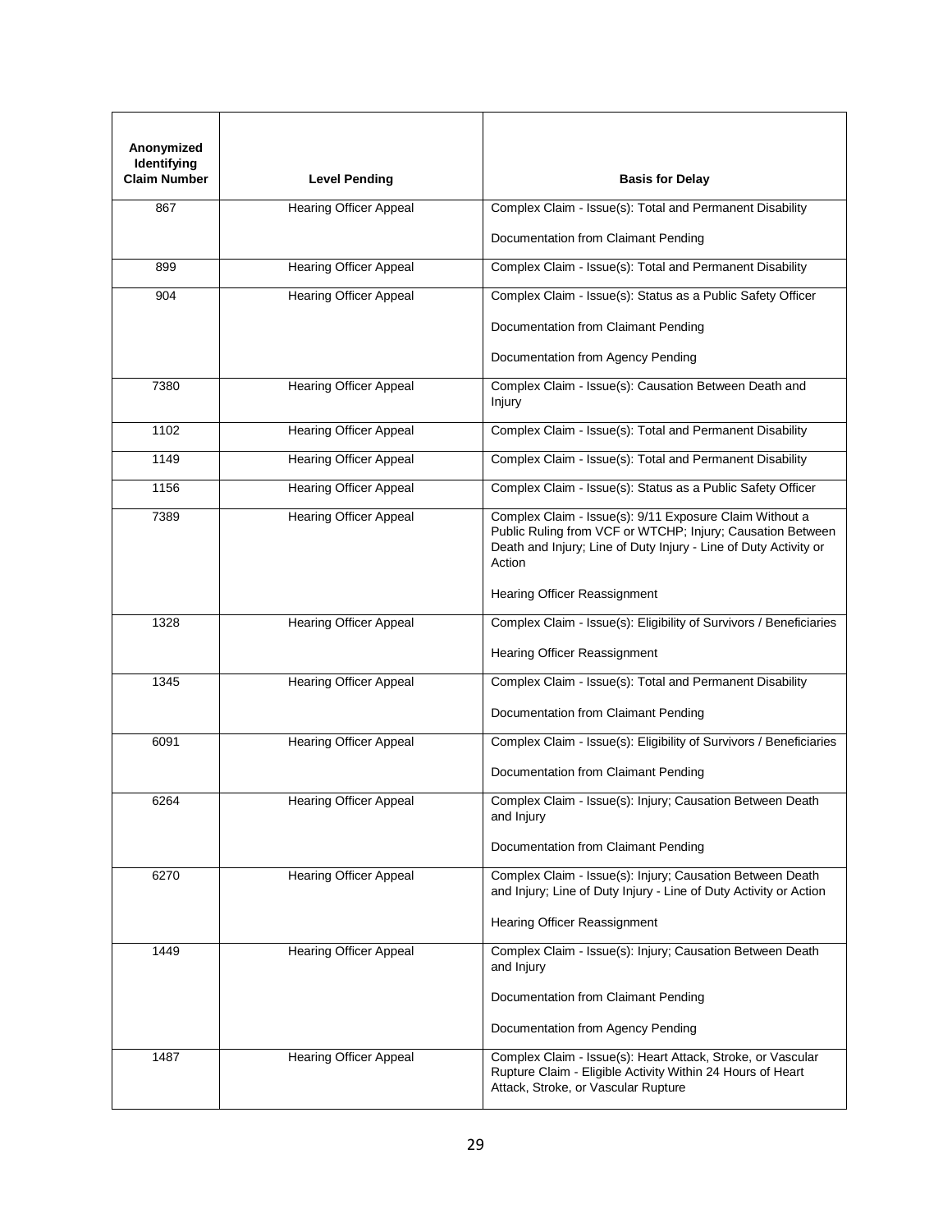| Anonymized Identifying Claim Number | Level Pending | Basis for Delay |
|---|---|---|
| 867 | Hearing Officer Appeal | Complex Claim - Issue(s): Total and Permanent Disability<br><br>Documentation from Claimant Pending |
| 899 | Hearing Officer Appeal | Complex Claim - Issue(s): Total and Permanent Disability |
| 904 | Hearing Officer Appeal | Complex Claim - Issue(s): Status as a Public Safety Officer<br><br>Documentation from Claimant Pending<br><br>Documentation from Agency Pending |
| 7380 | Hearing Officer Appeal | Complex Claim - Issue(s): Causation Between Death and Injury |
| 1102 | Hearing Officer Appeal | Complex Claim - Issue(s): Total and Permanent Disability |
| 1149 | Hearing Officer Appeal | Complex Claim - Issue(s): Total and Permanent Disability |
| 1156 | Hearing Officer Appeal | Complex Claim - Issue(s): Status as a Public Safety Officer |
| 7389 | Hearing Officer Appeal | Complex Claim - Issue(s): 9/11 Exposure Claim Without a Public Ruling from VCF or WTCHP; Injury; Causation Between Death and Injury; Line of Duty Injury - Line of Duty Activity or Action<br><br>Hearing Officer Reassignment |
| 1328 | Hearing Officer Appeal | Complex Claim - Issue(s): Eligibility of Survivors / Beneficiaries<br><br>Hearing Officer Reassignment |
| 1345 | Hearing Officer Appeal | Complex Claim - Issue(s): Total and Permanent Disability<br><br>Documentation from Claimant Pending |
| 6091 | Hearing Officer Appeal | Complex Claim - Issue(s): Eligibility of Survivors / Beneficiaries<br><br>Documentation from Claimant Pending |
| 6264 | Hearing Officer Appeal | Complex Claim - Issue(s): Injury; Causation Between Death and Injury<br><br>Documentation from Claimant Pending |
| 6270 | Hearing Officer Appeal | Complex Claim - Issue(s): Injury; Causation Between Death and Injury; Line of Duty Injury - Line of Duty Activity or Action<br><br>Hearing Officer Reassignment |
| 1449 | Hearing Officer Appeal | Complex Claim - Issue(s): Injury; Causation Between Death and Injury<br><br>Documentation from Claimant Pending<br><br>Documentation from Agency Pending |
| 1487 | Hearing Officer Appeal | Complex Claim - Issue(s): Heart Attack, Stroke, or Vascular Rupture Claim - Eligible Activity Within 24 Hours of Heart Attack, Stroke, or Vascular Rupture |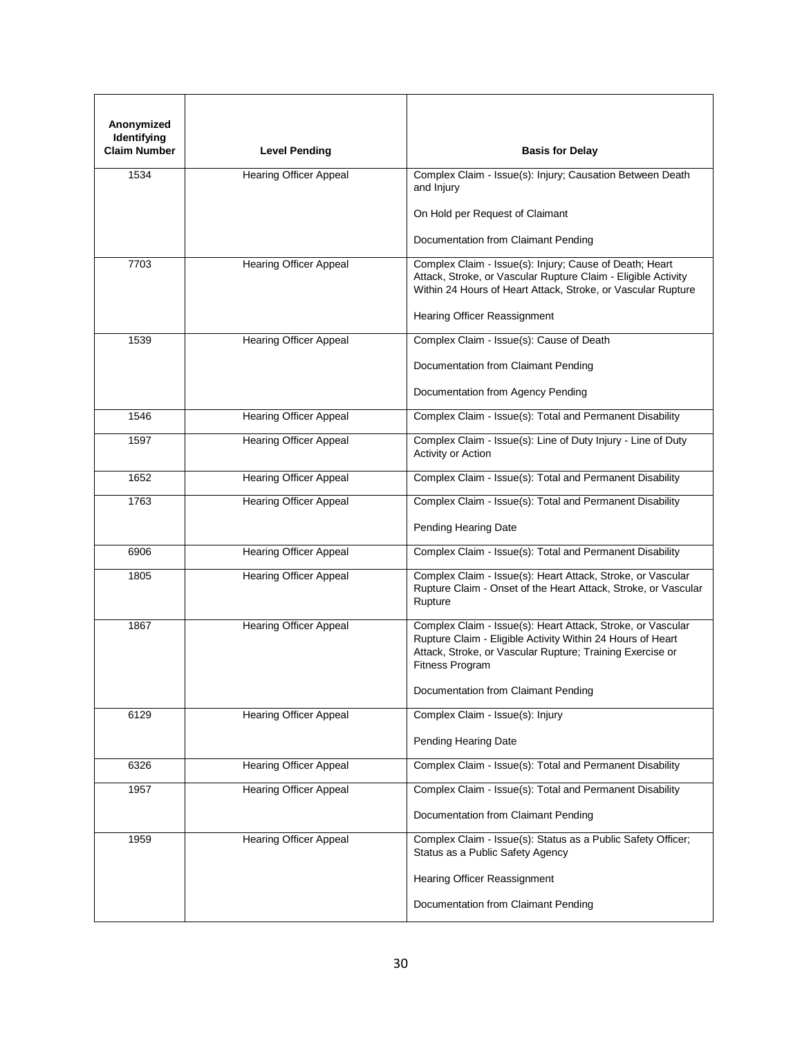| Anonymized Identifying Claim Number | Level Pending | Basis for Delay |
|---|---|---|
| 1534 | Hearing Officer Appeal | Complex Claim - Issue(s): Injury; Causation Between Death and Injury<br><br>On Hold per Request of Claimant<br><br>Documentation from Claimant Pending |
| 7703 | Hearing Officer Appeal | Complex Claim - Issue(s): Injury; Cause of Death; Heart Attack, Stroke, or Vascular Rupture Claim - Eligible Activity Within 24 Hours of Heart Attack, Stroke, or Vascular Rupture<br><br>Hearing Officer Reassignment |
| 1539 | Hearing Officer Appeal | Complex Claim - Issue(s): Cause of Death<br><br>Documentation from Claimant Pending<br><br>Documentation from Agency Pending |
| 1546 | Hearing Officer Appeal | Complex Claim - Issue(s): Total and Permanent Disability |
| 1597 | Hearing Officer Appeal | Complex Claim - Issue(s): Line of Duty Injury - Line of Duty Activity or Action |
| 1652 | Hearing Officer Appeal | Complex Claim - Issue(s): Total and Permanent Disability |
| 1763 | Hearing Officer Appeal | Complex Claim - Issue(s): Total and Permanent Disability<br><br>Pending Hearing Date |
| 6906 | Hearing Officer Appeal | Complex Claim - Issue(s): Total and Permanent Disability |
| 1805 | Hearing Officer Appeal | Complex Claim - Issue(s): Heart Attack, Stroke, or Vascular Rupture Claim - Onset of the Heart Attack, Stroke, or Vascular Rupture |
| 1867 | Hearing Officer Appeal | Complex Claim - Issue(s): Heart Attack, Stroke, or Vascular Rupture Claim - Eligible Activity Within 24 Hours of Heart Attack, Stroke, or Vascular Rupture; Training Exercise or Fitness Program<br><br>Documentation from Claimant Pending |
| 6129 | Hearing Officer Appeal | Complex Claim - Issue(s): Injury<br><br>Pending Hearing Date |
| 6326 | Hearing Officer Appeal | Complex Claim - Issue(s): Total and Permanent Disability |
| 1957 | Hearing Officer Appeal | Complex Claim - Issue(s): Total and Permanent Disability<br><br>Documentation from Claimant Pending |
| 1959 | Hearing Officer Appeal | Complex Claim - Issue(s): Status as a Public Safety Officer; Status as a Public Safety Agency<br><br>Hearing Officer Reassignment<br><br>Documentation from Claimant Pending |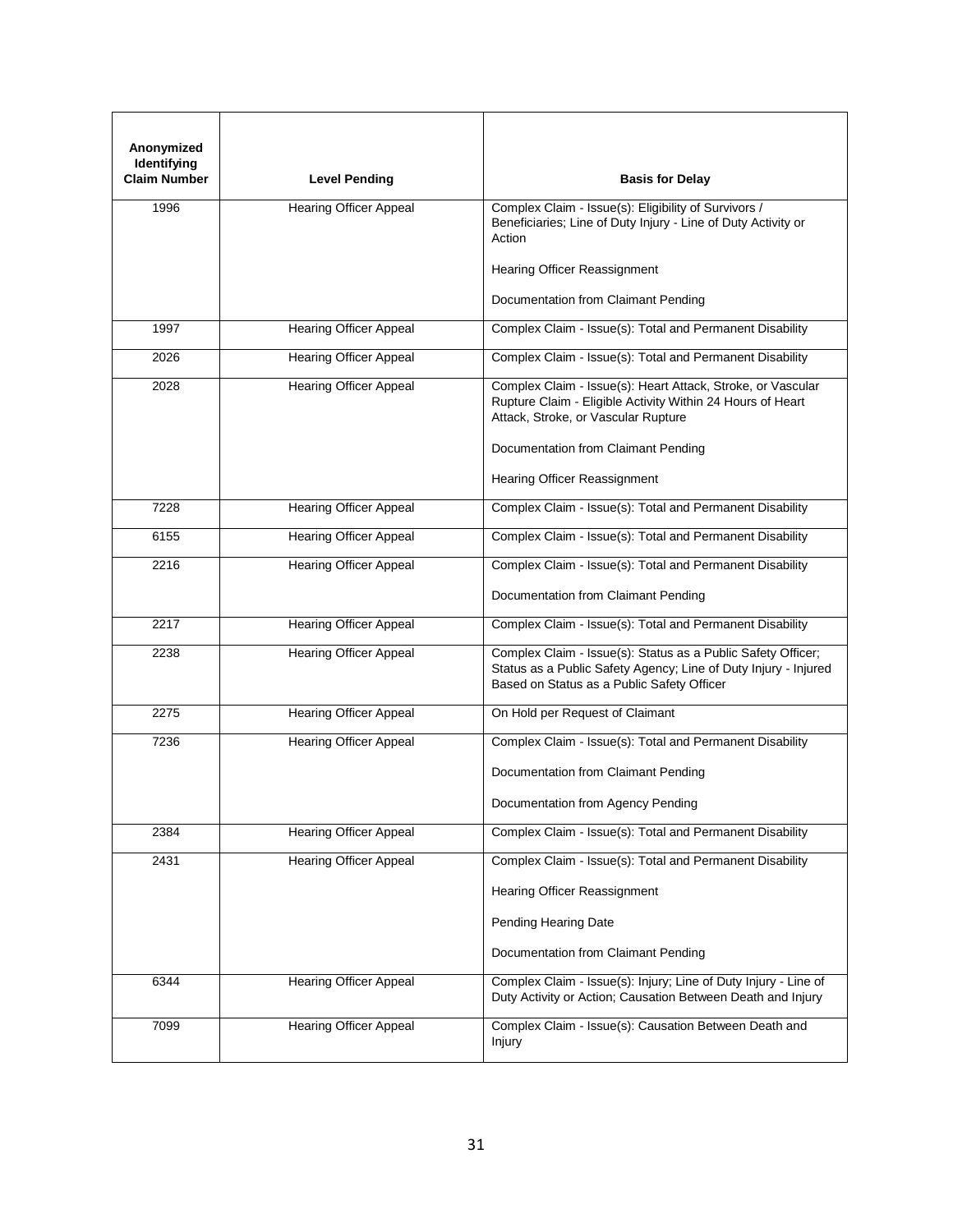| Anonymized Identifying Claim Number | Level Pending | Basis for Delay |
|---|---|---|
| 1996 | Hearing Officer Appeal | Complex Claim - Issue(s): Eligibility of Survivors / Beneficiaries; Line of Duty Injury - Line of Duty Activity or Action<br><br>Hearing Officer Reassignment<br><br>Documentation from Claimant Pending |
| 1997 | Hearing Officer Appeal | Complex Claim - Issue(s): Total and Permanent Disability |
| 2026 | Hearing Officer Appeal | Complex Claim - Issue(s): Total and Permanent Disability |
| 2028 | Hearing Officer Appeal | Complex Claim - Issue(s): Heart Attack, Stroke, or Vascular Rupture Claim - Eligible Activity Within 24 Hours of Heart Attack, Stroke, or Vascular Rupture<br><br>Documentation from Claimant Pending<br><br>Hearing Officer Reassignment |
| 7228 | Hearing Officer Appeal | Complex Claim - Issue(s): Total and Permanent Disability |
| 6155 | Hearing Officer Appeal | Complex Claim - Issue(s): Total and Permanent Disability |
| 2216 | Hearing Officer Appeal | Complex Claim - Issue(s): Total and Permanent Disability<br><br>Documentation from Claimant Pending |
| 2217 | Hearing Officer Appeal | Complex Claim - Issue(s): Total and Permanent Disability |
| 2238 | Hearing Officer Appeal | Complex Claim - Issue(s): Status as a Public Safety Officer; Status as a Public Safety Agency; Line of Duty Injury - Injured Based on Status as a Public Safety Officer |
| 2275 | Hearing Officer Appeal | On Hold per Request of Claimant |
| 7236 | Hearing Officer Appeal | Complex Claim - Issue(s): Total and Permanent Disability<br><br>Documentation from Claimant Pending<br><br>Documentation from Agency Pending |
| 2384 | Hearing Officer Appeal | Complex Claim - Issue(s): Total and Permanent Disability |
| 2431 | Hearing Officer Appeal | Complex Claim - Issue(s): Total and Permanent Disability<br><br>Hearing Officer Reassignment<br><br>Pending Hearing Date<br><br>Documentation from Claimant Pending |
| 6344 | Hearing Officer Appeal | Complex Claim - Issue(s): Injury; Line of Duty Injury - Line of Duty Activity or Action; Causation Between Death and Injury |
| 7099 | Hearing Officer Appeal | Complex Claim - Issue(s): Causation Between Death and Injury |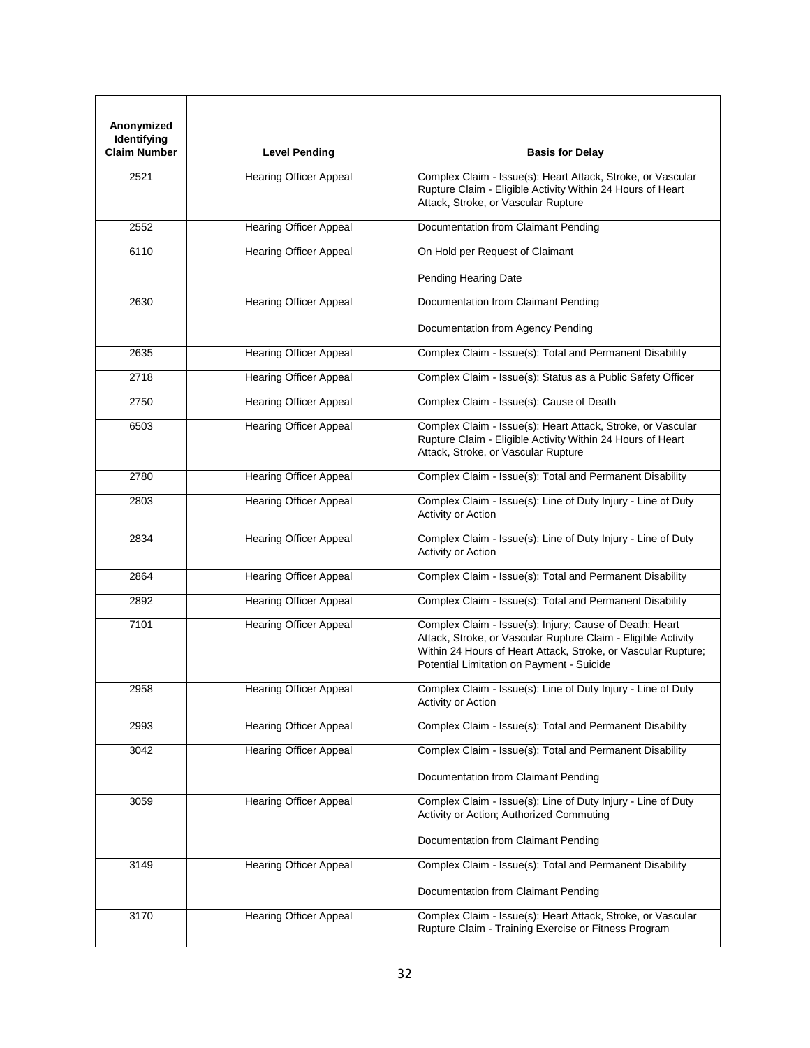| Anonymized Identifying Claim Number | Level Pending | Basis for Delay |
|---|---|---|
| 2521 | Hearing Officer Appeal | Complex Claim - Issue(s): Heart Attack, Stroke, or Vascular Rupture Claim - Eligible Activity Within 24 Hours of Heart Attack, Stroke, or Vascular Rupture |
| 2552 | Hearing Officer Appeal | Documentation from Claimant Pending |
| 6110 | Hearing Officer Appeal | On Hold per Request of Claimant<br><br>Pending Hearing Date |
| 2630 | Hearing Officer Appeal | Documentation from Claimant Pending<br><br>Documentation from Agency Pending |
| 2635 | Hearing Officer Appeal | Complex Claim - Issue(s): Total and Permanent Disability |
| 2718 | Hearing Officer Appeal | Complex Claim - Issue(s): Status as a Public Safety Officer |
| 2750 | Hearing Officer Appeal | Complex Claim - Issue(s): Cause of Death |
| 6503 | Hearing Officer Appeal | Complex Claim - Issue(s): Heart Attack, Stroke, or Vascular Rupture Claim - Eligible Activity Within 24 Hours of Heart Attack, Stroke, or Vascular Rupture |
| 2780 | Hearing Officer Appeal | Complex Claim - Issue(s): Total and Permanent Disability |
| 2803 | Hearing Officer Appeal | Complex Claim - Issue(s): Line of Duty Injury - Line of Duty Activity or Action |
| 2834 | Hearing Officer Appeal | Complex Claim - Issue(s): Line of Duty Injury - Line of Duty Activity or Action |
| 2864 | Hearing Officer Appeal | Complex Claim - Issue(s): Total and Permanent Disability |
| 2892 | Hearing Officer Appeal | Complex Claim - Issue(s): Total and Permanent Disability |
| 7101 | Hearing Officer Appeal | Complex Claim - Issue(s): Injury; Cause of Death; Heart Attack, Stroke, or Vascular Rupture Claim - Eligible Activity Within 24 Hours of Heart Attack, Stroke, or Vascular Rupture; Potential Limitation on Payment - Suicide |
| 2958 | Hearing Officer Appeal | Complex Claim - Issue(s): Line of Duty Injury - Line of Duty Activity or Action |
| 2993 | Hearing Officer Appeal | Complex Claim - Issue(s): Total and Permanent Disability |
| 3042 | Hearing Officer Appeal | Complex Claim - Issue(s): Total and Permanent Disability<br><br>Documentation from Claimant Pending |
| 3059 | Hearing Officer Appeal | Complex Claim - Issue(s): Line of Duty Injury - Line of Duty Activity or Action; Authorized Commuting<br><br>Documentation from Claimant Pending |
| 3149 | Hearing Officer Appeal | Complex Claim - Issue(s): Total and Permanent Disability<br><br>Documentation from Claimant Pending |
| 3170 | Hearing Officer Appeal | Complex Claim - Issue(s): Heart Attack, Stroke, or Vascular Rupture Claim - Training Exercise or Fitness Program |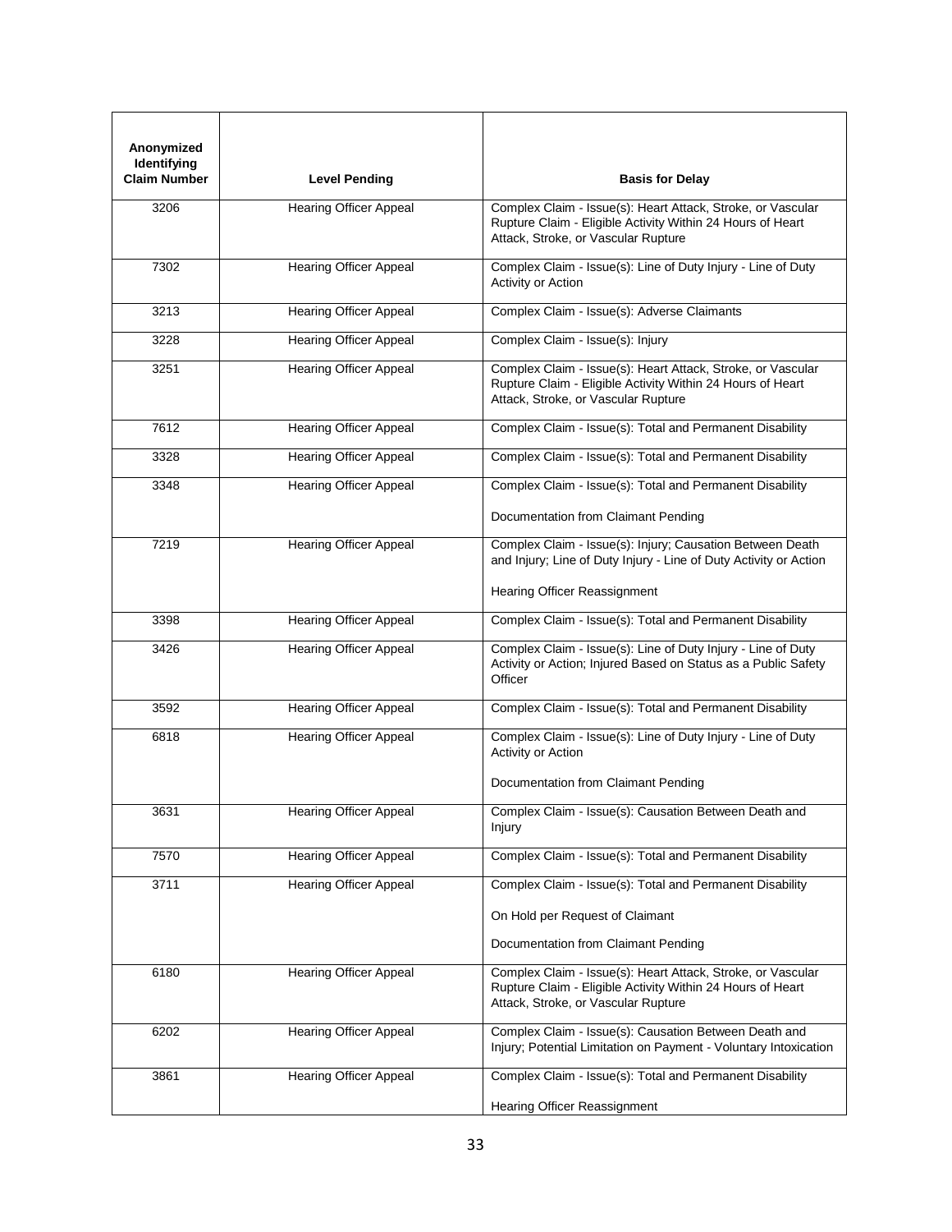| Anonymized Identifying Claim Number | Level Pending | Basis for Delay |
|---|---|---|
| 3206 | Hearing Officer Appeal | Complex Claim - Issue(s): Heart Attack, Stroke, or Vascular Rupture Claim - Eligible Activity Within 24 Hours of Heart Attack, Stroke, or Vascular Rupture |
| 7302 | Hearing Officer Appeal | Complex Claim - Issue(s): Line of Duty Injury - Line of Duty Activity or Action |
| 3213 | Hearing Officer Appeal | Complex Claim - Issue(s): Adverse Claimants |
| 3228 | Hearing Officer Appeal | Complex Claim - Issue(s): Injury |
| 3251 | Hearing Officer Appeal | Complex Claim - Issue(s): Heart Attack, Stroke, or Vascular Rupture Claim - Eligible Activity Within 24 Hours of Heart Attack, Stroke, or Vascular Rupture |
| 7612 | Hearing Officer Appeal | Complex Claim - Issue(s): Total and Permanent Disability |
| 3328 | Hearing Officer Appeal | Complex Claim - Issue(s): Total and Permanent Disability |
| 3348 | Hearing Officer Appeal | Complex Claim - Issue(s): Total and Permanent Disability<br><br>Documentation from Claimant Pending |
| 7219 | Hearing Officer Appeal | Complex Claim - Issue(s): Injury; Causation Between Death and Injury; Line of Duty Injury - Line of Duty Activity or Action<br><br>Hearing Officer Reassignment |
| 3398 | Hearing Officer Appeal | Complex Claim - Issue(s): Total and Permanent Disability |
| 3426 | Hearing Officer Appeal | Complex Claim - Issue(s): Line of Duty Injury - Line of Duty Activity or Action; Injured Based on Status as a Public Safety Officer |
| 3592 | Hearing Officer Appeal | Complex Claim - Issue(s): Total and Permanent Disability |
| 6818 | Hearing Officer Appeal | Complex Claim - Issue(s): Line of Duty Injury - Line of Duty Activity or Action<br><br>Documentation from Claimant Pending |
| 3631 | Hearing Officer Appeal | Complex Claim - Issue(s): Causation Between Death and Injury |
| 7570 | Hearing Officer Appeal | Complex Claim - Issue(s): Total and Permanent Disability |
| 3711 | Hearing Officer Appeal | Complex Claim - Issue(s): Total and Permanent Disability<br><br>On Hold per Request of Claimant<br><br>Documentation from Claimant Pending |
| 6180 | Hearing Officer Appeal | Complex Claim - Issue(s): Heart Attack, Stroke, or Vascular Rupture Claim - Eligible Activity Within 24 Hours of Heart Attack, Stroke, or Vascular Rupture |
| 6202 | Hearing Officer Appeal | Complex Claim - Issue(s): Causation Between Death and Injury; Potential Limitation on Payment - Voluntary Intoxication |
| 3861 | Hearing Officer Appeal | Complex Claim - Issue(s): Total and Permanent Disability<br><br>Hearing Officer Reassignment |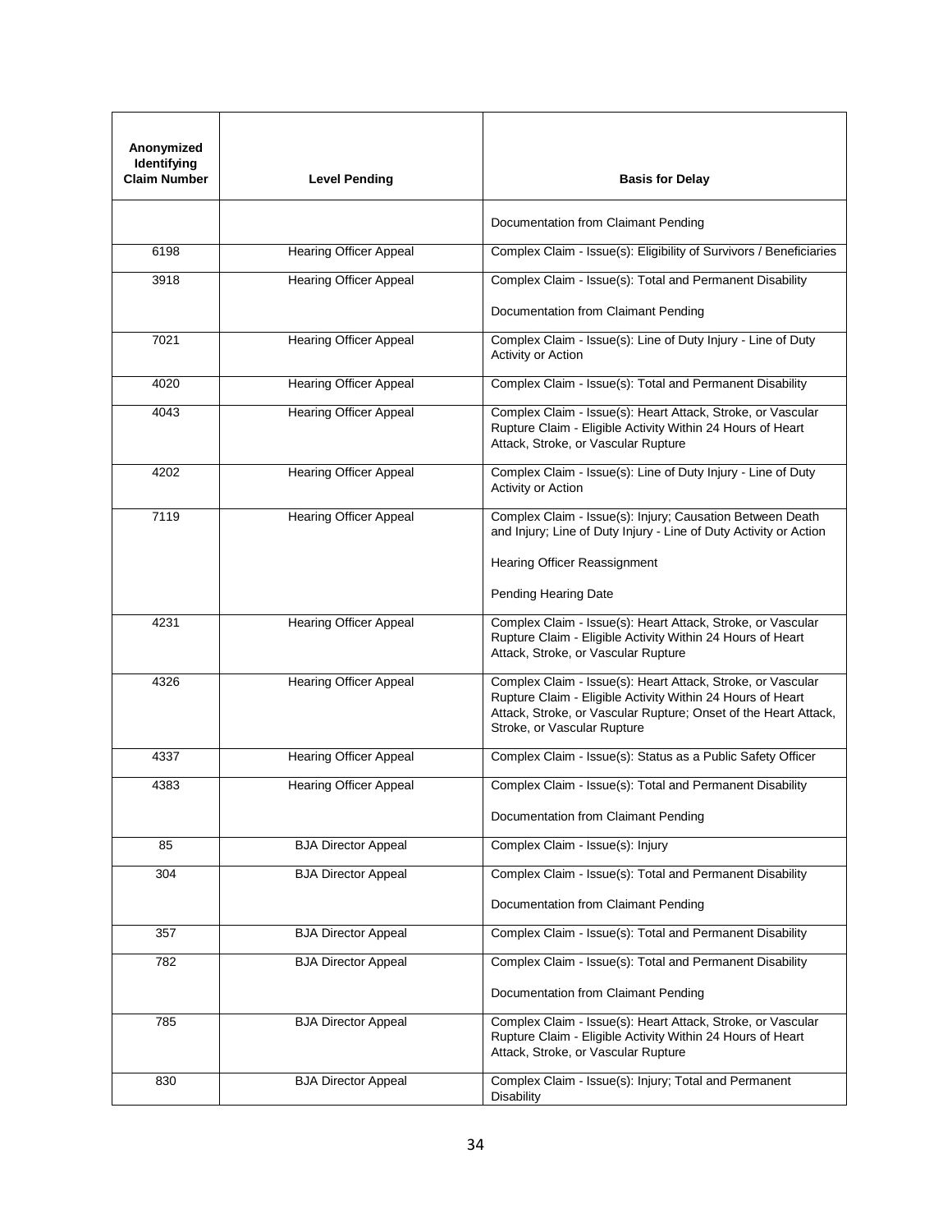| Anonymized Identifying Claim Number | Level Pending | Basis for Delay |
|---|---|---|
| | | Documentation from Claimant Pending |
| 6198 | Hearing Officer Appeal | Complex Claim - Issue(s): Eligibility of Survivors / Beneficiaries |
| 3918 | Hearing Officer Appeal | Complex Claim - Issue(s): Total and Permanent Disability<br><br>Documentation from Claimant Pending |
| 7021 | Hearing Officer Appeal | Complex Claim - Issue(s): Line of Duty Injury - Line of Duty Activity or Action |
| 4020 | Hearing Officer Appeal | Complex Claim - Issue(s): Total and Permanent Disability |
| 4043 | Hearing Officer Appeal | Complex Claim - Issue(s): Heart Attack, Stroke, or Vascular Rupture Claim - Eligible Activity Within 24 Hours of Heart Attack, Stroke, or Vascular Rupture |
| 4202 | Hearing Officer Appeal | Complex Claim - Issue(s): Line of Duty Injury - Line of Duty Activity or Action |
| 7119 | Hearing Officer Appeal | Complex Claim - Issue(s): Injury; Causation Between Death and Injury; Line of Duty Injury - Line of Duty Activity or Action<br><br>Hearing Officer Reassignment<br><br>Pending Hearing Date |
| 4231 | Hearing Officer Appeal | Complex Claim - Issue(s): Heart Attack, Stroke, or Vascular Rupture Claim - Eligible Activity Within 24 Hours of Heart Attack, Stroke, or Vascular Rupture |
| 4326 | Hearing Officer Appeal | Complex Claim - Issue(s): Heart Attack, Stroke, or Vascular Rupture Claim - Eligible Activity Within 24 Hours of Heart Attack, Stroke, or Vascular Rupture; Onset of the Heart Attack, Stroke, or Vascular Rupture |
| 4337 | Hearing Officer Appeal | Complex Claim - Issue(s): Status as a Public Safety Officer |
| 4383 | Hearing Officer Appeal | Complex Claim - Issue(s): Total and Permanent Disability<br><br>Documentation from Claimant Pending |
| 85 | BJA Director Appeal | Complex Claim - Issue(s): Injury |
| 304 | BJA Director Appeal | Complex Claim - Issue(s): Total and Permanent Disability<br><br>Documentation from Claimant Pending |
| 357 | BJA Director Appeal | Complex Claim - Issue(s): Total and Permanent Disability |
| 782 | BJA Director Appeal | Complex Claim - Issue(s): Total and Permanent Disability<br><br>Documentation from Claimant Pending |
| 785 | BJA Director Appeal | Complex Claim - Issue(s): Heart Attack, Stroke, or Vascular Rupture Claim - Eligible Activity Within 24 Hours of Heart Attack, Stroke, or Vascular Rupture |
| 830 | BJA Director Appeal | Complex Claim - Issue(s): Injury; Total and Permanent Disability |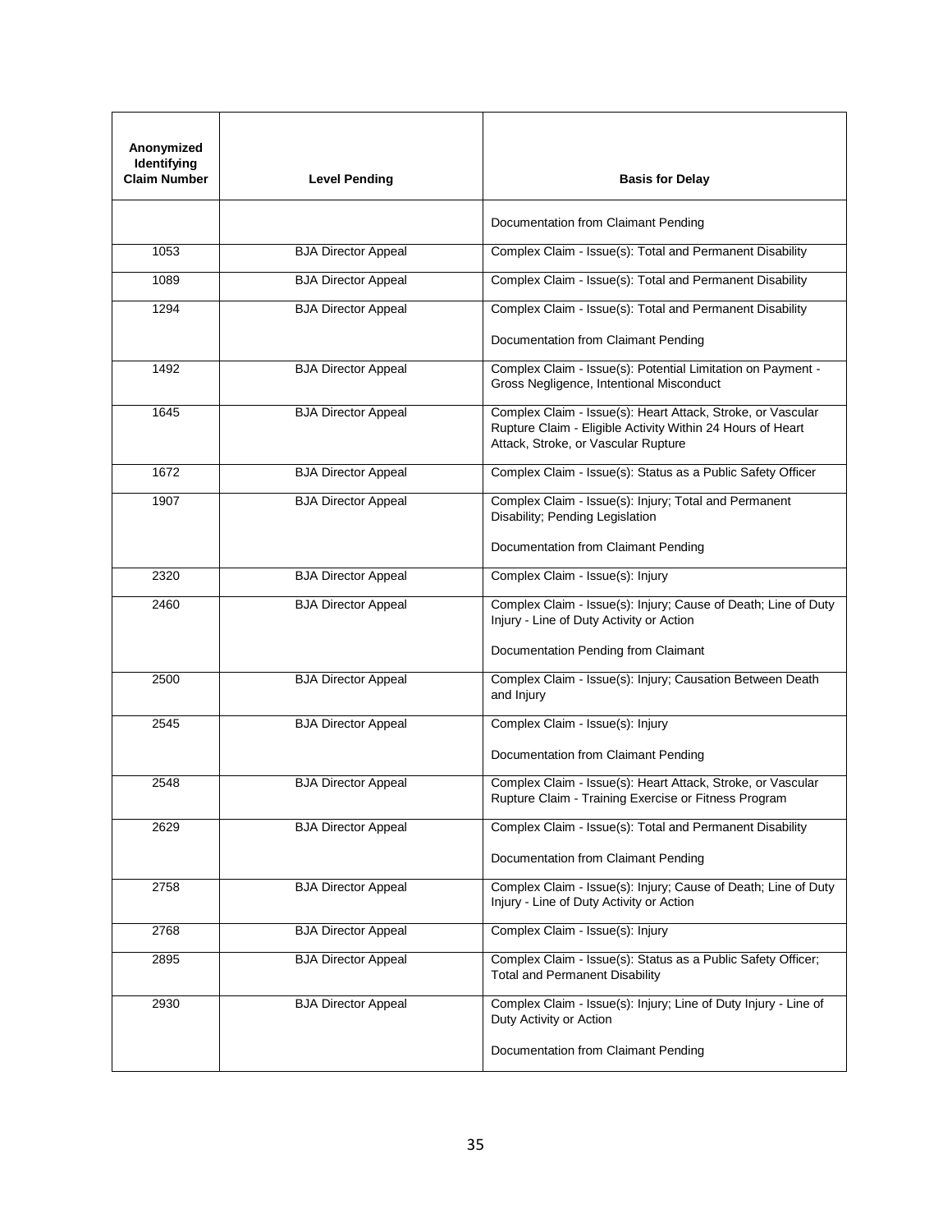| Anonymized Identifying Claim Number | Level Pending | Basis for Delay |
|---|---|---|
| | | Documentation from Claimant Pending |
| 1053 | BJA Director Appeal | Complex Claim - Issue(s): Total and Permanent Disability |
| 1089 | BJA Director Appeal | Complex Claim - Issue(s): Total and Permanent Disability |
| 1294 | BJA Director Appeal | Complex Claim - Issue(s): Total and Permanent Disability<br><br>Documentation from Claimant Pending |
| 1492 | BJA Director Appeal | Complex Claim - Issue(s): Potential Limitation on Payment - Gross Negligence, Intentional Misconduct |
| 1645 | BJA Director Appeal | Complex Claim - Issue(s): Heart Attack, Stroke, or Vascular Rupture Claim - Eligible Activity Within 24 Hours of Heart Attack, Stroke, or Vascular Rupture |
| 1672 | BJA Director Appeal | Complex Claim - Issue(s): Status as a Public Safety Officer |
| 1907 | BJA Director Appeal | Complex Claim - Issue(s): Injury; Total and Permanent Disability; Pending Legislation<br><br>Documentation from Claimant Pending |
| 2320 | BJA Director Appeal | Complex Claim - Issue(s): Injury |
| 2460 | BJA Director Appeal | Complex Claim - Issue(s): Injury; Cause of Death; Line of Duty Injury - Line of Duty Activity or Action<br><br>Documentation Pending from Claimant |
| 2500 | BJA Director Appeal | Complex Claim - Issue(s): Injury; Causation Between Death and Injury |
| 2545 | BJA Director Appeal | Complex Claim - Issue(s): Injury<br><br>Documentation from Claimant Pending |
| 2548 | BJA Director Appeal | Complex Claim - Issue(s): Heart Attack, Stroke, or Vascular Rupture Claim - Training Exercise or Fitness Program |
| 2629 | BJA Director Appeal | Complex Claim - Issue(s): Total and Permanent Disability<br><br>Documentation from Claimant Pending |
| 2758 | BJA Director Appeal | Complex Claim - Issue(s): Injury; Cause of Death; Line of Duty Injury - Line of Duty Activity or Action |
| 2768 | BJA Director Appeal | Complex Claim - Issue(s): Injury |
| 2895 | BJA Director Appeal | Complex Claim - Issue(s): Status as a Public Safety Officer; Total and Permanent Disability |
| 2930 | BJA Director Appeal | Complex Claim - Issue(s): Injury; Line of Duty Injury - Line of Duty Activity or Action<br><br>Documentation from Claimant Pending |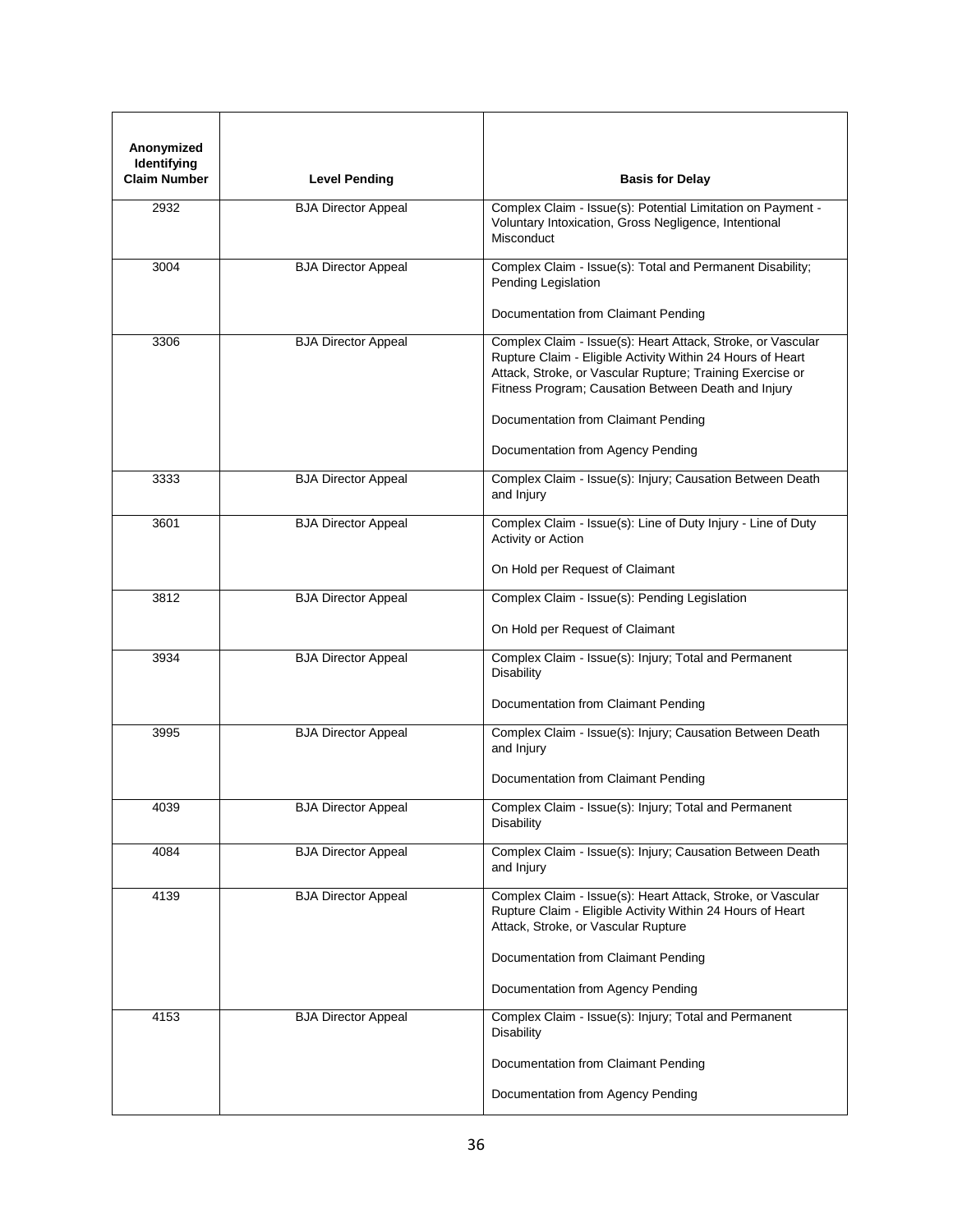| Anonymized Identifying Claim Number | Level Pending | Basis for Delay |
|---|---|---|
| 2932 | BJA Director Appeal | Complex Claim - Issue(s): Potential Limitation on Payment - Voluntary Intoxication, Gross Negligence, Intentional Misconduct |
| 3004 | BJA Director Appeal | Complex Claim - Issue(s): Total and Permanent Disability; Pending Legislation<br><br>Documentation from Claimant Pending |
| 3306 | BJA Director Appeal | Complex Claim - Issue(s): Heart Attack, Stroke, or Vascular Rupture Claim - Eligible Activity Within 24 Hours of Heart Attack, Stroke, or Vascular Rupture; Training Exercise or Fitness Program; Causation Between Death and Injury<br><br>Documentation from Claimant Pending<br><br>Documentation from Agency Pending |
| 3333 | BJA Director Appeal | Complex Claim - Issue(s): Injury; Causation Between Death and Injury |
| 3601 | BJA Director Appeal | Complex Claim - Issue(s): Line of Duty Injury - Line of Duty Activity or Action<br><br>On Hold per Request of Claimant |
| 3812 | BJA Director Appeal | Complex Claim - Issue(s): Pending Legislation<br><br>On Hold per Request of Claimant |
| 3934 | BJA Director Appeal | Complex Claim - Issue(s): Injury; Total and Permanent Disability<br><br>Documentation from Claimant Pending |
| 3995 | BJA Director Appeal | Complex Claim - Issue(s): Injury; Causation Between Death and Injury<br><br>Documentation from Claimant Pending |
| 4039 | BJA Director Appeal | Complex Claim - Issue(s): Injury; Total and Permanent Disability |
| 4084 | BJA Director Appeal | Complex Claim - Issue(s): Injury; Causation Between Death and Injury |
| 4139 | BJA Director Appeal | Complex Claim - Issue(s): Heart Attack, Stroke, or Vascular Rupture Claim - Eligible Activity Within 24 Hours of Heart Attack, Stroke, or Vascular Rupture<br><br>Documentation from Claimant Pending<br><br>Documentation from Agency Pending |
| 4153 | BJA Director Appeal | Complex Claim - Issue(s): Injury; Total and Permanent Disability<br><br>Documentation from Claimant Pending<br><br>Documentation from Agency Pending |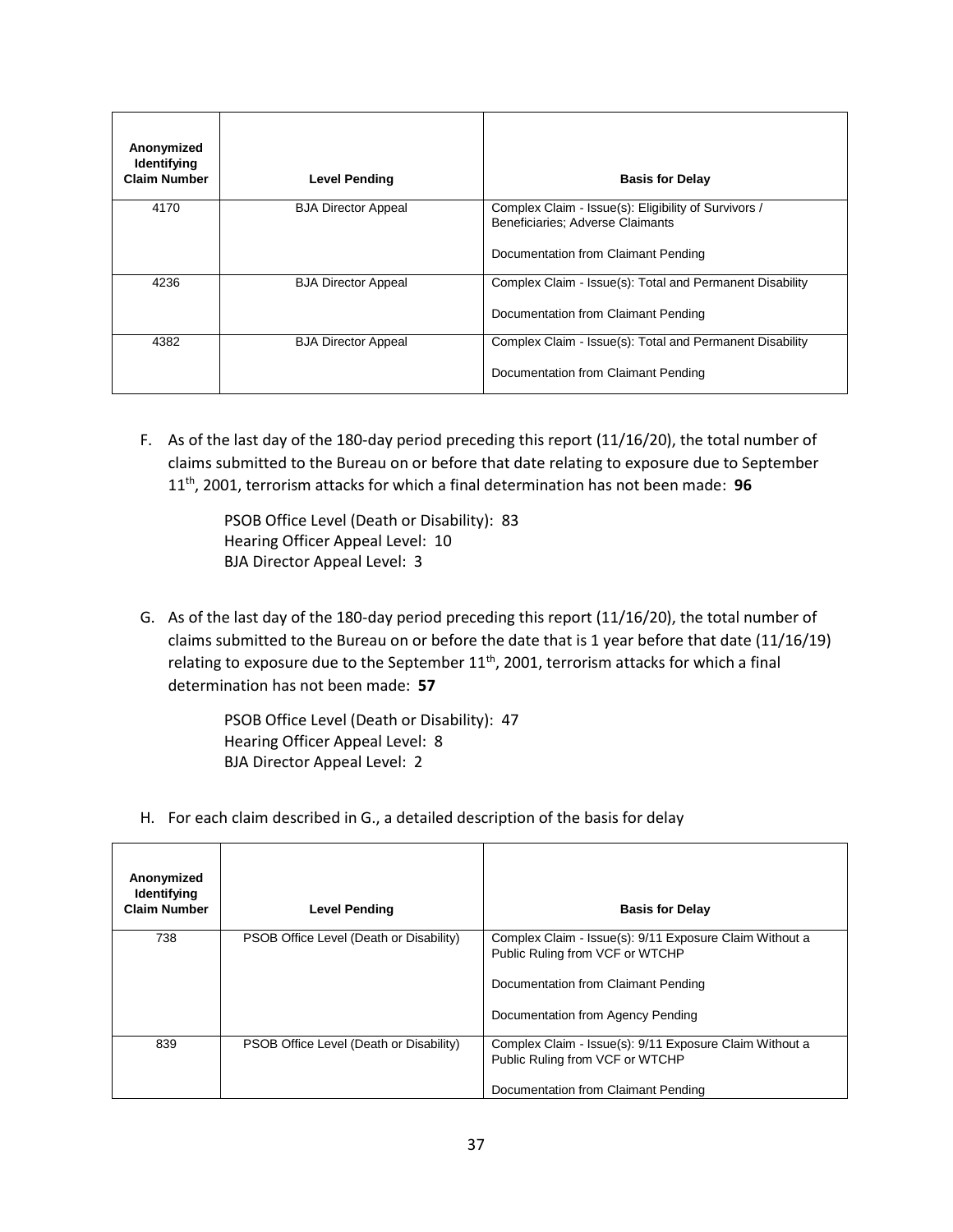| Anonymized Identifying Claim Number | Level Pending | Basis for Delay |
|---|---|---|
| 4170 | BJA Director Appeal | Complex Claim - Issue(s): Eligibility of Survivors / Beneficiaries; Adverse Claimants<br><br>Documentation from Claimant Pending |
| 4236 | BJA Director Appeal | Complex Claim - Issue(s): Total and Permanent Disability<br><br>Documentation from Claimant Pending |
| 4382 | BJA Director Appeal | Complex Claim - Issue(s): Total and Permanent Disability<br><br>Documentation from Claimant Pending |

F. As of the last day of the 180-day period preceding this report (11/16/20), the total number of claims submitted to the Bureau on or before that date relating to exposure due to September 11th, 2001, terrorism attacks for which a final determination has not been made: **96**

PSOB Office Level (Death or Disability): 83
Hearing Officer Appeal Level: 10
BJA Director Appeal Level: 3

G. As of the last day of the 180-day period preceding this report (11/16/20), the total number of claims submitted to the Bureau on or before the date that is 1 year before that date (11/16/19) relating to exposure due to the September 11th, 2001, terrorism attacks for which a final determination has not been made: **57**

PSOB Office Level (Death or Disability): 47
Hearing Officer Appeal Level: 8
BJA Director Appeal Level: 2

H. For each claim described in G., a detailed description of the basis for delay

| Anonymized Identifying Claim Number | Level Pending | Basis for Delay |
|---|---|---|
| 738 | PSOB Office Level (Death or Disability) | Complex Claim - Issue(s): 9/11 Exposure Claim Without a Public Ruling from VCF or WTCHP<br><br>Documentation from Claimant Pending<br><br>Documentation from Agency Pending |
| 839 | PSOB Office Level (Death or Disability) | Complex Claim - Issue(s): 9/11 Exposure Claim Without a Public Ruling from VCF or WTCHP<br><br>Documentation from Claimant Pending |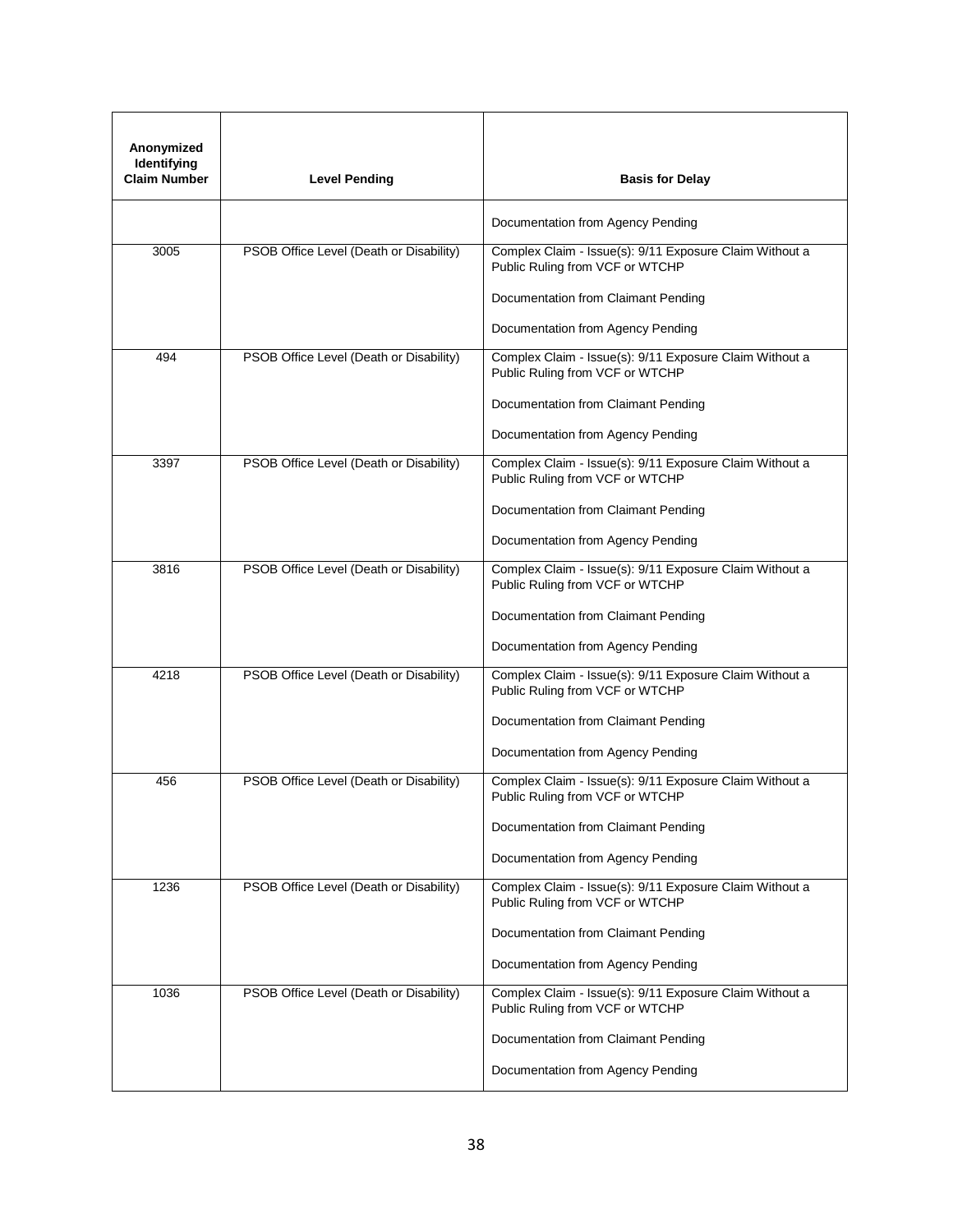| Anonymized Identifying Claim Number | Level Pending | Basis for Delay |
|---|---|---|
| | | Documentation from Agency Pending |
| 3005 | PSOB Office Level (Death or Disability) | Complex Claim - Issue(s): 9/11 Exposure Claim Without a Public Ruling from VCF or WTCHP<br><br>Documentation from Claimant Pending<br><br>Documentation from Agency Pending |
| 494 | PSOB Office Level (Death or Disability) | Complex Claim - Issue(s): 9/11 Exposure Claim Without a Public Ruling from VCF or WTCHP<br><br>Documentation from Claimant Pending<br><br>Documentation from Agency Pending |
| 3397 | PSOB Office Level (Death or Disability) | Complex Claim - Issue(s): 9/11 Exposure Claim Without a Public Ruling from VCF or WTCHP<br><br>Documentation from Claimant Pending<br><br>Documentation from Agency Pending |
| 3816 | PSOB Office Level (Death or Disability) | Complex Claim - Issue(s): 9/11 Exposure Claim Without a Public Ruling from VCF or WTCHP<br><br>Documentation from Claimant Pending<br><br>Documentation from Agency Pending |
| 4218 | PSOB Office Level (Death or Disability) | Complex Claim - Issue(s): 9/11 Exposure Claim Without a Public Ruling from VCF or WTCHP<br><br>Documentation from Claimant Pending<br><br>Documentation from Agency Pending |
| 456 | PSOB Office Level (Death or Disability) | Complex Claim - Issue(s): 9/11 Exposure Claim Without a Public Ruling from VCF or WTCHP<br><br>Documentation from Claimant Pending<br><br>Documentation from Agency Pending |
| 1236 | PSOB Office Level (Death or Disability) | Complex Claim - Issue(s): 9/11 Exposure Claim Without a Public Ruling from VCF or WTCHP<br><br>Documentation from Claimant Pending<br><br>Documentation from Agency Pending |
| 1036 | PSOB Office Level (Death or Disability) | Complex Claim - Issue(s): 9/11 Exposure Claim Without a Public Ruling from VCF or WTCHP<br><br>Documentation from Claimant Pending<br><br>Documentation from Agency Pending |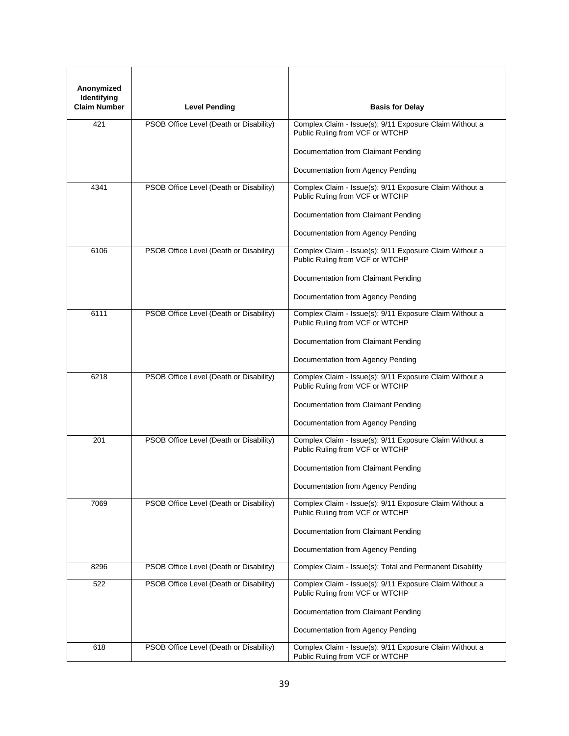| Anonymized Identifying Claim Number | Level Pending | Basis for Delay |
|---|---|---|
| 421 | PSOB Office Level (Death or Disability) | Complex Claim - Issue(s): 9/11 Exposure Claim Without a Public Ruling from VCF or WTCHP<br><br>Documentation from Claimant Pending<br><br>Documentation from Agency Pending |
| 4341 | PSOB Office Level (Death or Disability) | Complex Claim - Issue(s): 9/11 Exposure Claim Without a Public Ruling from VCF or WTCHP<br><br>Documentation from Claimant Pending<br><br>Documentation from Agency Pending |
| 6106 | PSOB Office Level (Death or Disability) | Complex Claim - Issue(s): 9/11 Exposure Claim Without a Public Ruling from VCF or WTCHP<br><br>Documentation from Claimant Pending<br><br>Documentation from Agency Pending |
| 6111 | PSOB Office Level (Death or Disability) | Complex Claim - Issue(s): 9/11 Exposure Claim Without a Public Ruling from VCF or WTCHP<br><br>Documentation from Claimant Pending<br><br>Documentation from Agency Pending |
| 6218 | PSOB Office Level (Death or Disability) | Complex Claim - Issue(s): 9/11 Exposure Claim Without a Public Ruling from VCF or WTCHP<br><br>Documentation from Claimant Pending<br><br>Documentation from Agency Pending |
| 201 | PSOB Office Level (Death or Disability) | Complex Claim - Issue(s): 9/11 Exposure Claim Without a Public Ruling from VCF or WTCHP<br><br>Documentation from Claimant Pending<br><br>Documentation from Agency Pending |
| 7069 | PSOB Office Level (Death or Disability) | Complex Claim - Issue(s): 9/11 Exposure Claim Without a Public Ruling from VCF or WTCHP<br><br>Documentation from Claimant Pending<br><br>Documentation from Agency Pending |
| 8296 | PSOB Office Level (Death or Disability) | Complex Claim - Issue(s): Total and Permanent Disability |
| 522 | PSOB Office Level (Death or Disability) | Complex Claim - Issue(s): 9/11 Exposure Claim Without a Public Ruling from VCF or WTCHP<br><br>Documentation from Claimant Pending<br><br>Documentation from Agency Pending |
| 618 | PSOB Office Level (Death or Disability) | Complex Claim - Issue(s): 9/11 Exposure Claim Without a Public Ruling from VCF or WTCHP |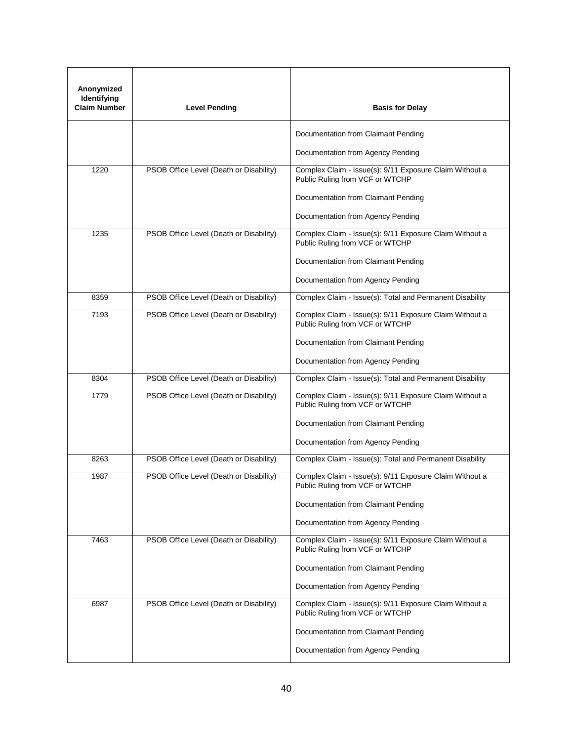| Anonymized Identifying Claim Number | Level Pending | Basis for Delay |
|---|---|---|
| | | Documentation from Claimant Pending<br><br>Documentation from Agency Pending |
| 1220 | PSOB Office Level (Death or Disability) | Complex Claim - Issue(s): 9/11 Exposure Claim Without a Public Ruling from VCF or WTCHP<br><br>Documentation from Claimant Pending<br><br>Documentation from Agency Pending |
| 1235 | PSOB Office Level (Death or Disability) | Complex Claim - Issue(s): 9/11 Exposure Claim Without a Public Ruling from VCF or WTCHP<br><br>Documentation from Claimant Pending<br><br>Documentation from Agency Pending |
| 8359 | PSOB Office Level (Death or Disability) | Complex Claim - Issue(s): Total and Permanent Disability |
| 7193 | PSOB Office Level (Death or Disability) | Complex Claim - Issue(s): 9/11 Exposure Claim Without a Public Ruling from VCF or WTCHP<br><br>Documentation from Claimant Pending<br><br>Documentation from Agency Pending |
| 8304 | PSOB Office Level (Death or Disability) | Complex Claim - Issue(s): Total and Permanent Disability |
| 1779 | PSOB Office Level (Death or Disability) | Complex Claim - Issue(s): 9/11 Exposure Claim Without a Public Ruling from VCF or WTCHP<br><br>Documentation from Claimant Pending<br><br>Documentation from Agency Pending |
| 8263 | PSOB Office Level (Death or Disability) | Complex Claim - Issue(s): Total and Permanent Disability |
| 1987 | PSOB Office Level (Death or Disability) | Complex Claim - Issue(s): 9/11 Exposure Claim Without a Public Ruling from VCF or WTCHP<br><br>Documentation from Claimant Pending<br><br>Documentation from Agency Pending |
| 7463 | PSOB Office Level (Death or Disability) | Complex Claim - Issue(s): 9/11 Exposure Claim Without a Public Ruling from VCF or WTCHP<br><br>Documentation from Claimant Pending<br><br>Documentation from Agency Pending |
| 6987 | PSOB Office Level (Death or Disability) | Complex Claim - Issue(s): 9/11 Exposure Claim Without a Public Ruling from VCF or WTCHP<br><br>Documentation from Claimant Pending<br><br>Documentation from Agency Pending |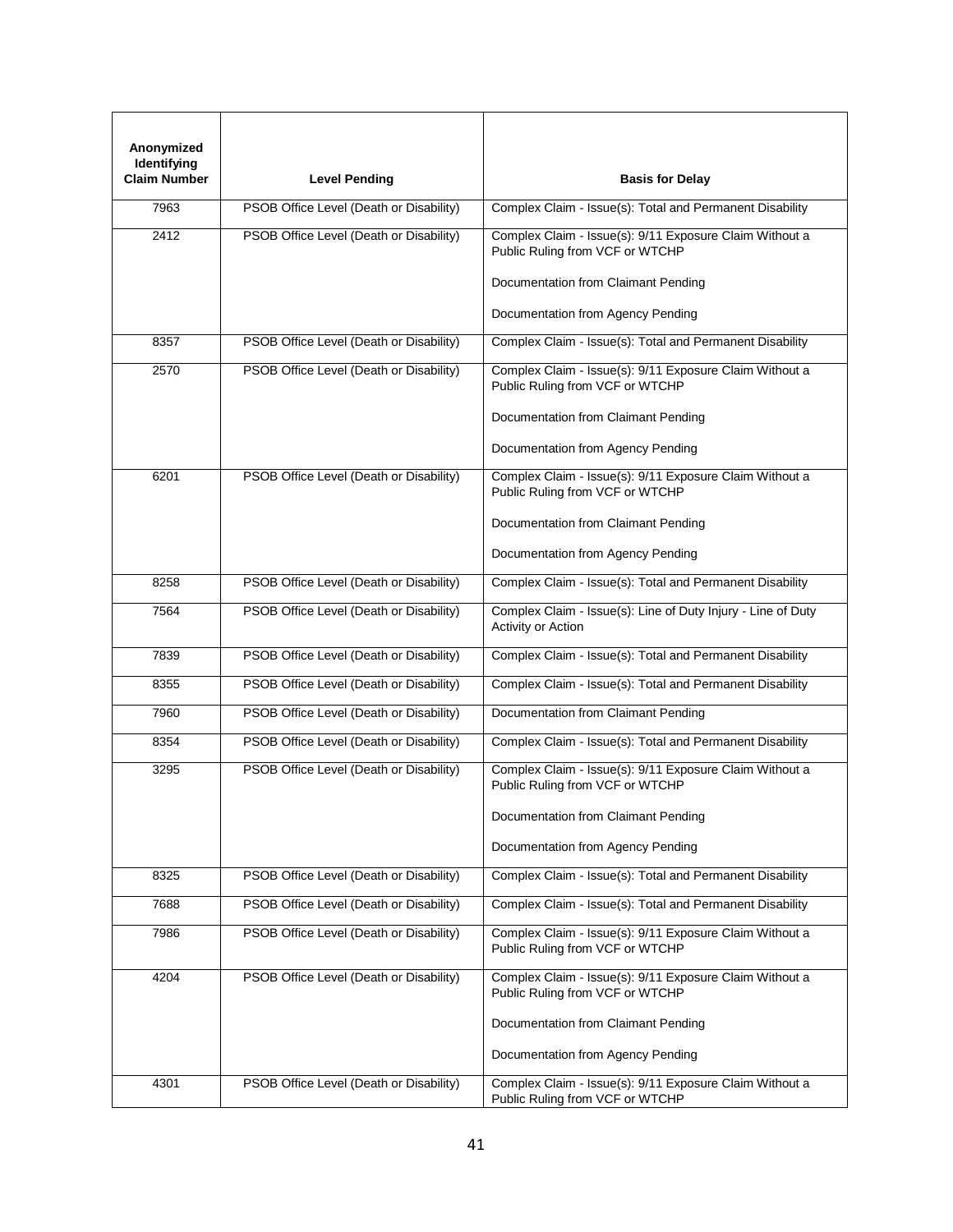| Anonymized Identifying Claim Number | Level Pending | Basis for Delay |
|---|---|---|
| 7963 | PSOB Office Level (Death or Disability) | Complex Claim - Issue(s): Total and Permanent Disability |
| 2412 | PSOB Office Level (Death or Disability) | Complex Claim - Issue(s): 9/11 Exposure Claim Without a Public Ruling from VCF or WTCHP<br><br>Documentation from Claimant Pending<br><br>Documentation from Agency Pending |
| 8357 | PSOB Office Level (Death or Disability) | Complex Claim - Issue(s): Total and Permanent Disability |
| 2570 | PSOB Office Level (Death or Disability) | Complex Claim - Issue(s): 9/11 Exposure Claim Without a Public Ruling from VCF or WTCHP<br><br>Documentation from Claimant Pending<br><br>Documentation from Agency Pending |
| 6201 | PSOB Office Level (Death or Disability) | Complex Claim - Issue(s): 9/11 Exposure Claim Without a Public Ruling from VCF or WTCHP<br><br>Documentation from Claimant Pending<br><br>Documentation from Agency Pending |
| 8258 | PSOB Office Level (Death or Disability) | Complex Claim - Issue(s): Total and Permanent Disability |
| 7564 | PSOB Office Level (Death or Disability) | Complex Claim - Issue(s): Line of Duty Injury - Line of Duty Activity or Action |
| 7839 | PSOB Office Level (Death or Disability) | Complex Claim - Issue(s): Total and Permanent Disability |
| 8355 | PSOB Office Level (Death or Disability) | Complex Claim - Issue(s): Total and Permanent Disability |
| 7960 | PSOB Office Level (Death or Disability) | Documentation from Claimant Pending |
| 8354 | PSOB Office Level (Death or Disability) | Complex Claim - Issue(s): Total and Permanent Disability |
| 3295 | PSOB Office Level (Death or Disability) | Complex Claim - Issue(s): 9/11 Exposure Claim Without a Public Ruling from VCF or WTCHP<br><br>Documentation from Claimant Pending<br><br>Documentation from Agency Pending |
| 8325 | PSOB Office Level (Death or Disability) | Complex Claim - Issue(s): Total and Permanent Disability |
| 7688 | PSOB Office Level (Death or Disability) | Complex Claim - Issue(s): Total and Permanent Disability |
| 7986 | PSOB Office Level (Death or Disability) | Complex Claim - Issue(s): 9/11 Exposure Claim Without a Public Ruling from VCF or WTCHP |
| 4204 | PSOB Office Level (Death or Disability) | Complex Claim - Issue(s): 9/11 Exposure Claim Without a Public Ruling from VCF or WTCHP<br><br>Documentation from Claimant Pending<br><br>Documentation from Agency Pending |
| 4301 | PSOB Office Level (Death or Disability) | Complex Claim - Issue(s): 9/11 Exposure Claim Without a Public Ruling from VCF or WTCHP |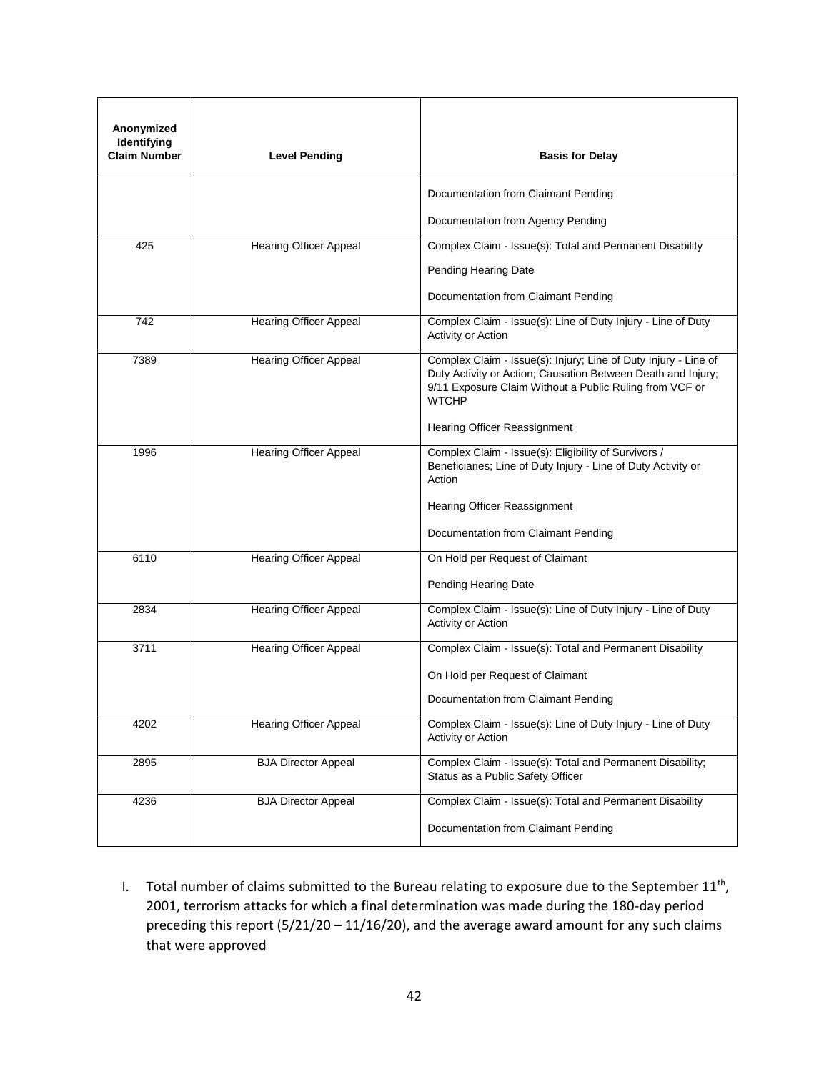| Anonymized Identifying Claim Number | Level Pending | Basis for Delay |
|---|---|---|
| | | Documentation from Claimant Pending<br><br>Documentation from Agency Pending |
| 425 | Hearing Officer Appeal | Complex Claim - Issue(s): Total and Permanent Disability<br><br>Pending Hearing Date<br><br>Documentation from Claimant Pending |
| 742 | Hearing Officer Appeal | Complex Claim - Issue(s): Line of Duty Injury - Line of Duty Activity or Action |
| 7389 | Hearing Officer Appeal | Complex Claim - Issue(s): Injury; Line of Duty Injury - Line of Duty Activity or Action; Causation Between Death and Injury; 9/11 Exposure Claim Without a Public Ruling from VCF or WTCHP<br><br>Hearing Officer Reassignment |
| 1996 | Hearing Officer Appeal | Complex Claim - Issue(s): Eligibility of Survivors / Beneficiaries; Line of Duty Injury - Line of Duty Activity or Action<br><br>Hearing Officer Reassignment<br><br>Documentation from Claimant Pending |
| 6110 | Hearing Officer Appeal | On Hold per Request of Claimant<br><br>Pending Hearing Date |
| 2834 | Hearing Officer Appeal | Complex Claim - Issue(s): Line of Duty Injury - Line of Duty Activity or Action |
| 3711 | Hearing Officer Appeal | Complex Claim - Issue(s): Total and Permanent Disability<br><br>On Hold per Request of Claimant<br><br>Documentation from Claimant Pending |
| 4202 | Hearing Officer Appeal | Complex Claim - Issue(s): Line of Duty Injury - Line of Duty Activity or Action |
| 2895 | BJA Director Appeal | Complex Claim - Issue(s): Total and Permanent Disability; Status as a Public Safety Officer |
| 4236 | BJA Director Appeal | Complex Claim - Issue(s): Total and Permanent Disability<br><br>Documentation from Claimant Pending |

I. Total number of claims submitted to the Bureau relating to exposure due to the September 11th, 2001, terrorism attacks for which a final determination was made during the 180-day period preceding this report (5/21/20 – 11/16/20), and the average award amount for any such claims that were approved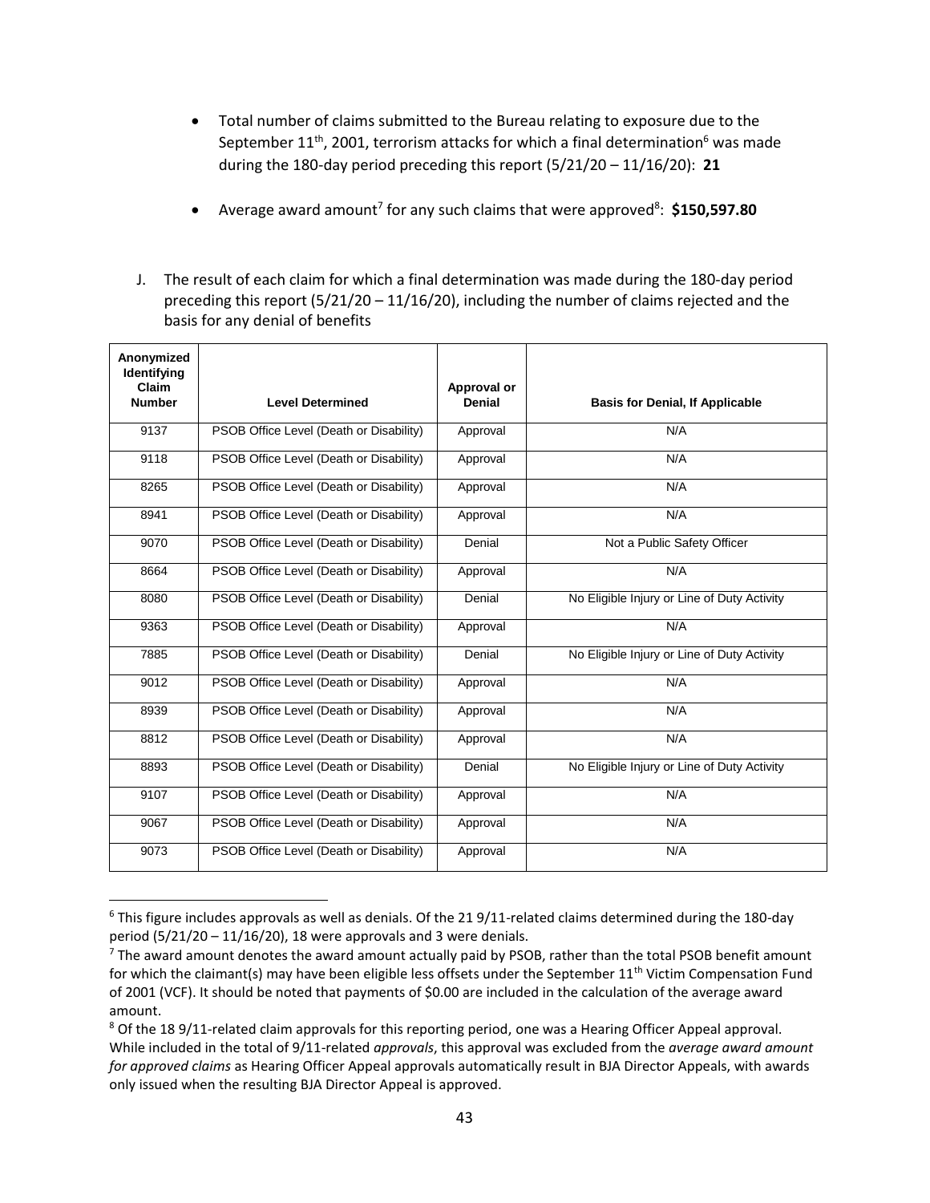- Total number of claims submitted to the Bureau relating to exposure due to the September 11th, 2001, terrorism attacks for which a final determination[6] was made during the 180-day period preceding this report (5/21/20 – 11/16/20): **21**

- Average award amount[7] for any such claims that were approved[8]: **$150,597.80**

J. The result of each claim for which a final determination was made during the 180-day period preceding this report (5/21/20 – 11/16/20), including the number of claims rejected and the basis for any denial of benefits

| Anonymized Identifying Claim Number | Level Determined | Approval or Denial | Basis for Denial, If Applicable |
|---|---|---|---|
| 9137 | PSOB Office Level (Death or Disability) | Approval | N/A |
| 9118 | PSOB Office Level (Death or Disability) | Approval | N/A |
| 8265 | PSOB Office Level (Death or Disability) | Approval | N/A |
| 8941 | PSOB Office Level (Death or Disability) | Approval | N/A |
| 9070 | PSOB Office Level (Death or Disability) | Denial | Not a Public Safety Officer |
| 8664 | PSOB Office Level (Death or Disability) | Approval | N/A |
| 8080 | PSOB Office Level (Death or Disability) | Denial | No Eligible Injury or Line of Duty Activity |
| 9363 | PSOB Office Level (Death or Disability) | Approval | N/A |
| 7885 | PSOB Office Level (Death or Disability) | Denial | No Eligible Injury or Line of Duty Activity |
| 9012 | PSOB Office Level (Death or Disability) | Approval | N/A |
| 8939 | PSOB Office Level (Death or Disability) | Approval | N/A |
| 8812 | PSOB Office Level (Death or Disability) | Approval | N/A |
| 8893 | PSOB Office Level (Death or Disability) | Denial | No Eligible Injury or Line of Duty Activity |
| 9107 | PSOB Office Level (Death or Disability) | Approval | N/A |
| 9067 | PSOB Office Level (Death or Disability) | Approval | N/A |
| 9073 | PSOB Office Level (Death or Disability) | Approval | N/A |

[6] This figure includes approvals as well as denials. Of the 21 9/11-related claims determined during the 180-day period (5/21/20 – 11/16/20), 18 were approvals and 3 were denials.

[7] The award amount denotes the award amount actually paid by PSOB, rather than the total PSOB benefit amount for which the claimant(s) may have been eligible less offsets under the September 11th Victim Compensation Fund of 2001 (VCF). It should be noted that payments of $0.00 are included in the calculation of the average award amount.

[8] Of the 18 9/11-related claim approvals for this reporting period, one was a Hearing Officer Appeal approval. While included in the total of 9/11-related *approvals*, this approval was excluded from the *average award amount for approved claims* as Hearing Officer Appeal approvals automatically result in BJA Director Appeals, with awards only issued when the resulting BJA Director Appeal is approved.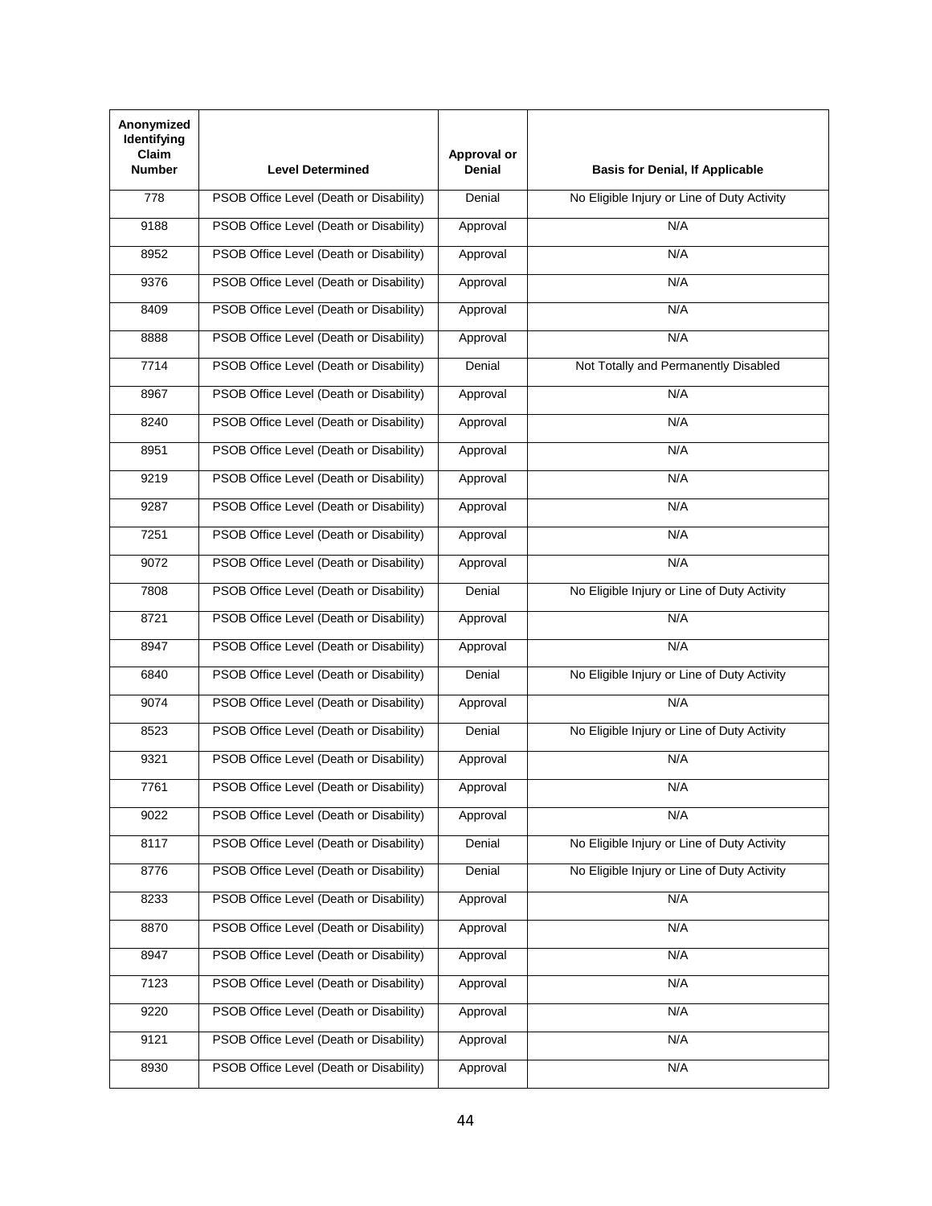| Anonymized Identifying Claim Number | Level Determined | Approval or Denial | Basis for Denial, If Applicable |
|---|---|---|---|
| 778 | PSOB Office Level (Death or Disability) | Denial | No Eligible Injury or Line of Duty Activity |
| 9188 | PSOB Office Level (Death or Disability) | Approval | N/A |
| 8952 | PSOB Office Level (Death or Disability) | Approval | N/A |
| 9376 | PSOB Office Level (Death or Disability) | Approval | N/A |
| 8409 | PSOB Office Level (Death or Disability) | Approval | N/A |
| 8888 | PSOB Office Level (Death or Disability) | Approval | N/A |
| 7714 | PSOB Office Level (Death or Disability) | Denial | Not Totally and Permanently Disabled |
| 8967 | PSOB Office Level (Death or Disability) | Approval | N/A |
| 8240 | PSOB Office Level (Death or Disability) | Approval | N/A |
| 8951 | PSOB Office Level (Death or Disability) | Approval | N/A |
| 9219 | PSOB Office Level (Death or Disability) | Approval | N/A |
| 9287 | PSOB Office Level (Death or Disability) | Approval | N/A |
| 7251 | PSOB Office Level (Death or Disability) | Approval | N/A |
| 9072 | PSOB Office Level (Death or Disability) | Approval | N/A |
| 7808 | PSOB Office Level (Death or Disability) | Denial | No Eligible Injury or Line of Duty Activity |
| 8721 | PSOB Office Level (Death or Disability) | Approval | N/A |
| 8947 | PSOB Office Level (Death or Disability) | Approval | N/A |
| 6840 | PSOB Office Level (Death or Disability) | Denial | No Eligible Injury or Line of Duty Activity |
| 9074 | PSOB Office Level (Death or Disability) | Approval | N/A |
| 8523 | PSOB Office Level (Death or Disability) | Denial | No Eligible Injury or Line of Duty Activity |
| 9321 | PSOB Office Level (Death or Disability) | Approval | N/A |
| 7761 | PSOB Office Level (Death or Disability) | Approval | N/A |
| 9022 | PSOB Office Level (Death or Disability) | Approval | N/A |
| 8117 | PSOB Office Level (Death or Disability) | Denial | No Eligible Injury or Line of Duty Activity |
| 8776 | PSOB Office Level (Death or Disability) | Denial | No Eligible Injury or Line of Duty Activity |
| 8233 | PSOB Office Level (Death or Disability) | Approval | N/A |
| 8870 | PSOB Office Level (Death or Disability) | Approval | N/A |
| 8947 | PSOB Office Level (Death or Disability) | Approval | N/A |
| 7123 | PSOB Office Level (Death or Disability) | Approval | N/A |
| 9220 | PSOB Office Level (Death or Disability) | Approval | N/A |
| 9121 | PSOB Office Level (Death or Disability) | Approval | N/A |
| 8930 | PSOB Office Level (Death or Disability) | Approval | N/A |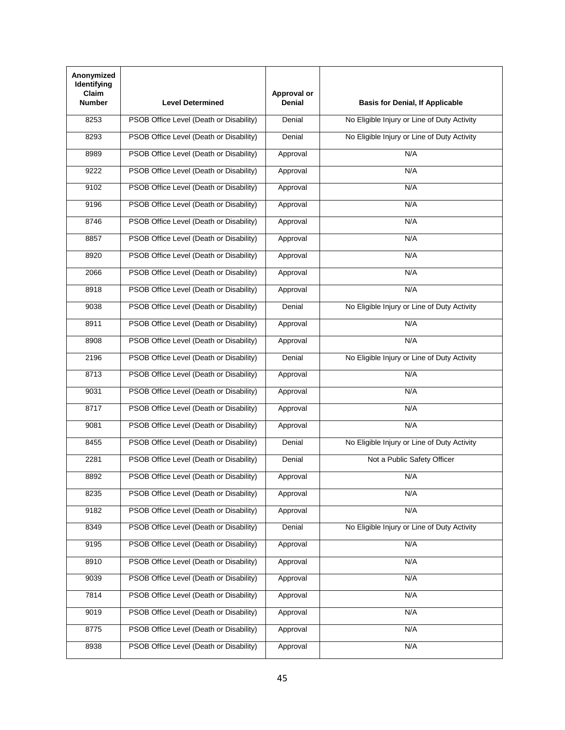| Anonymized Identifying Claim Number | Level Determined | Approval or Denial | Basis for Denial, If Applicable |
|---|---|---|---|
| 8253 | PSOB Office Level (Death or Disability) | Denial | No Eligible Injury or Line of Duty Activity |
| 8293 | PSOB Office Level (Death or Disability) | Denial | No Eligible Injury or Line of Duty Activity |
| 8989 | PSOB Office Level (Death or Disability) | Approval | N/A |
| 9222 | PSOB Office Level (Death or Disability) | Approval | N/A |
| 9102 | PSOB Office Level (Death or Disability) | Approval | N/A |
| 9196 | PSOB Office Level (Death or Disability) | Approval | N/A |
| 8746 | PSOB Office Level (Death or Disability) | Approval | N/A |
| 8857 | PSOB Office Level (Death or Disability) | Approval | N/A |
| 8920 | PSOB Office Level (Death or Disability) | Approval | N/A |
| 2066 | PSOB Office Level (Death or Disability) | Approval | N/A |
| 8918 | PSOB Office Level (Death or Disability) | Approval | N/A |
| 9038 | PSOB Office Level (Death or Disability) | Denial | No Eligible Injury or Line of Duty Activity |
| 8911 | PSOB Office Level (Death or Disability) | Approval | N/A |
| 8908 | PSOB Office Level (Death or Disability) | Approval | N/A |
| 2196 | PSOB Office Level (Death or Disability) | Denial | No Eligible Injury or Line of Duty Activity |
| 8713 | PSOB Office Level (Death or Disability) | Approval | N/A |
| 9031 | PSOB Office Level (Death or Disability) | Approval | N/A |
| 8717 | PSOB Office Level (Death or Disability) | Approval | N/A |
| 9081 | PSOB Office Level (Death or Disability) | Approval | N/A |
| 8455 | PSOB Office Level (Death or Disability) | Denial | No Eligible Injury or Line of Duty Activity |
| 2281 | PSOB Office Level (Death or Disability) | Denial | Not a Public Safety Officer |
| 8892 | PSOB Office Level (Death or Disability) | Approval | N/A |
| 8235 | PSOB Office Level (Death or Disability) | Approval | N/A |
| 9182 | PSOB Office Level (Death or Disability) | Approval | N/A |
| 8349 | PSOB Office Level (Death or Disability) | Denial | No Eligible Injury or Line of Duty Activity |
| 9195 | PSOB Office Level (Death or Disability) | Approval | N/A |
| 8910 | PSOB Office Level (Death or Disability) | Approval | N/A |
| 9039 | PSOB Office Level (Death or Disability) | Approval | N/A |
| 7814 | PSOB Office Level (Death or Disability) | Approval | N/A |
| 9019 | PSOB Office Level (Death or Disability) | Approval | N/A |
| 8775 | PSOB Office Level (Death or Disability) | Approval | N/A |
| 8938 | PSOB Office Level (Death or Disability) | Approval | N/A |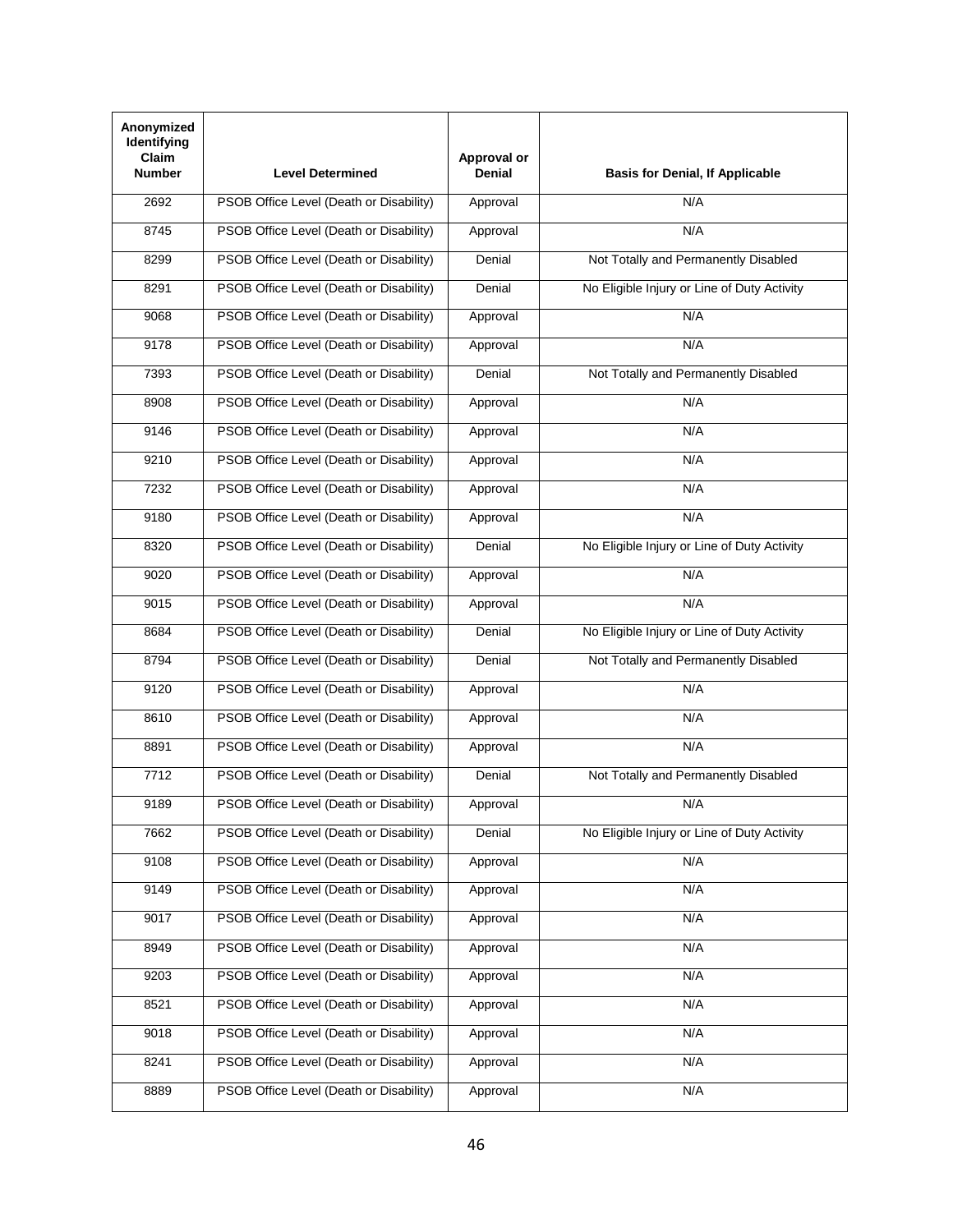| Anonymized Identifying Claim Number | Level Determined | Approval or Denial | Basis for Denial, If Applicable |
|---|---|---|---|
| 2692 | PSOB Office Level (Death or Disability) | Approval | N/A |
| 8745 | PSOB Office Level (Death or Disability) | Approval | N/A |
| 8299 | PSOB Office Level (Death or Disability) | Denial | Not Totally and Permanently Disabled |
| 8291 | PSOB Office Level (Death or Disability) | Denial | No Eligible Injury or Line of Duty Activity |
| 9068 | PSOB Office Level (Death or Disability) | Approval | N/A |
| 9178 | PSOB Office Level (Death or Disability) | Approval | N/A |
| 7393 | PSOB Office Level (Death or Disability) | Denial | Not Totally and Permanently Disabled |
| 8908 | PSOB Office Level (Death or Disability) | Approval | N/A |
| 9146 | PSOB Office Level (Death or Disability) | Approval | N/A |
| 9210 | PSOB Office Level (Death or Disability) | Approval | N/A |
| 7232 | PSOB Office Level (Death or Disability) | Approval | N/A |
| 9180 | PSOB Office Level (Death or Disability) | Approval | N/A |
| 8320 | PSOB Office Level (Death or Disability) | Denial | No Eligible Injury or Line of Duty Activity |
| 9020 | PSOB Office Level (Death or Disability) | Approval | N/A |
| 9015 | PSOB Office Level (Death or Disability) | Approval | N/A |
| 8684 | PSOB Office Level (Death or Disability) | Denial | No Eligible Injury or Line of Duty Activity |
| 8794 | PSOB Office Level (Death or Disability) | Denial | Not Totally and Permanently Disabled |
| 9120 | PSOB Office Level (Death or Disability) | Approval | N/A |
| 8610 | PSOB Office Level (Death or Disability) | Approval | N/A |
| 8891 | PSOB Office Level (Death or Disability) | Approval | N/A |
| 7712 | PSOB Office Level (Death or Disability) | Denial | Not Totally and Permanently Disabled |
| 9189 | PSOB Office Level (Death or Disability) | Approval | N/A |
| 7662 | PSOB Office Level (Death or Disability) | Denial | No Eligible Injury or Line of Duty Activity |
| 9108 | PSOB Office Level (Death or Disability) | Approval | N/A |
| 9149 | PSOB Office Level (Death or Disability) | Approval | N/A |
| 9017 | PSOB Office Level (Death or Disability) | Approval | N/A |
| 8949 | PSOB Office Level (Death or Disability) | Approval | N/A |
| 9203 | PSOB Office Level (Death or Disability) | Approval | N/A |
| 8521 | PSOB Office Level (Death or Disability) | Approval | N/A |
| 9018 | PSOB Office Level (Death or Disability) | Approval | N/A |
| 8241 | PSOB Office Level (Death or Disability) | Approval | N/A |
| 8889 | PSOB Office Level (Death or Disability) | Approval | N/A |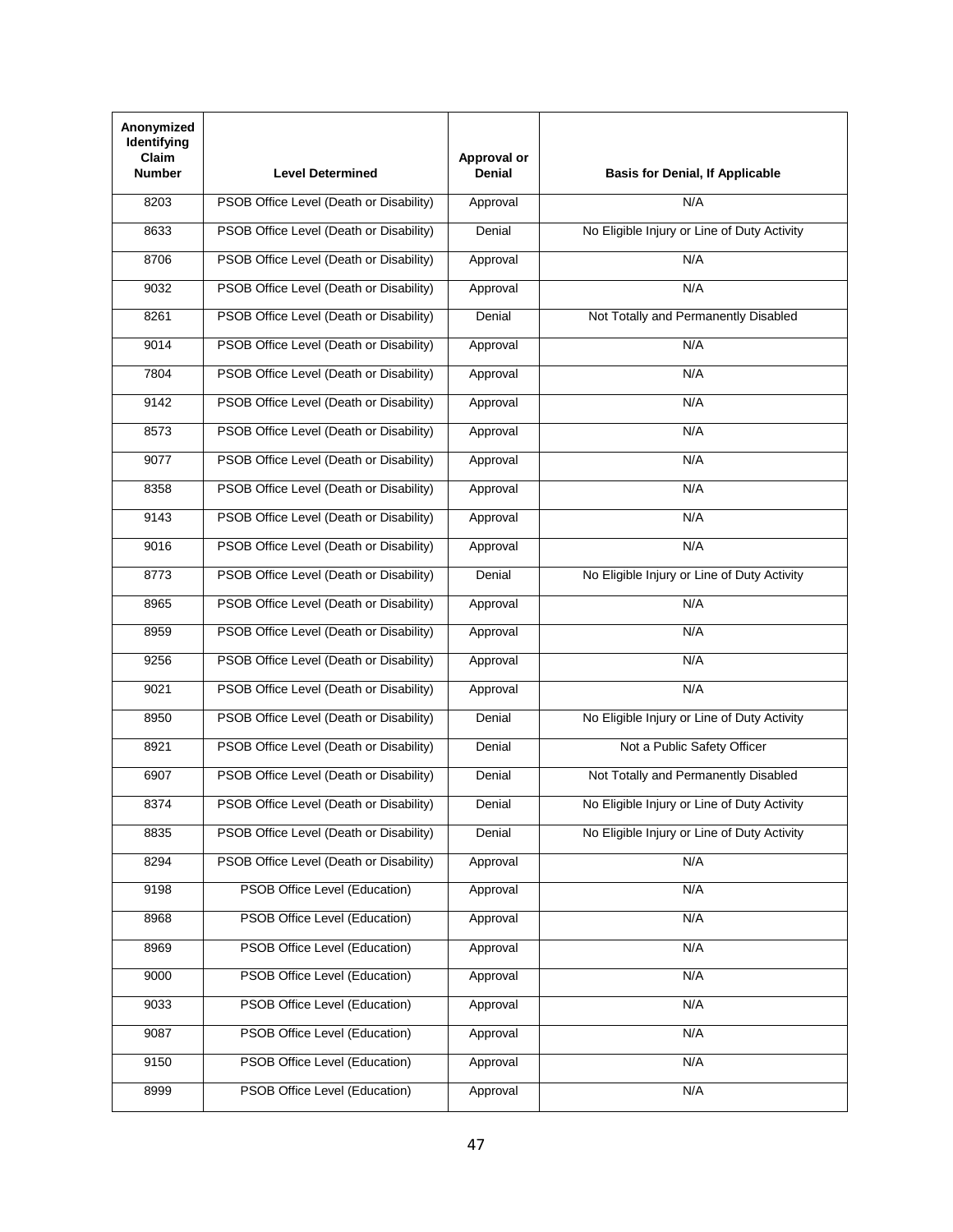| Anonymized Identifying Claim Number | Level Determined | Approval or Denial | Basis for Denial, If Applicable |
|---|---|---|---|
| 8203 | PSOB Office Level (Death or Disability) | Approval | N/A |
| 8633 | PSOB Office Level (Death or Disability) | Denial | No Eligible Injury or Line of Duty Activity |
| 8706 | PSOB Office Level (Death or Disability) | Approval | N/A |
| 9032 | PSOB Office Level (Death or Disability) | Approval | N/A |
| 8261 | PSOB Office Level (Death or Disability) | Denial | Not Totally and Permanently Disabled |
| 9014 | PSOB Office Level (Death or Disability) | Approval | N/A |
| 7804 | PSOB Office Level (Death or Disability) | Approval | N/A |
| 9142 | PSOB Office Level (Death or Disability) | Approval | N/A |
| 8573 | PSOB Office Level (Death or Disability) | Approval | N/A |
| 9077 | PSOB Office Level (Death or Disability) | Approval | N/A |
| 8358 | PSOB Office Level (Death or Disability) | Approval | N/A |
| 9143 | PSOB Office Level (Death or Disability) | Approval | N/A |
| 9016 | PSOB Office Level (Death or Disability) | Approval | N/A |
| 8773 | PSOB Office Level (Death or Disability) | Denial | No Eligible Injury or Line of Duty Activity |
| 8965 | PSOB Office Level (Death or Disability) | Approval | N/A |
| 8959 | PSOB Office Level (Death or Disability) | Approval | N/A |
| 9256 | PSOB Office Level (Death or Disability) | Approval | N/A |
| 9021 | PSOB Office Level (Death or Disability) | Approval | N/A |
| 8950 | PSOB Office Level (Death or Disability) | Denial | No Eligible Injury or Line of Duty Activity |
| 8921 | PSOB Office Level (Death or Disability) | Denial | Not a Public Safety Officer |
| 6907 | PSOB Office Level (Death or Disability) | Denial | Not Totally and Permanently Disabled |
| 8374 | PSOB Office Level (Death or Disability) | Denial | No Eligible Injury or Line of Duty Activity |
| 8835 | PSOB Office Level (Death or Disability) | Denial | No Eligible Injury or Line of Duty Activity |
| 8294 | PSOB Office Level (Death or Disability) | Approval | N/A |
| 9198 | PSOB Office Level (Education) | Approval | N/A |
| 8968 | PSOB Office Level (Education) | Approval | N/A |
| 8969 | PSOB Office Level (Education) | Approval | N/A |
| 9000 | PSOB Office Level (Education) | Approval | N/A |
| 9033 | PSOB Office Level (Education) | Approval | N/A |
| 9087 | PSOB Office Level (Education) | Approval | N/A |
| 9150 | PSOB Office Level (Education) | Approval | N/A |
| 8999 | PSOB Office Level (Education) | Approval | N/A |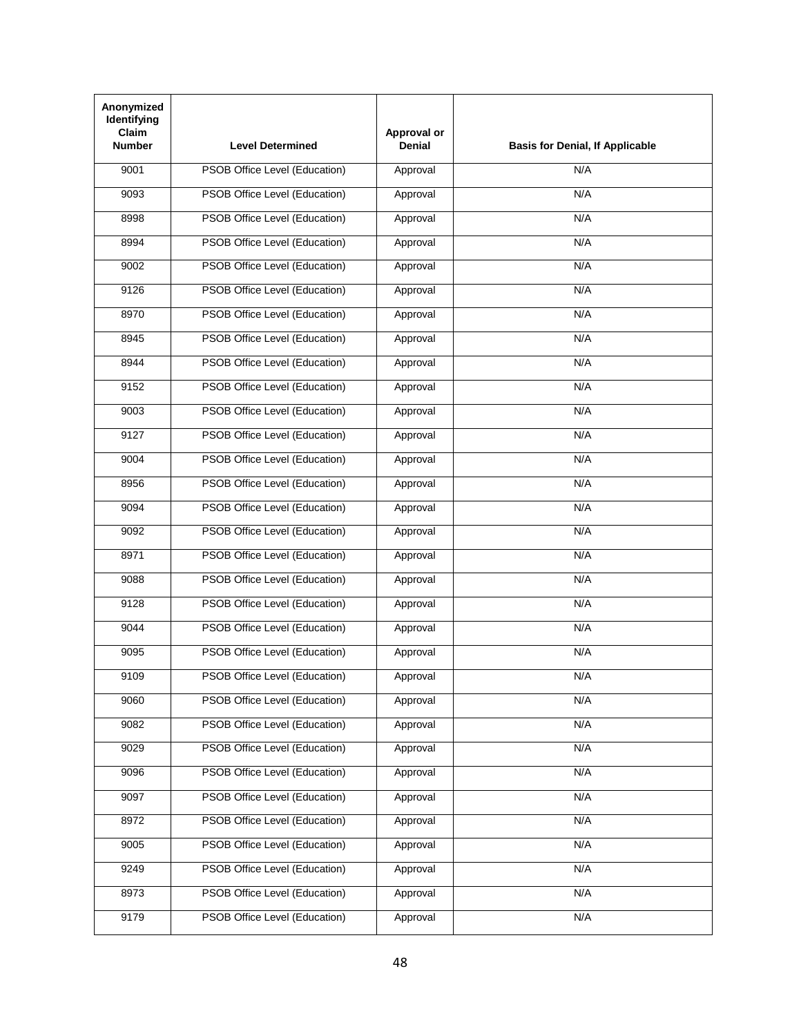| Anonymized Identifying Claim Number | Level Determined | Approval or Denial | Basis for Denial, If Applicable |
|---|---|---|---|
| 9001 | PSOB Office Level (Education) | Approval | N/A |
| 9093 | PSOB Office Level (Education) | Approval | N/A |
| 8998 | PSOB Office Level (Education) | Approval | N/A |
| 8994 | PSOB Office Level (Education) | Approval | N/A |
| 9002 | PSOB Office Level (Education) | Approval | N/A |
| 9126 | PSOB Office Level (Education) | Approval | N/A |
| 8970 | PSOB Office Level (Education) | Approval | N/A |
| 8945 | PSOB Office Level (Education) | Approval | N/A |
| 8944 | PSOB Office Level (Education) | Approval | N/A |
| 9152 | PSOB Office Level (Education) | Approval | N/A |
| 9003 | PSOB Office Level (Education) | Approval | N/A |
| 9127 | PSOB Office Level (Education) | Approval | N/A |
| 9004 | PSOB Office Level (Education) | Approval | N/A |
| 8956 | PSOB Office Level (Education) | Approval | N/A |
| 9094 | PSOB Office Level (Education) | Approval | N/A |
| 9092 | PSOB Office Level (Education) | Approval | N/A |
| 8971 | PSOB Office Level (Education) | Approval | N/A |
| 9088 | PSOB Office Level (Education) | Approval | N/A |
| 9128 | PSOB Office Level (Education) | Approval | N/A |
| 9044 | PSOB Office Level (Education) | Approval | N/A |
| 9095 | PSOB Office Level (Education) | Approval | N/A |
| 9109 | PSOB Office Level (Education) | Approval | N/A |
| 9060 | PSOB Office Level (Education) | Approval | N/A |
| 9082 | PSOB Office Level (Education) | Approval | N/A |
| 9029 | PSOB Office Level (Education) | Approval | N/A |
| 9096 | PSOB Office Level (Education) | Approval | N/A |
| 9097 | PSOB Office Level (Education) | Approval | N/A |
| 8972 | PSOB Office Level (Education) | Approval | N/A |
| 9005 | PSOB Office Level (Education) | Approval | N/A |
| 9249 | PSOB Office Level (Education) | Approval | N/A |
| 8973 | PSOB Office Level (Education) | Approval | N/A |
| 9179 | PSOB Office Level (Education) | Approval | N/A |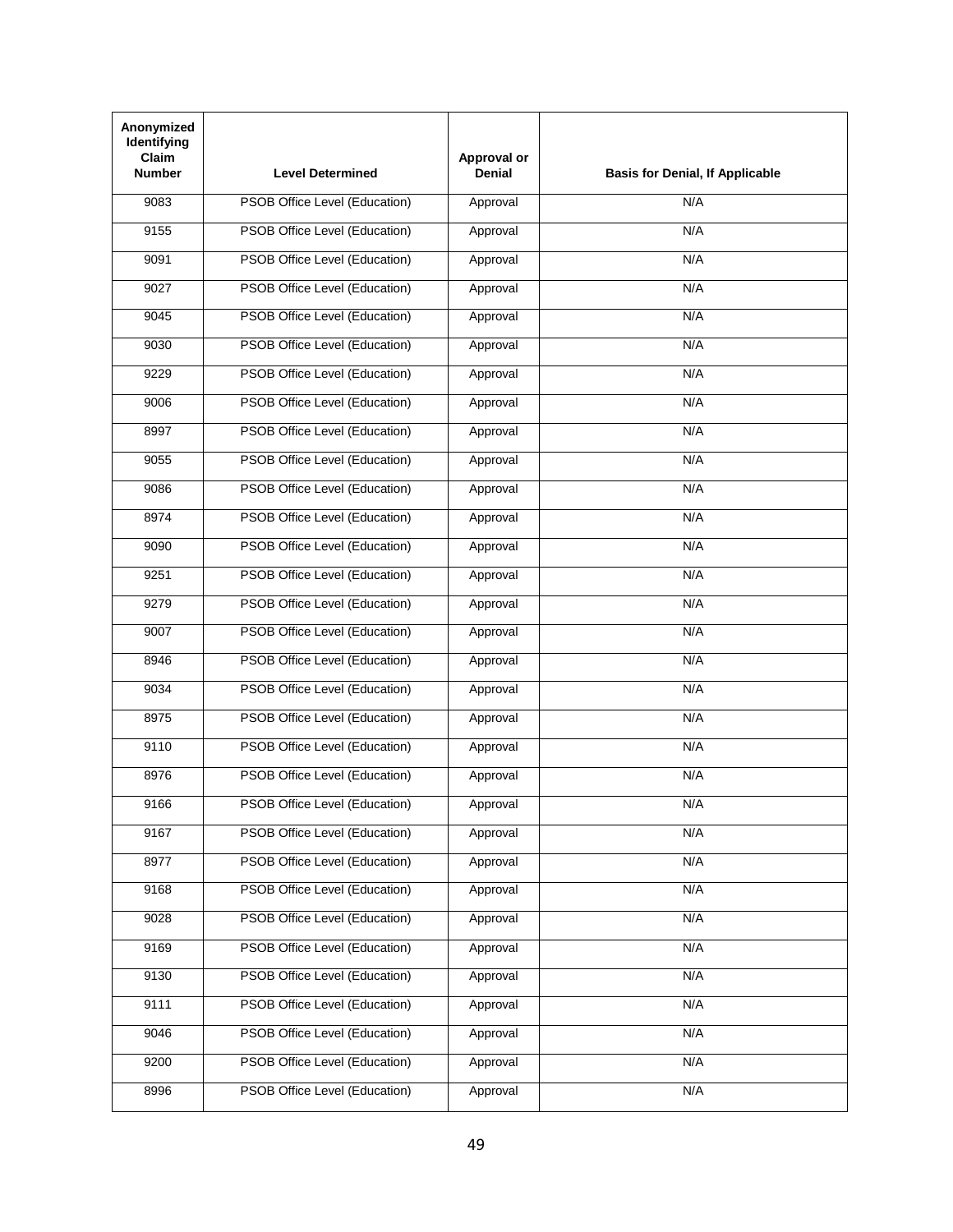| Anonymized Identifying Claim Number | Level Determined | Approval or Denial | Basis for Denial, If Applicable |
|---|---|---|---|
| 9083 | PSOB Office Level (Education) | Approval | N/A |
| 9155 | PSOB Office Level (Education) | Approval | N/A |
| 9091 | PSOB Office Level (Education) | Approval | N/A |
| 9027 | PSOB Office Level (Education) | Approval | N/A |
| 9045 | PSOB Office Level (Education) | Approval | N/A |
| 9030 | PSOB Office Level (Education) | Approval | N/A |
| 9229 | PSOB Office Level (Education) | Approval | N/A |
| 9006 | PSOB Office Level (Education) | Approval | N/A |
| 8997 | PSOB Office Level (Education) | Approval | N/A |
| 9055 | PSOB Office Level (Education) | Approval | N/A |
| 9086 | PSOB Office Level (Education) | Approval | N/A |
| 8974 | PSOB Office Level (Education) | Approval | N/A |
| 9090 | PSOB Office Level (Education) | Approval | N/A |
| 9251 | PSOB Office Level (Education) | Approval | N/A |
| 9279 | PSOB Office Level (Education) | Approval | N/A |
| 9007 | PSOB Office Level (Education) | Approval | N/A |
| 8946 | PSOB Office Level (Education) | Approval | N/A |
| 9034 | PSOB Office Level (Education) | Approval | N/A |
| 8975 | PSOB Office Level (Education) | Approval | N/A |
| 9110 | PSOB Office Level (Education) | Approval | N/A |
| 8976 | PSOB Office Level (Education) | Approval | N/A |
| 9166 | PSOB Office Level (Education) | Approval | N/A |
| 9167 | PSOB Office Level (Education) | Approval | N/A |
| 8977 | PSOB Office Level (Education) | Approval | N/A |
| 9168 | PSOB Office Level (Education) | Approval | N/A |
| 9028 | PSOB Office Level (Education) | Approval | N/A |
| 9169 | PSOB Office Level (Education) | Approval | N/A |
| 9130 | PSOB Office Level (Education) | Approval | N/A |
| 9111 | PSOB Office Level (Education) | Approval | N/A |
| 9046 | PSOB Office Level (Education) | Approval | N/A |
| 9200 | PSOB Office Level (Education) | Approval | N/A |
| 8996 | PSOB Office Level (Education) | Approval | N/A |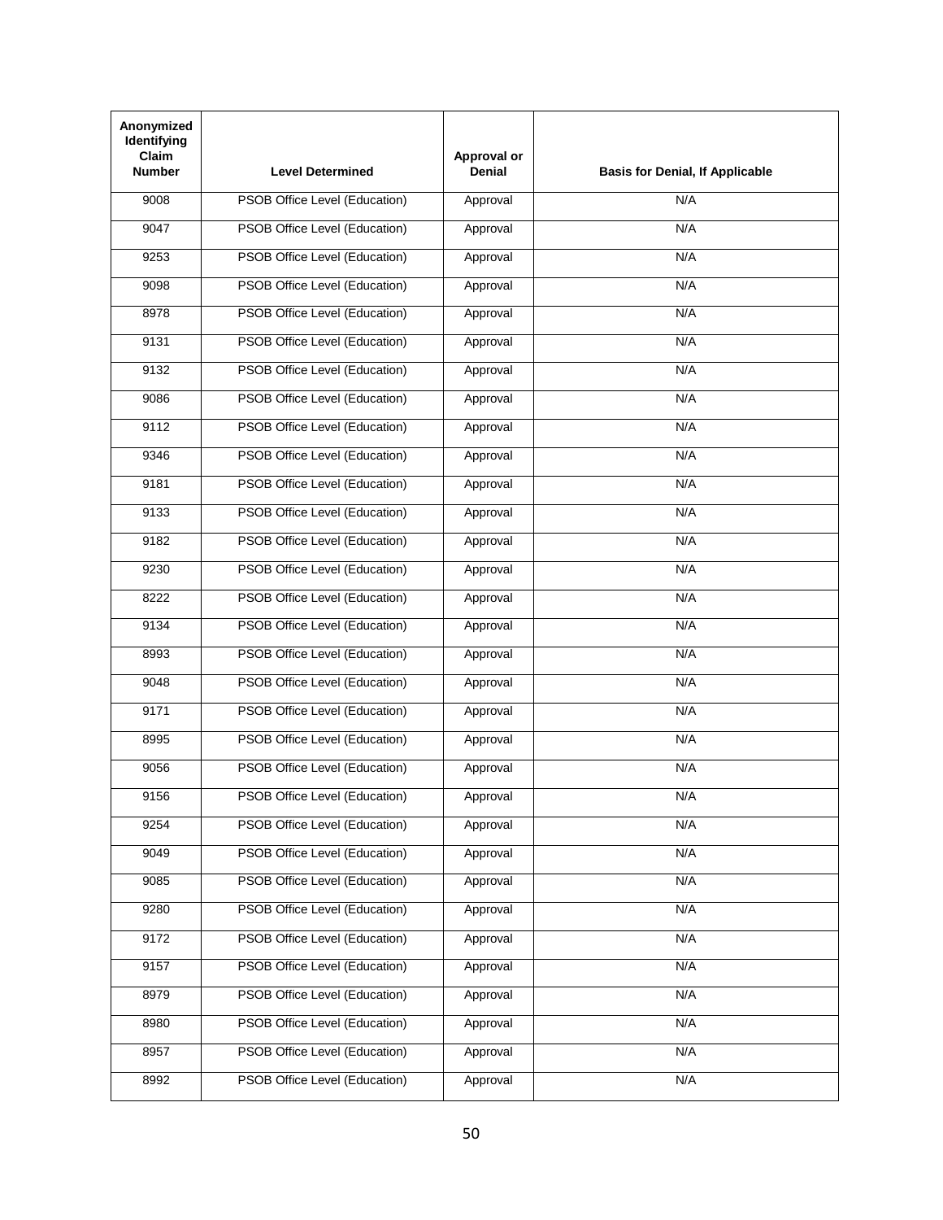| Anonymized Identifying Claim Number | Level Determined | Approval or Denial | Basis for Denial, If Applicable |
|---|---|---|---|
| 9008 | PSOB Office Level (Education) | Approval | N/A |
| 9047 | PSOB Office Level (Education) | Approval | N/A |
| 9253 | PSOB Office Level (Education) | Approval | N/A |
| 9098 | PSOB Office Level (Education) | Approval | N/A |
| 8978 | PSOB Office Level (Education) | Approval | N/A |
| 9131 | PSOB Office Level (Education) | Approval | N/A |
| 9132 | PSOB Office Level (Education) | Approval | N/A |
| 9086 | PSOB Office Level (Education) | Approval | N/A |
| 9112 | PSOB Office Level (Education) | Approval | N/A |
| 9346 | PSOB Office Level (Education) | Approval | N/A |
| 9181 | PSOB Office Level (Education) | Approval | N/A |
| 9133 | PSOB Office Level (Education) | Approval | N/A |
| 9182 | PSOB Office Level (Education) | Approval | N/A |
| 9230 | PSOB Office Level (Education) | Approval | N/A |
| 8222 | PSOB Office Level (Education) | Approval | N/A |
| 9134 | PSOB Office Level (Education) | Approval | N/A |
| 8993 | PSOB Office Level (Education) | Approval | N/A |
| 9048 | PSOB Office Level (Education) | Approval | N/A |
| 9171 | PSOB Office Level (Education) | Approval | N/A |
| 8995 | PSOB Office Level (Education) | Approval | N/A |
| 9056 | PSOB Office Level (Education) | Approval | N/A |
| 9156 | PSOB Office Level (Education) | Approval | N/A |
| 9254 | PSOB Office Level (Education) | Approval | N/A |
| 9049 | PSOB Office Level (Education) | Approval | N/A |
| 9085 | PSOB Office Level (Education) | Approval | N/A |
| 9280 | PSOB Office Level (Education) | Approval | N/A |
| 9172 | PSOB Office Level (Education) | Approval | N/A |
| 9157 | PSOB Office Level (Education) | Approval | N/A |
| 8979 | PSOB Office Level (Education) | Approval | N/A |
| 8980 | PSOB Office Level (Education) | Approval | N/A |
| 8957 | PSOB Office Level (Education) | Approval | N/A |
| 8992 | PSOB Office Level (Education) | Approval | N/A |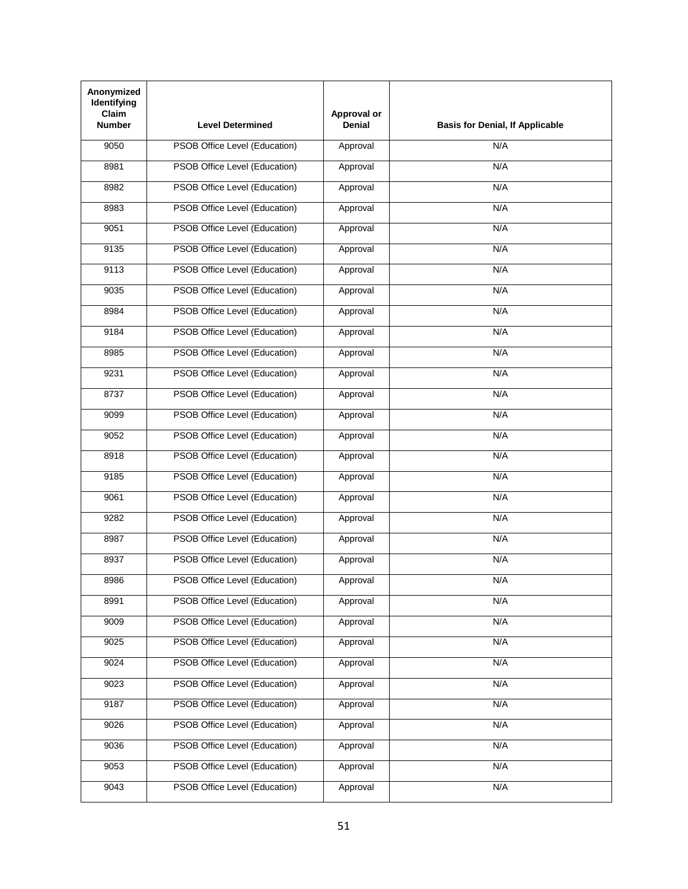| Anonymized Identifying Claim Number | Level Determined | Approval or Denial | Basis for Denial, If Applicable |
|---|---|---|---|
| 9050 | PSOB Office Level (Education) | Approval | N/A |
| 8981 | PSOB Office Level (Education) | Approval | N/A |
| 8982 | PSOB Office Level (Education) | Approval | N/A |
| 8983 | PSOB Office Level (Education) | Approval | N/A |
| 9051 | PSOB Office Level (Education) | Approval | N/A |
| 9135 | PSOB Office Level (Education) | Approval | N/A |
| 9113 | PSOB Office Level (Education) | Approval | N/A |
| 9035 | PSOB Office Level (Education) | Approval | N/A |
| 8984 | PSOB Office Level (Education) | Approval | N/A |
| 9184 | PSOB Office Level (Education) | Approval | N/A |
| 8985 | PSOB Office Level (Education) | Approval | N/A |
| 9231 | PSOB Office Level (Education) | Approval | N/A |
| 8737 | PSOB Office Level (Education) | Approval | N/A |
| 9099 | PSOB Office Level (Education) | Approval | N/A |
| 9052 | PSOB Office Level (Education) | Approval | N/A |
| 8918 | PSOB Office Level (Education) | Approval | N/A |
| 9185 | PSOB Office Level (Education) | Approval | N/A |
| 9061 | PSOB Office Level (Education) | Approval | N/A |
| 9282 | PSOB Office Level (Education) | Approval | N/A |
| 8987 | PSOB Office Level (Education) | Approval | N/A |
| 8937 | PSOB Office Level (Education) | Approval | N/A |
| 8986 | PSOB Office Level (Education) | Approval | N/A |
| 8991 | PSOB Office Level (Education) | Approval | N/A |
| 9009 | PSOB Office Level (Education) | Approval | N/A |
| 9025 | PSOB Office Level (Education) | Approval | N/A |
| 9024 | PSOB Office Level (Education) | Approval | N/A |
| 9023 | PSOB Office Level (Education) | Approval | N/A |
| 9187 | PSOB Office Level (Education) | Approval | N/A |
| 9026 | PSOB Office Level (Education) | Approval | N/A |
| 9036 | PSOB Office Level (Education) | Approval | N/A |
| 9053 | PSOB Office Level (Education) | Approval | N/A |
| 9043 | PSOB Office Level (Education) | Approval | N/A |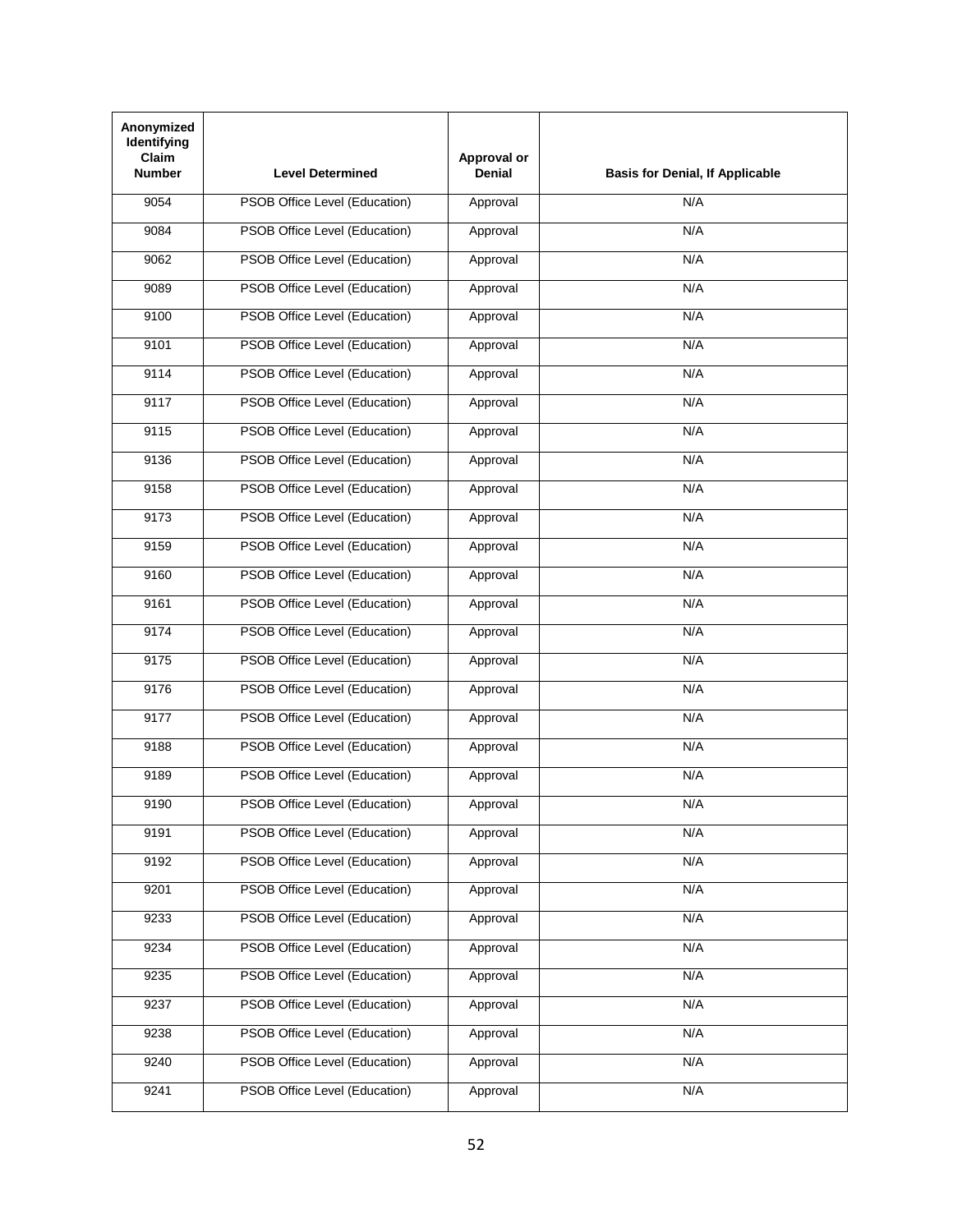| Anonymized Identifying Claim Number | Level Determined | Approval or Denial | Basis for Denial, If Applicable |
|---|---|---|---|
| 9054 | PSOB Office Level (Education) | Approval | N/A |
| 9084 | PSOB Office Level (Education) | Approval | N/A |
| 9062 | PSOB Office Level (Education) | Approval | N/A |
| 9089 | PSOB Office Level (Education) | Approval | N/A |
| 9100 | PSOB Office Level (Education) | Approval | N/A |
| 9101 | PSOB Office Level (Education) | Approval | N/A |
| 9114 | PSOB Office Level (Education) | Approval | N/A |
| 9117 | PSOB Office Level (Education) | Approval | N/A |
| 9115 | PSOB Office Level (Education) | Approval | N/A |
| 9136 | PSOB Office Level (Education) | Approval | N/A |
| 9158 | PSOB Office Level (Education) | Approval | N/A |
| 9173 | PSOB Office Level (Education) | Approval | N/A |
| 9159 | PSOB Office Level (Education) | Approval | N/A |
| 9160 | PSOB Office Level (Education) | Approval | N/A |
| 9161 | PSOB Office Level (Education) | Approval | N/A |
| 9174 | PSOB Office Level (Education) | Approval | N/A |
| 9175 | PSOB Office Level (Education) | Approval | N/A |
| 9176 | PSOB Office Level (Education) | Approval | N/A |
| 9177 | PSOB Office Level (Education) | Approval | N/A |
| 9188 | PSOB Office Level (Education) | Approval | N/A |
| 9189 | PSOB Office Level (Education) | Approval | N/A |
| 9190 | PSOB Office Level (Education) | Approval | N/A |
| 9191 | PSOB Office Level (Education) | Approval | N/A |
| 9192 | PSOB Office Level (Education) | Approval | N/A |
| 9201 | PSOB Office Level (Education) | Approval | N/A |
| 9233 | PSOB Office Level (Education) | Approval | N/A |
| 9234 | PSOB Office Level (Education) | Approval | N/A |
| 9235 | PSOB Office Level (Education) | Approval | N/A |
| 9237 | PSOB Office Level (Education) | Approval | N/A |
| 9238 | PSOB Office Level (Education) | Approval | N/A |
| 9240 | PSOB Office Level (Education) | Approval | N/A |
| 9241 | PSOB Office Level (Education) | Approval | N/A |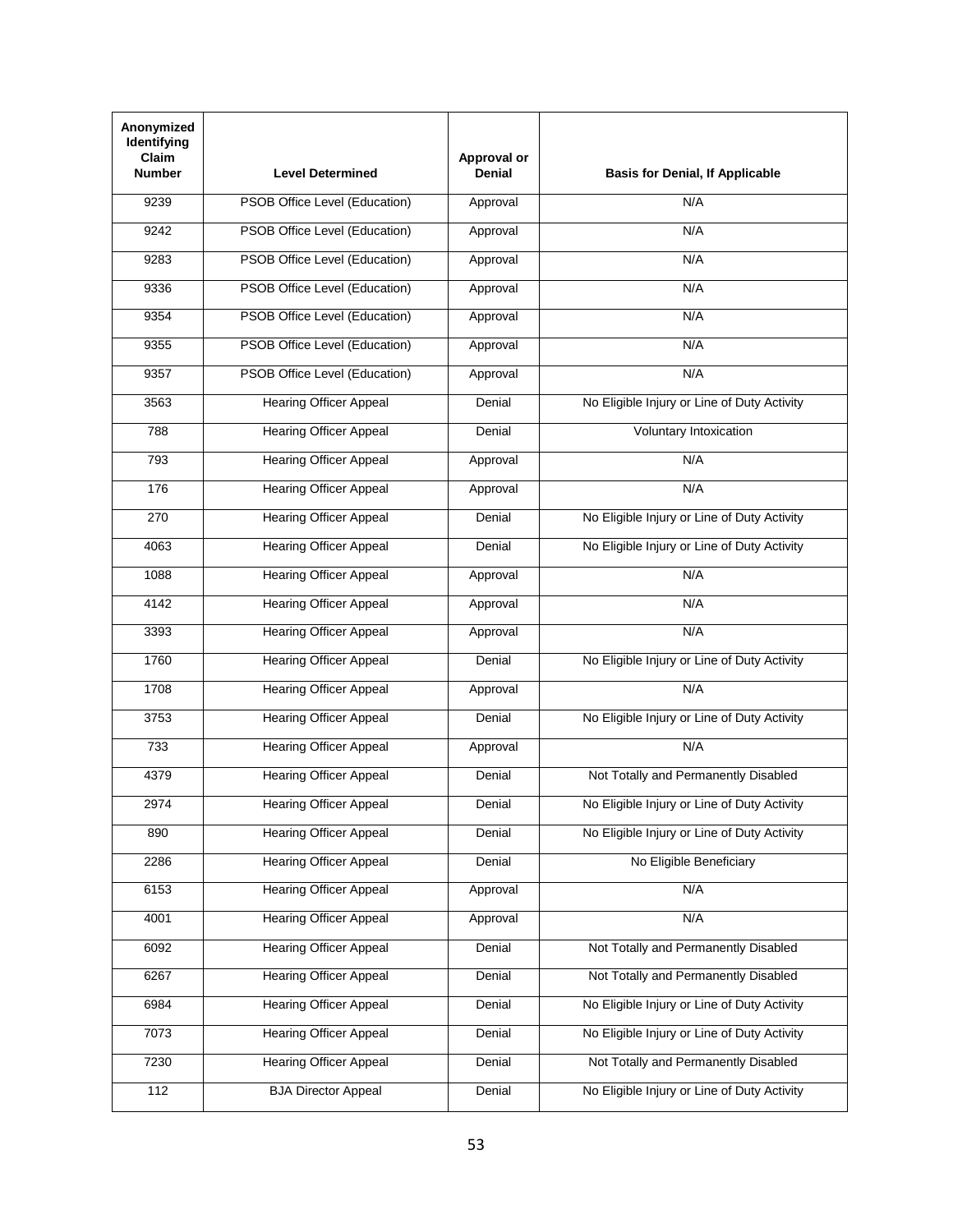| Anonymized Identifying Claim Number | Level Determined | Approval or Denial | Basis for Denial, If Applicable |
|---|---|---|---|
| 9239 | PSOB Office Level (Education) | Approval | N/A |
| 9242 | PSOB Office Level (Education) | Approval | N/A |
| 9283 | PSOB Office Level (Education) | Approval | N/A |
| 9336 | PSOB Office Level (Education) | Approval | N/A |
| 9354 | PSOB Office Level (Education) | Approval | N/A |
| 9355 | PSOB Office Level (Education) | Approval | N/A |
| 9357 | PSOB Office Level (Education) | Approval | N/A |
| 3563 | Hearing Officer Appeal | Denial | No Eligible Injury or Line of Duty Activity |
| 788 | Hearing Officer Appeal | Denial | Voluntary Intoxication |
| 793 | Hearing Officer Appeal | Approval | N/A |
| 176 | Hearing Officer Appeal | Approval | N/A |
| 270 | Hearing Officer Appeal | Denial | No Eligible Injury or Line of Duty Activity |
| 4063 | Hearing Officer Appeal | Denial | No Eligible Injury or Line of Duty Activity |
| 1088 | Hearing Officer Appeal | Approval | N/A |
| 4142 | Hearing Officer Appeal | Approval | N/A |
| 3393 | Hearing Officer Appeal | Approval | N/A |
| 1760 | Hearing Officer Appeal | Denial | No Eligible Injury or Line of Duty Activity |
| 1708 | Hearing Officer Appeal | Approval | N/A |
| 3753 | Hearing Officer Appeal | Denial | No Eligible Injury or Line of Duty Activity |
| 733 | Hearing Officer Appeal | Approval | N/A |
| 4379 | Hearing Officer Appeal | Denial | Not Totally and Permanently Disabled |
| 2974 | Hearing Officer Appeal | Denial | No Eligible Injury or Line of Duty Activity |
| 890 | Hearing Officer Appeal | Denial | No Eligible Injury or Line of Duty Activity |
| 2286 | Hearing Officer Appeal | Denial | No Eligible Beneficiary |
| 6153 | Hearing Officer Appeal | Approval | N/A |
| 4001 | Hearing Officer Appeal | Approval | N/A |
| 6092 | Hearing Officer Appeal | Denial | Not Totally and Permanently Disabled |
| 6267 | Hearing Officer Appeal | Denial | Not Totally and Permanently Disabled |
| 6984 | Hearing Officer Appeal | Denial | No Eligible Injury or Line of Duty Activity |
| 7073 | Hearing Officer Appeal | Denial | No Eligible Injury or Line of Duty Activity |
| 7230 | Hearing Officer Appeal | Denial | Not Totally and Permanently Disabled |
| 112 | BJA Director Appeal | Denial | No Eligible Injury or Line of Duty Activity |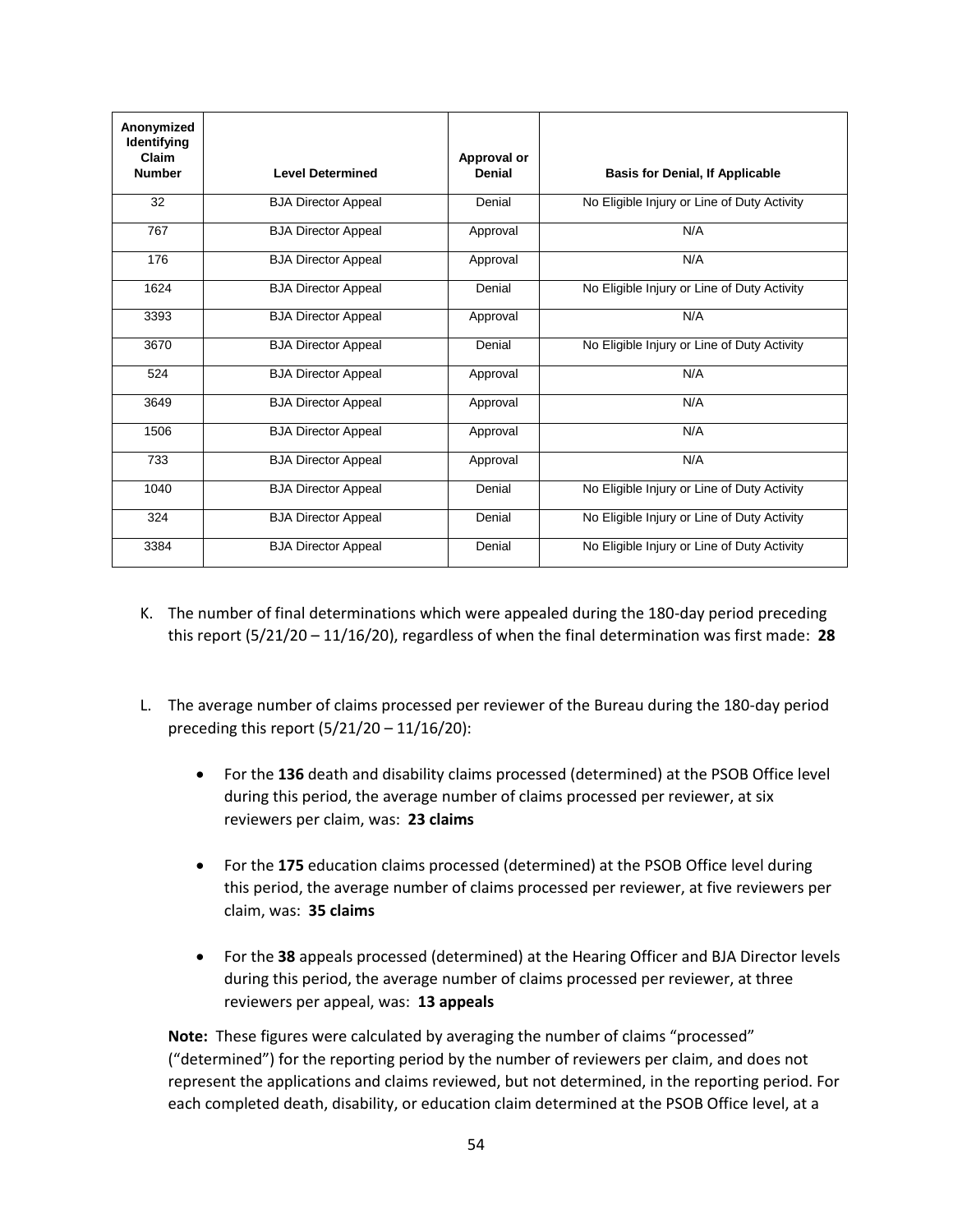| Anonymized Identifying Claim Number | Level Determined | Approval or Denial | Basis for Denial, If Applicable |
| --- | --- | --- | --- |
| 32 | BJA Director Appeal | Denial | No Eligible Injury or Line of Duty Activity |
| 767 | BJA Director Appeal | Approval | N/A |
| 176 | BJA Director Appeal | Approval | N/A |
| 1624 | BJA Director Appeal | Denial | No Eligible Injury or Line of Duty Activity |
| 3393 | BJA Director Appeal | Approval | N/A |
| 3670 | BJA Director Appeal | Denial | No Eligible Injury or Line of Duty Activity |
| 524 | BJA Director Appeal | Approval | N/A |
| 3649 | BJA Director Appeal | Approval | N/A |
| 1506 | BJA Director Appeal | Approval | N/A |
| 733 | BJA Director Appeal | Approval | N/A |
| 1040 | BJA Director Appeal | Denial | No Eligible Injury or Line of Duty Activity |
| 324 | BJA Director Appeal | Denial | No Eligible Injury or Line of Duty Activity |
| 3384 | BJA Director Appeal | Denial | No Eligible Injury or Line of Duty Activity |

K. The number of final determinations which were appealed during the 180-day period preceding this report (5/21/20 – 11/16/20), regardless of when the final determination was first made: **28**

L. The average number of claims processed per reviewer of the Bureau during the 180-day period preceding this report (5/21/20 – 11/16/20):

- For the **136** death and disability claims processed (determined) at the PSOB Office level during this period, the average number of claims processed per reviewer, at six reviewers per claim, was: **23 claims**

- For the **175** education claims processed (determined) at the PSOB Office level during this period, the average number of claims processed per reviewer, at five reviewers per claim, was: **35 claims**

- For the **38** appeals processed (determined) at the Hearing Officer and BJA Director levels during this period, the average number of claims processed per reviewer, at three reviewers per appeal, was: **13 appeals**

**Note:** These figures were calculated by averaging the number of claims "processed" ("determined") for the reporting period by the number of reviewers per claim, and does not represent the applications and claims reviewed, but not determined, in the reporting period. For each completed death, disability, or education claim determined at the PSOB Office level, at a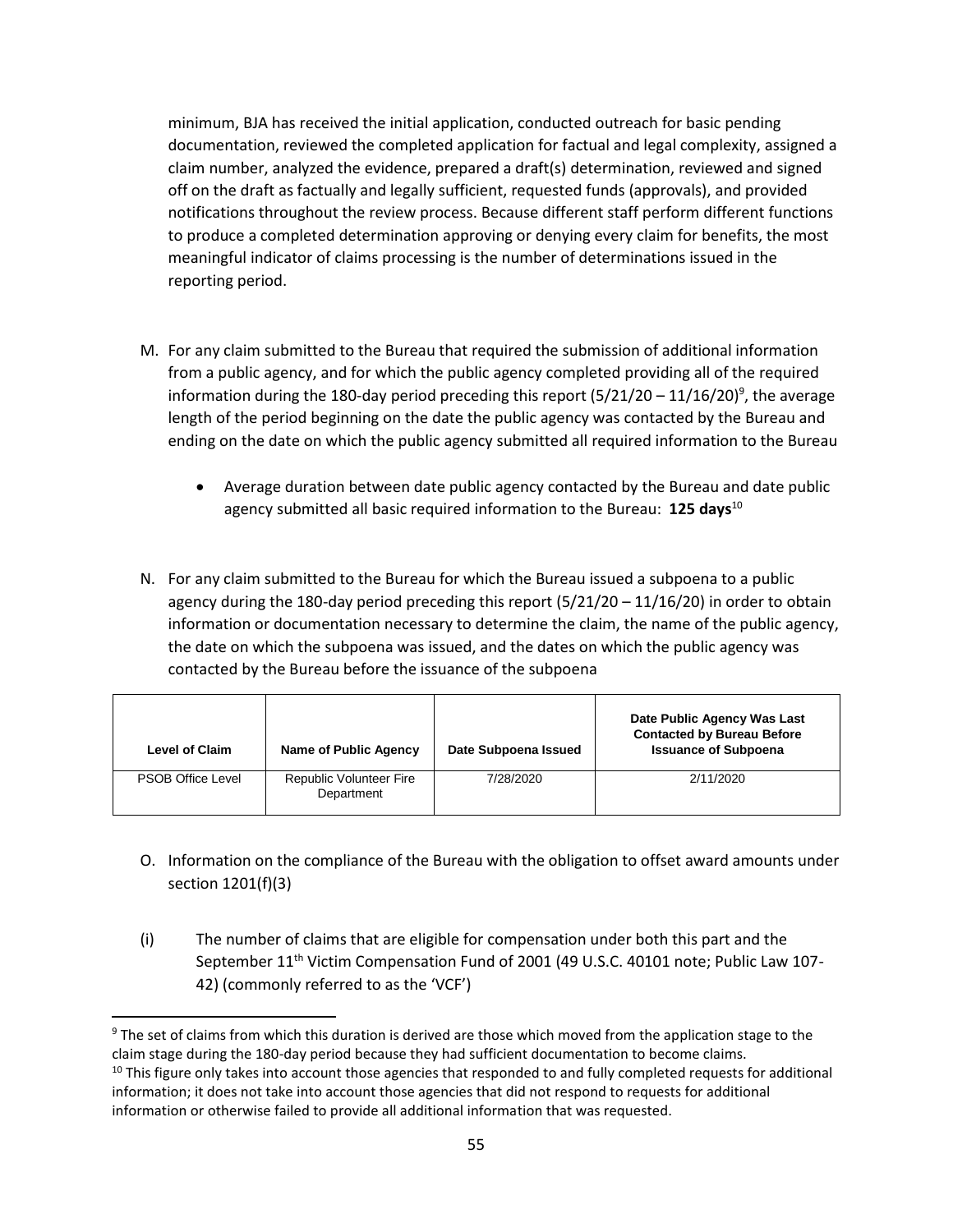minimum, BJA has received the initial application, conducted outreach for basic pending documentation, reviewed the completed application for factual and legal complexity, assigned a claim number, analyzed the evidence, prepared a draft(s) determination, reviewed and signed off on the draft as factually and legally sufficient, requested funds (approvals), and provided notifications throughout the review process. Because different staff perform different functions to produce a completed determination approving or denying every claim for benefits, the most meaningful indicator of claims processing is the number of determinations issued in the reporting period.

M. For any claim submitted to the Bureau that required the submission of additional information from a public agency, and for which the public agency completed providing all of the required information during the 180-day period preceding this report (5/21/20 – 11/16/20)[9], the average length of the period beginning on the date the public agency was contacted by the Bureau and ending on the date on which the public agency submitted all required information to the Bureau

- Average duration between date public agency contacted by the Bureau and date public agency submitted all basic required information to the Bureau: **125 days**[10]

N. For any claim submitted to the Bureau for which the Bureau issued a subpoena to a public agency during the 180-day period preceding this report (5/21/20 – 11/16/20) in order to obtain information or documentation necessary to determine the claim, the name of the public agency, the date on which the subpoena was issued, and the dates on which the public agency was contacted by the Bureau before the issuance of the subpoena

| Level of Claim | Name of Public Agency | Date Subpoena Issued | Date Public Agency Was Last Contacted by Bureau Before Issuance of Subpoena |
|---|---|---|---|
| PSOB Office Level | Republic Volunteer Fire Department | 7/28/2020 | 2/11/2020 |

O. Information on the compliance of the Bureau with the obligation to offset award amounts under section 1201(f)(3)

(i) The number of claims that are eligible for compensation under both this part and the September 11th Victim Compensation Fund of 2001 (49 U.S.C. 40101 note; Public Law 107-42) (commonly referred to as the 'VCF')

[9] The set of claims from which this duration is derived are those which moved from the application stage to the claim stage during the 180-day period because they had sufficient documentation to become claims.

[10] This figure only takes into account those agencies that responded to and fully completed requests for additional information; it does not take into account those agencies that did not respond to requests for additional information or otherwise failed to provide all additional information that was requested.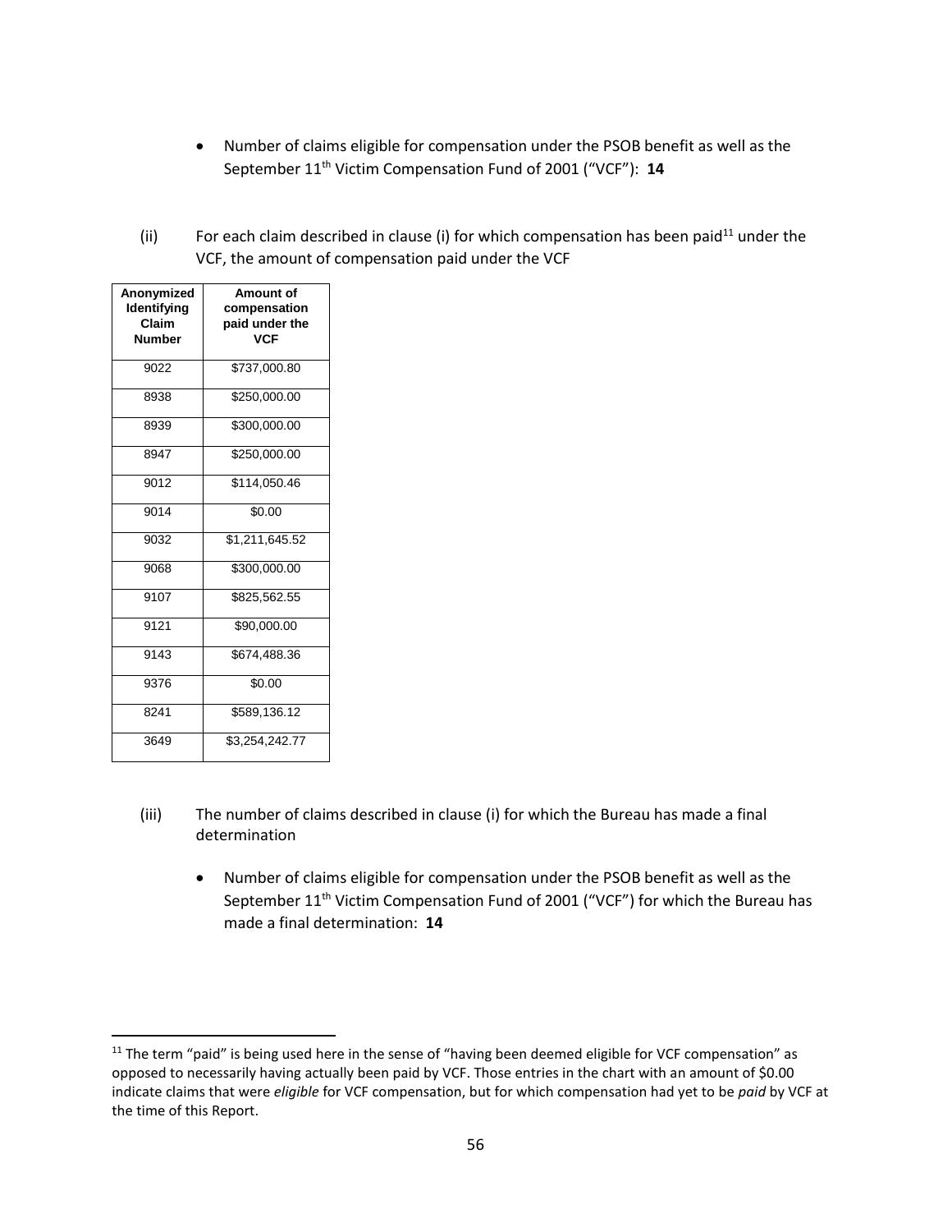- Number of claims eligible for compensation under the PSOB benefit as well as the September 11th Victim Compensation Fund of 2001 ("VCF"): **14**

(ii) For each claim described in clause (i) for which compensation has been paid[11] under the VCF, the amount of compensation paid under the VCF

| Anonymized Identifying Claim Number | Amount of compensation paid under the VCF |
|---|---|
| 9022 | $737,000.80 |
| 8938 | $250,000.00 |
| 8939 | $300,000.00 |
| 8947 | $250,000.00 |
| 9012 | $114,050.46 |
| 9014 | $0.00 |
| 9032 | $1,211,645.52 |
| 9068 | $300,000.00 |
| 9107 | $825,562.55 |
| 9121 | $90,000.00 |
| 9143 | $674,488.36 |
| 9376 | $0.00 |
| 8241 | $589,136.12 |
| 3649 | $3,254,242.77 |

(iii) The number of claims described in clause (i) for which the Bureau has made a final determination

- Number of claims eligible for compensation under the PSOB benefit as well as the September 11th Victim Compensation Fund of 2001 ("VCF") for which the Bureau has made a final determination: **14**

[11] The term "paid" is being used here in the sense of "having been deemed eligible for VCF compensation" as opposed to necessarily having actually been paid by VCF. Those entries in the chart with an amount of $0.00 indicate claims that were *eligible* for VCF compensation, but for which compensation had yet to be *paid* by VCF at the time of this Report.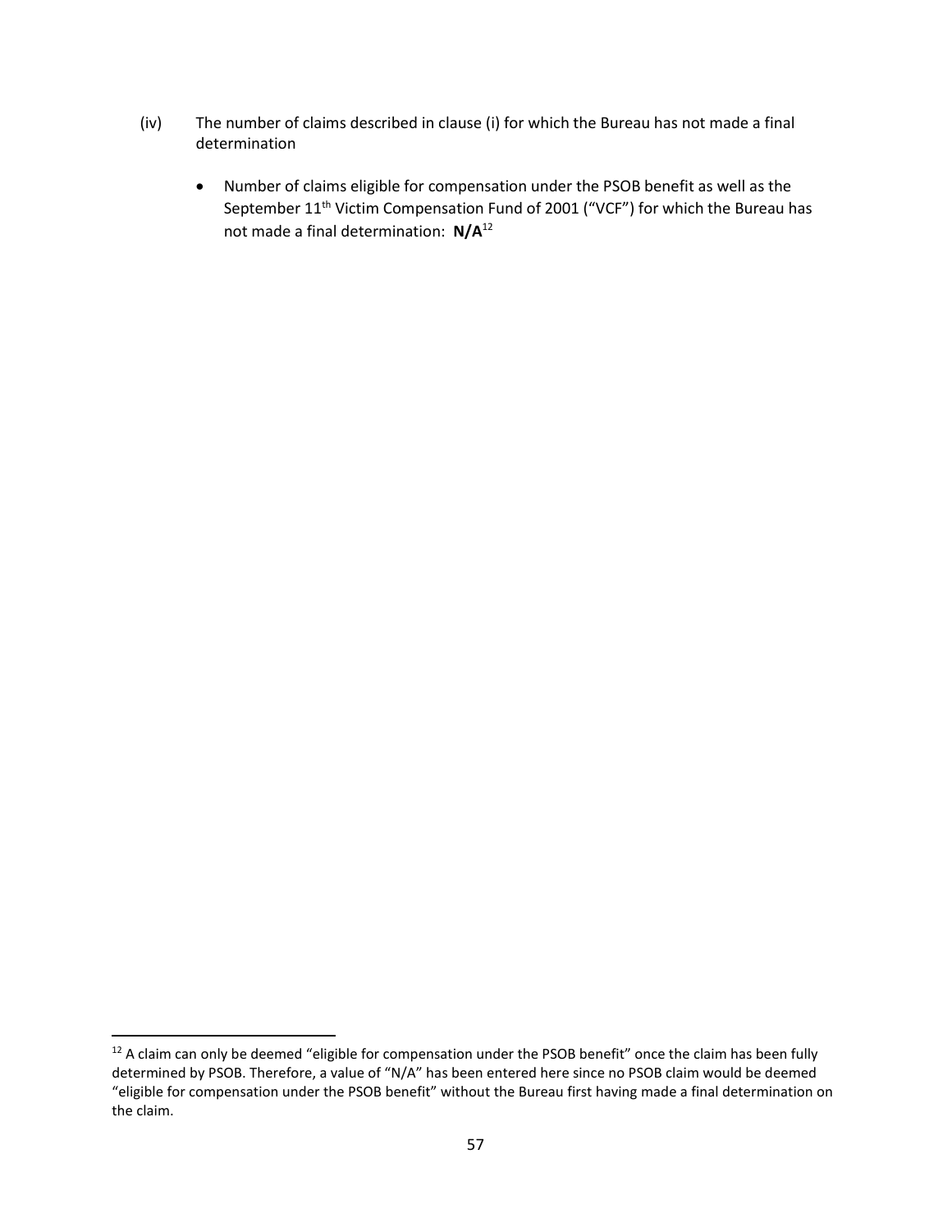(iv) The number of claims described in clause (i) for which the Bureau has not made a final determination

- Number of claims eligible for compensation under the PSOB benefit as well as the September 11th Victim Compensation Fund of 2001 ("VCF") for which the Bureau has not made a final determination: **N/A**[12]

---

[12] A claim can only be deemed "eligible for compensation under the PSOB benefit" once the claim has been fully determined by PSOB. Therefore, a value of "N/A" has been entered here since no PSOB claim would be deemed "eligible for compensation under the PSOB benefit" without the Bureau first having made a final determination on the claim.